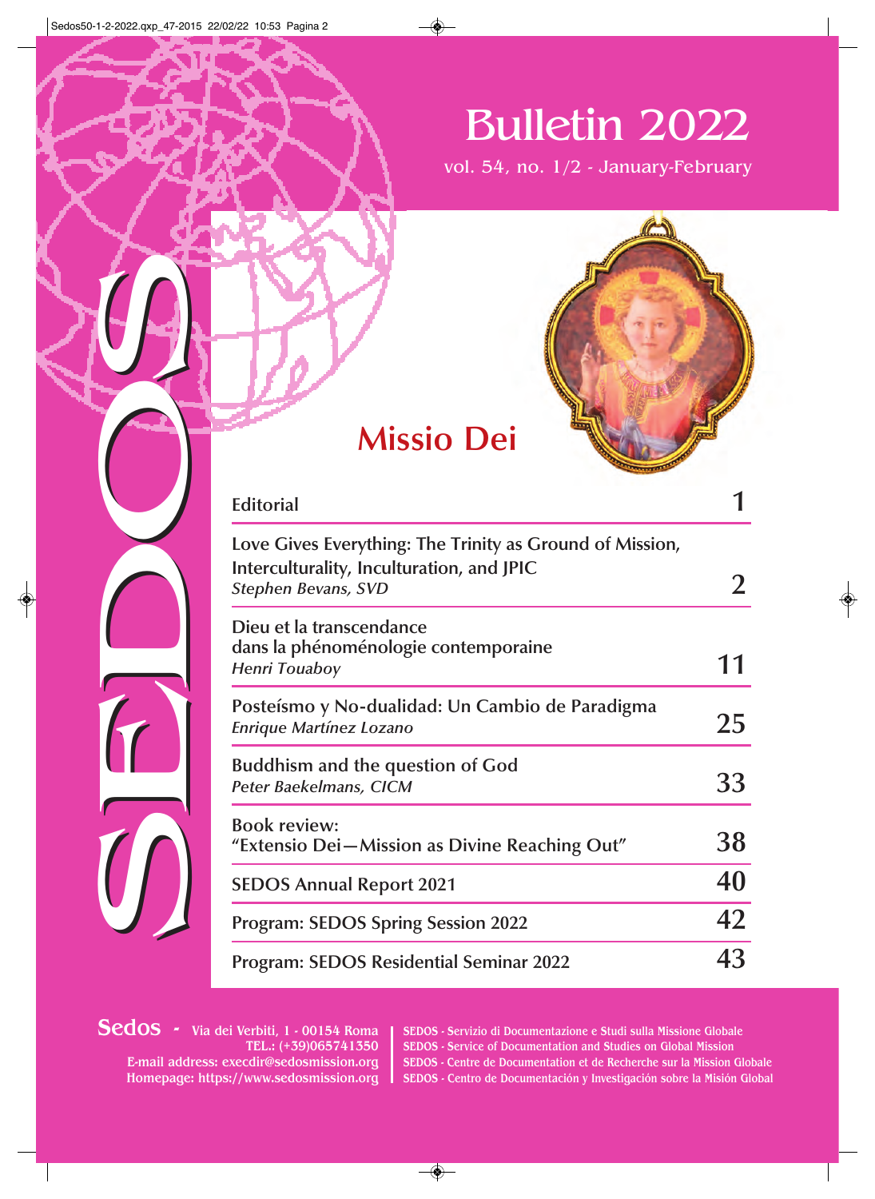# SEDOS

# Bulletin 2022

vol. 54, no. 1/2 - January-February

## Missio Dei

| | |
|---|---|
| Editorial | 1 |
| Love Gives Everything: The Trinity as Ground of Mission, Interculturality, Inculturation, and JPIC<br>*Stephen Bevans, SVD* | 2 |
| Dieu et la transcendance dans la phénoménologie contemporaine<br>*Henri Touaboy* | 11 |
| Posteísmo y No-dualidad: Un Cambio de Paradigma<br>*Enrique Martínez Lozano* | 25 |
| Buddhism and the question of God<br>*Peter Baekelmans, CICM* | 33 |
| Book review: "Extensio Dei—Mission as Divine Reaching Out" | 38 |
| SEDOS Annual Report 2021 | 40 |
| Program: SEDOS Spring Session 2022 | 42 |
| Program: SEDOS Residential Seminar 2022 | 43 |

**Sedos** - Via dei Verbiti, 1 - 00154 Roma
TEL.: (+39)065741350
E-mail address: execdir@sedosmission.org
Homepage: https://www.sedosmission.org

SEDOS - Servizio di Documentazione e Studi sulla Missione Globale
SEDOS - Service of Documentation and Studies on Global Mission
SEDOS - Centre de Documentation et de Recherche sur la Mission Globale
SEDOS - Centro de Documentación y Investigación sobre la Misión Global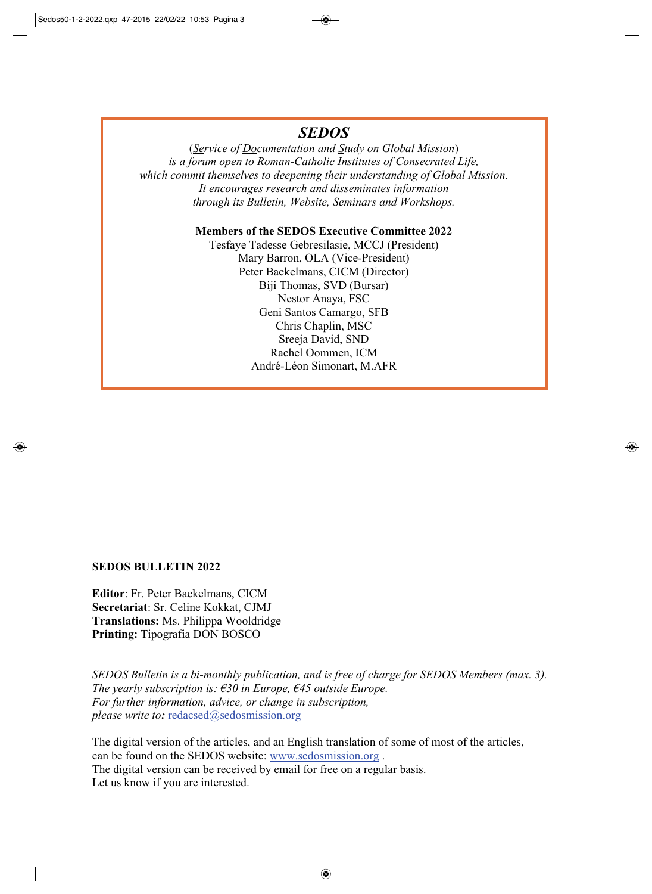# *SEDOS*

*(Service of Documentation and Study on Global Mission)*
*is a forum open to Roman-Catholic Institutes of Consecrated Life,*
*which commit themselves to deepening their understanding of Global Mission.*
*It encourages research and disseminates information*
*through its Bulletin, Website, Seminars and Workshops.*

**Members of the SEDOS Executive Committee 2022**

Tesfaye Tadesse Gebresilasie, MCCJ (President)
Mary Barron, OLA (Vice-President)
Peter Baekelmans, CICM (Director)
Biji Thomas, SVD (Bursar)
Nestor Anaya, FSC
Geni Santos Camargo, SFB
Chris Chaplin, MSC
Sreeja David, SND
Rachel Oommen, ICM
André-Léon Simonart, M.AFR

**SEDOS BULLETIN 2022**

**Editor**: Fr. Peter Baekelmans, CICM
**Secretariat**: Sr. Celine Kokkat, CJMJ
**Translations:** Ms. Philippa Wooldridge
**Printing:** Tipografia DON BOSCO

*SEDOS Bulletin is a bi-monthly publication, and is free of charge for SEDOS Members (max. 3).*
*The yearly subscription is: €30 in Europe, €45 outside Europe.*
*For further information, advice, or change in subscription,*
*please write to:* redacsed@sedosmission.org

The digital version of the articles, and an English translation of some of most of the articles, can be found on the SEDOS website: www.sedosmission.org .
The digital version can be received by email for free on a regular basis.
Let us know if you are interested.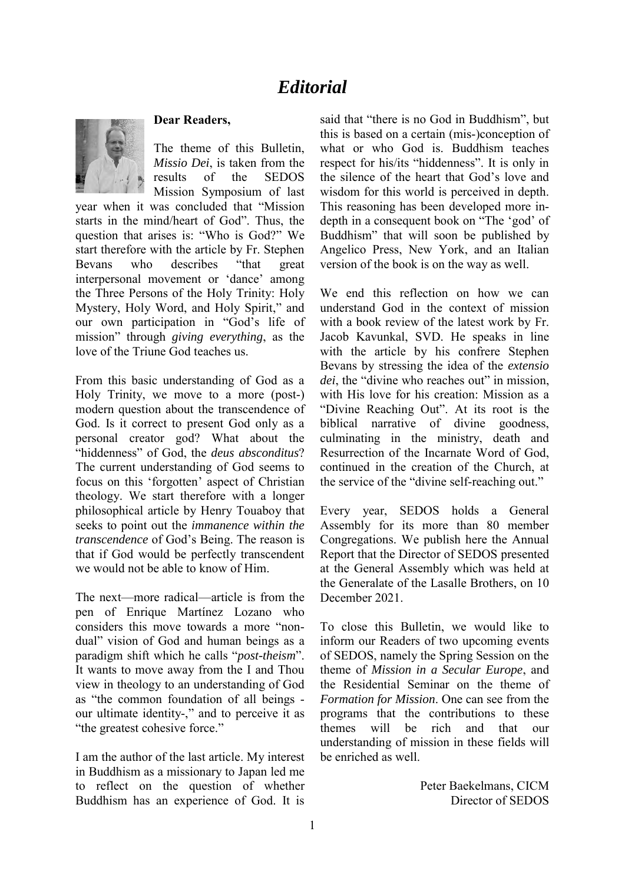# *Editorial*

**Dear Readers,**

The theme of this Bulletin, *Missio Dei*, is taken from the results of the SEDOS Mission Symposium of last year when it was concluded that "Mission starts in the mind/heart of God". Thus, the question that arises is: "Who is God?" We start therefore with the article by Fr. Stephen Bevans who describes "that great interpersonal movement or 'dance' among the Three Persons of the Holy Trinity: Holy Mystery, Holy Word, and Holy Spirit," and our own participation in "God's life of mission" through *giving everything*, as the love of the Triune God teaches us.

From this basic understanding of God as a Holy Trinity, we move to a more (post-) modern question about the transcendence of God. Is it correct to present God only as a personal creator god? What about the "hiddenness" of God, the *deus absconditus*? The current understanding of God seems to focus on this 'forgotten' aspect of Christian theology. We start therefore with a longer philosophical article by Henry Touaboy that seeks to point out the *immanence within the transcendence* of God's Being. The reason is that if God would be perfectly transcendent we would not be able to know of Him.

The next—more radical—article is from the pen of Enrique Martínez Lozano who considers this move towards a more "non-dual" vision of God and human beings as a paradigm shift which he calls "*post-theism*". It wants to move away from the I and Thou view in theology to an understanding of God as "the common foundation of all beings - our ultimate identity-," and to perceive it as "the greatest cohesive force."

I am the author of the last article. My interest in Buddhism as a missionary to Japan led me to reflect on the question of whether Buddhism has an experience of God. It is said that "there is no God in Buddhism", but this is based on a certain (mis-)conception of what or who God is. Buddhism teaches respect for his/its "hiddenness". It is only in the silence of the heart that God's love and wisdom for this world is perceived in depth. This reasoning has been developed more in-depth in a consequent book on "The 'god' of Buddhism" that will soon be published by Angelico Press, New York, and an Italian version of the book is on the way as well.

We end this reflection on how we can understand God in the context of mission with a book review of the latest work by Fr. Jacob Kavunkal, SVD. He speaks in line with the article by his confrere Stephen Bevans by stressing the idea of the *extensio dei*, the "divine who reaches out" in mission, with His love for his creation: Mission as a "Divine Reaching Out". At its root is the biblical narrative of divine goodness, culminating in the ministry, death and Resurrection of the Incarnate Word of God, continued in the creation of the Church, at the service of the "divine self-reaching out."

Every year, SEDOS holds a General Assembly for its more than 80 member Congregations. We publish here the Annual Report that the Director of SEDOS presented at the General Assembly which was held at the Generalate of the Lasalle Brothers, on 10 December 2021.

To close this Bulletin, we would like to inform our Readers of two upcoming events of SEDOS, namely the Spring Session on the theme of *Mission in a Secular Europe*, and the Residential Seminar on the theme of *Formation for Mission*. One can see from the programs that the contributions to these themes will be rich and that our understanding of mission in these fields will be enriched as well.

Peter Baekelmans, CICM
Director of SEDOS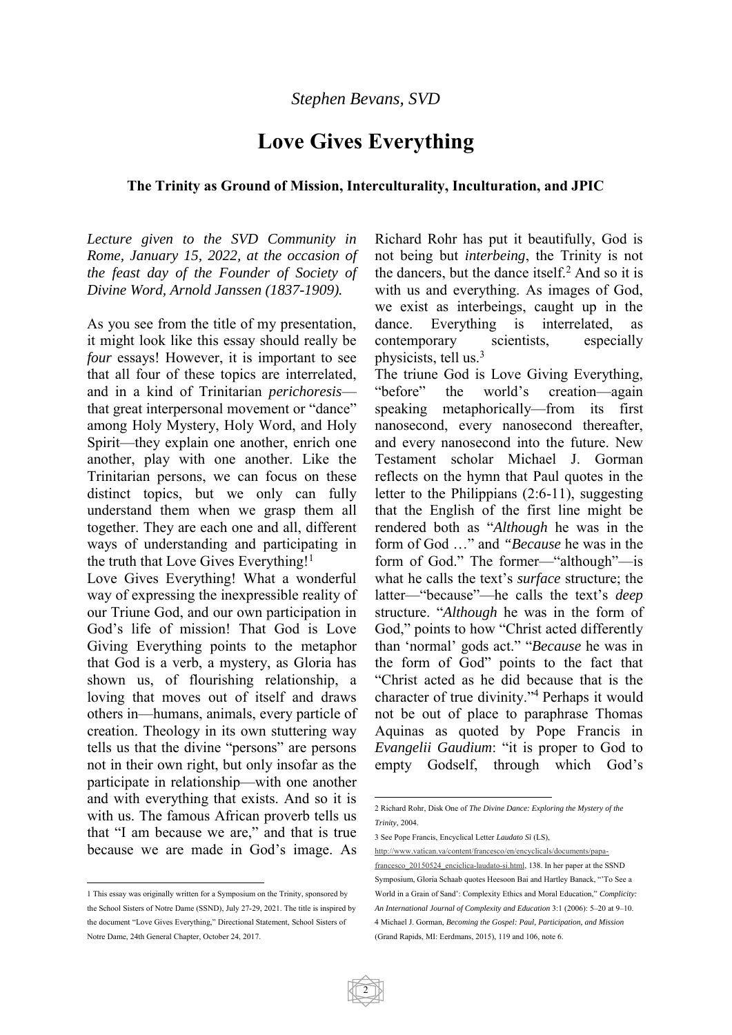*Stephen Bevans, SVD*

# Love Gives Everything

### The Trinity as Ground of Mission, Interculturality, Inculturation, and JPIC

*Lecture given to the SVD Community in Rome, January 15, 2022, at the occasion of the feast day of the Founder of Society of Divine Word, Arnold Janssen (1837-1909).*

As you see from the title of my presentation, it might look like this essay should really be *four* essays! However, it is important to see that all four of these topics are interrelated, and in a kind of Trinitarian *perichoresis*—that great interpersonal movement or "dance" among Holy Mystery, Holy Word, and Holy Spirit—they explain one another, enrich one another, play with one another. Like the Trinitarian persons, we can focus on these distinct topics, but we only can fully understand them when we grasp them all together. They are each one and all, different ways of understanding and participating in the truth that Love Gives Everything![1]

Love Gives Everything! What a wonderful way of expressing the inexpressible reality of our Triune God, and our own participation in God's life of mission! That God is Love Giving Everything points to the metaphor that God is a verb, a mystery, as Gloria has shown us, of flourishing relationship, a loving that moves out of itself and draws others in—humans, animals, every particle of creation. Theology in its own stuttering way tells us that the divine "persons" are persons not in their own right, but only insofar as the participate in relationship—with one another and with everything that exists. And so it is with us. The famous African proverb tells us that "I am because we are," and that is true because we are made in God's image. As Richard Rohr has put it beautifully, God is not being but *interbeing*, the Trinity is not the dancers, but the dance itself.[2] And so it is with us and everything. As images of God, we exist as interbeings, caught up in the dance. Everything is interrelated, as contemporary scientists, especially physicists, tell us.[3]

The triune God is Love Giving Everything, "before" the world's creation—again speaking metaphorically—from its first nanosecond, every nanosecond thereafter, and every nanosecond into the future. New Testament scholar Michael J. Gorman reflects on the hymn that Paul quotes in the letter to the Philippians (2:6-11), suggesting that the English of the first line might be rendered both as "*Although* he was in the form of God …" and "*Because* he was in the form of God." The former—"although"—is what he calls the text's *surface* structure; the latter—"because"—he calls the text's *deep* structure. "*Although* he was in the form of God," points to how "Christ acted differently than 'normal' gods act." "*Because* he was in the form of God" points to the fact that "Christ acted as he did because that is the character of true divinity."[4] Perhaps it would not be out of place to paraphrase Thomas Aquinas as quoted by Pope Francis in *Evangelii Gaudium*: "it is proper to God to empty Godself, through which God's

---

1 This essay was originally written for a Symposium on the Trinity, sponsored by the School Sisters of Notre Dame (SSND), July 27-29, 2021. The title is inspired by the document "Love Gives Everything," Directional Statement, School Sisters of Notre Dame, 24th General Chapter, October 24, 2017.

2 Richard Rohr, Disk One of *The Divine Dance: Exploring the Mystery of the Trinity*, 2004.

3 See Pope Francis, Encyclical Letter *Laudato Si* (LS), http://www.vatican.va/content/francesco/en/encyclicals/documents/papa-francesco_20150524_enciclica-laudato-si.html, 138. In her paper at the SSND Symposium, Gloria Schaab quotes Heesoon Bai and Hartley Banack, "'To See a World in a Grain of Sand': Complexity Ethics and Moral Education," *Complicity: An International Journal of Complexity and Education* 3:1 (2006): 5–20 at 9–10.

4 Michael J. Gorman, *Becoming the Gospel: Paul, Participation, and Mission* (Grand Rapids, MI: Eerdmans, 2015), 119 and 106, note 6.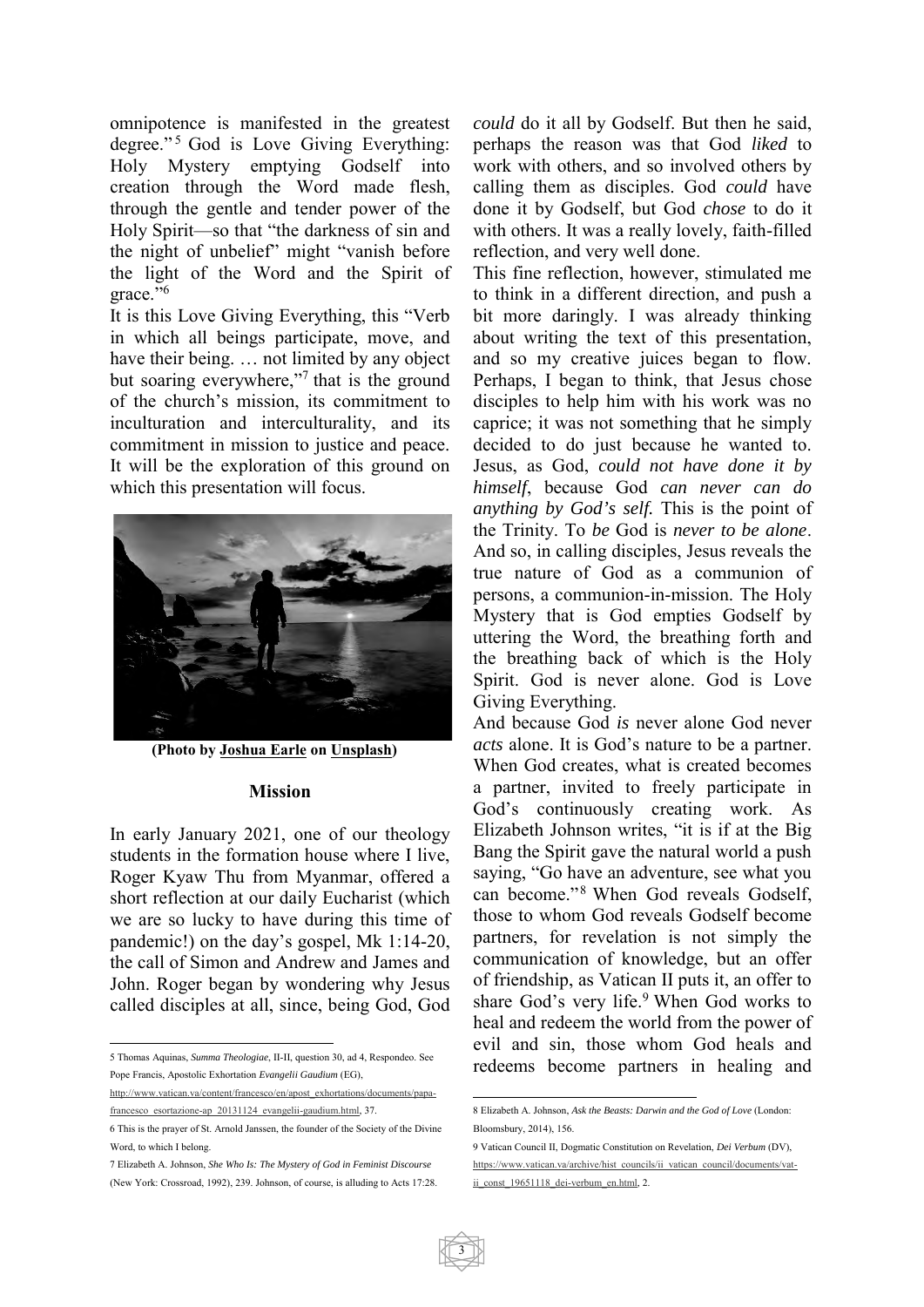omnipotence is manifested in the greatest degree."[5] God is Love Giving Everything: Holy Mystery emptying Godself into creation through the Word made flesh, through the gentle and tender power of the Holy Spirit—so that "the darkness of sin and the night of unbelief" might "vanish before the light of the Word and the Spirit of grace."[6]

It is this Love Giving Everything, this "Verb in which all beings participate, move, and have their being. … not limited by any object but soaring everywhere,"[7] that is the ground of the church's mission, its commitment to inculturation and interculturality, and its commitment in mission to justice and peace. It will be the exploration of this ground on which this presentation will focus.

**(Photo by Joshua Earle on Unsplash)**

## Mission

In early January 2021, one of our theology students in the formation house where I live, Roger Kyaw Thu from Myanmar, offered a short reflection at our daily Eucharist (which we are so lucky to have during this time of pandemic!) on the day's gospel, Mk 1:14-20, the call of Simon and Andrew and James and John. Roger began by wondering why Jesus called disciples at all, since, being God, God *could* do it all by Godself. But then he said, perhaps the reason was that God *liked* to work with others, and so involved others by calling them as disciples. God *could* have done it by Godself, but God *chose* to do it with others. It was a really lovely, faith-filled reflection, and very well done.

This fine reflection, however, stimulated me to think in a different direction, and push a bit more daringly. I was already thinking about writing the text of this presentation, and so my creative juices began to flow. Perhaps, I began to think, that Jesus chose disciples to help him with his work was no caprice; it was not something that he simply decided to do just because he wanted to. Jesus, as God, *could not have done it by himself*, because God *can never can do anything by God's self.* This is the point of the Trinity. To *be* God is *never to be alone*. And so, in calling disciples, Jesus reveals the true nature of God as a communion of persons, a communion-in-mission. The Holy Mystery that is God empties Godself by uttering the Word, the breathing forth and the breathing back of which is the Holy Spirit. God is never alone. God is Love Giving Everything.

And because God *is* never alone God never *acts* alone. It is God's nature to be a partner. When God creates, what is created becomes a partner, invited to freely participate in God's continuously creating work. As Elizabeth Johnson writes, "it is if at the Big Bang the Spirit gave the natural world a push saying, "Go have an adventure, see what you can become."[8] When God reveals Godself, those to whom God reveals Godself become partners, for revelation is not simply the communication of knowledge, but an offer of friendship, as Vatican II puts it, an offer to share God's very life.[9] When God works to heal and redeem the world from the power of evil and sin, those whom God heals and redeems become partners in healing and

---

5 Thomas Aquinas, *Summa Theologiae*, II-II, question 30, ad 4, Respondeo. See Pope Francis, Apostolic Exhortation *Evangelii Gaudium* (EG), http://www.vatican.va/content/francesco/en/apost_exhortations/documents/papa-francesco_esortazione-ap_20131124_evangelii-gaudium.html, 37.

6 This is the prayer of St. Arnold Janssen, the founder of the Society of the Divine Word, to which I belong.

7 Elizabeth A. Johnson, *She Who Is: The Mystery of God in Feminist Discourse* (New York: Crossroad, 1992), 239. Johnson, of course, is alluding to Acts 17:28.

8 Elizabeth A. Johnson, *Ask the Beasts: Darwin and the God of Love* (London: Bloomsbury, 2014), 156.

9 Vatican Council II, Dogmatic Constitution on Revelation, *Dei Verbum* (DV), https://www.vatican.va/archive/hist_councils/ii_vatican_council/documents/vat-ii_const_19651118_dei-verbum_en.html, 2.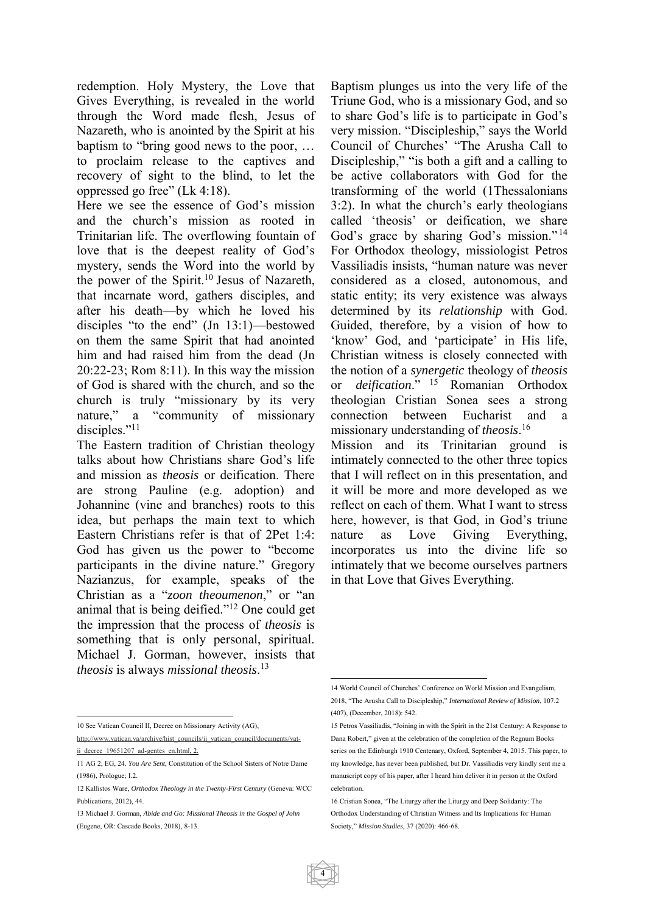redemption. Holy Mystery, the Love that Gives Everything, is revealed in the world through the Word made flesh, Jesus of Nazareth, who is anointed by the Spirit at his baptism to "bring good news to the poor, … to proclaim release to the captives and recovery of sight to the blind, to let the oppressed go free" (Lk 4:18).

Here we see the essence of God's mission and the church's mission as rooted in Trinitarian life. The overflowing fountain of love that is the deepest reality of God's mystery, sends the Word into the world by the power of the Spirit.[10] Jesus of Nazareth, that incarnate word, gathers disciples, and after his death—by which he loved his disciples "to the end" (Jn 13:1)—bestowed on them the same Spirit that had anointed him and had raised him from the dead (Jn 20:22-23; Rom 8:11). In this way the mission of God is shared with the church, and so the church is truly "missionary by its very nature," a "community of missionary disciples."[11]

The Eastern tradition of Christian theology talks about how Christians share God's life and mission as *theosis* or deification. There are strong Pauline (e.g. adoption) and Johannine (vine and branches) roots to this idea, but perhaps the main text to which Eastern Christians refer is that of 2Pet 1:4: God has given us the power to "become participants in the divine nature." Gregory Nazianzus, for example, speaks of the Christian as a "*zoon theoumenon*," or "an animal that is being deified."[12] One could get the impression that the process of *theosis* is something that is only personal, spiritual. Michael J. Gorman, however, insists that *theosis* is always *missional theosis*.[13]

Baptism plunges us into the very life of the Triune God, who is a missionary God, and so to share God's life is to participate in God's very mission. "Discipleship," says the World Council of Churches' "The Arusha Call to Discipleship," "is both a gift and a calling to be active collaborators with God for the transforming of the world (1Thessalonians 3:2). In what the church's early theologians called 'theosis' or deification, we share God's grace by sharing God's mission."[14] For Orthodox theology, missiologist Petros Vassiliadis insists, "human nature was never considered as a closed, autonomous, and static entity; its very existence was always determined by its *relationship* with God. Guided, therefore, by a vision of how to 'know' God, and 'participate' in His life, Christian witness is closely connected with the notion of a *synergetic* theology of *theosis* or *deification*."[15] Romanian Orthodox theologian Cristian Sonea sees a strong connection between Eucharist and a missionary understanding of *theosis*.[16]

Mission and its Trinitarian ground is intimately connected to the other three topics that I will reflect on in this presentation, and it will be more and more developed as we reflect on each of them. What I want to stress here, however, is that God, in God's triune nature as Love Giving Everything, incorporates us into the divine life so intimately that we become ourselves partners in that Love that Gives Everything.

---

10 See Vatican Council II, Decree on Missionary Activity (AG), http://www.vatican.va/archive/hist_councils/ii_vatican_council/documents/vat-ii_decree_19651207_ad-gentes_en.html, 2.

11 AG 2; EG, 24. *You Are Sent*, Constitution of the School Sisters of Notre Dame (1986), Prologue; I.2.

12 Kallistos Ware, *Orthodox Theology in the Twenty-First Century* (Geneva: WCC Publications, 2012), 44.

13 Michael J. Gorman, *Abide and Go: Missional Theosis in the Gospel of John* (Eugene, OR: Cascade Books, 2018), 8-13.

14 World Council of Churches' Conference on World Mission and Evangelism, 2018, "The Arusha Call to Discipleship," *International Review of Mission*, 107.2 (407), (December, 2018): 542.

15 Petros Vassiliadis, "Joining in with the Spirit in the 21st Century: A Response to Dana Robert," given at the celebration of the completion of the Regnum Books series on the Edinburgh 1910 Centenary, Oxford, September 4, 2015. This paper, to my knowledge, has never been published, but Dr. Vassiliadis very kindly sent me a manuscript copy of his paper, after I heard him deliver it in person at the Oxford celebration.

16 Cristian Sonea, "The Liturgy after the Liturgy and Deep Solidarity: The Orthodox Understanding of Christian Witness and Its Implications for Human Society," *Mission Studies*, 37 (2020): 466-68.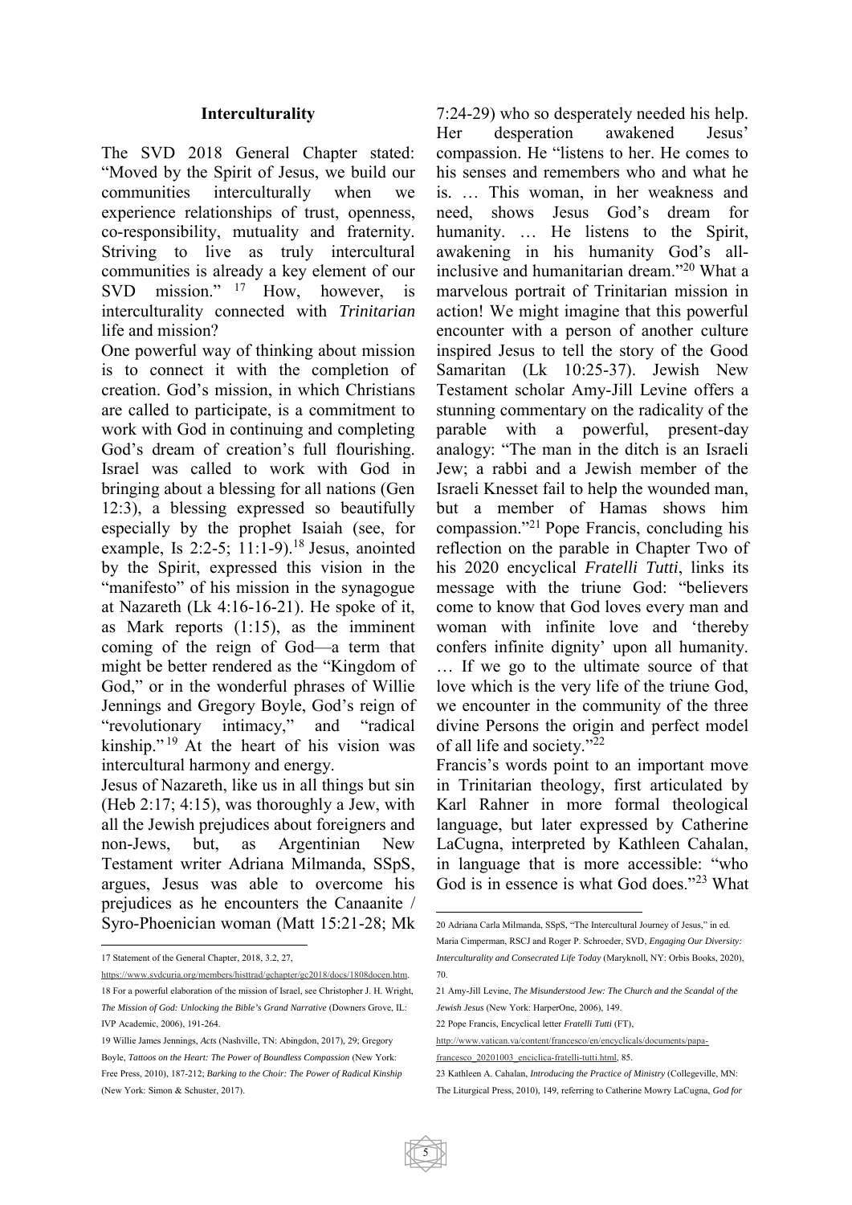### Interculturality

The SVD 2018 General Chapter stated: "Moved by the Spirit of Jesus, we build our communities interculturally when we experience relationships of trust, openness, co-responsibility, mutuality and fraternity. Striving to live as truly intercultural communities is already a key element of our SVD mission."[17] How, however, is interculturality connected with *Trinitarian* life and mission?

One powerful way of thinking about mission is to connect it with the completion of creation. God's mission, in which Christians are called to participate, is a commitment to work with God in continuing and completing God's dream of creation's full flourishing. Israel was called to work with God in bringing about a blessing for all nations (Gen 12:3), a blessing expressed so beautifully especially by the prophet Isaiah (see, for example, Is 2:2-5; 11:1-9).[18] Jesus, anointed by the Spirit, expressed this vision in the "manifesto" of his mission in the synagogue at Nazareth (Lk 4:16-16-21). He spoke of it, as Mark reports (1:15), as the imminent coming of the reign of God—a term that might be better rendered as the "Kingdom of God," or in the wonderful phrases of Willie Jennings and Gregory Boyle, God's reign of "revolutionary intimacy," and "radical kinship."[19] At the heart of his vision was intercultural harmony and energy.

Jesus of Nazareth, like us in all things but sin (Heb 2:17; 4:15), was thoroughly a Jew, with all the Jewish prejudices about foreigners and non-Jews, but, as Argentinian New Testament writer Adriana Milmanda, SSpS, argues, Jesus was able to overcome his prejudices as he encounters the Canaanite / Syro-Phoenician woman (Matt 15:21-28; Mk 7:24-29) who so desperately needed his help. Her desperation awakened Jesus' compassion. He "listens to her. He comes to his senses and remembers who and what he is. … This woman, in her weakness and need, shows Jesus God's dream for humanity. … He listens to the Spirit, awakening in his humanity God's all-inclusive and humanitarian dream."[20] What a marvelous portrait of Trinitarian mission in action! We might imagine that this powerful encounter with a person of another culture inspired Jesus to tell the story of the Good Samaritan (Lk 10:25-37). Jewish New Testament scholar Amy-Jill Levine offers a stunning commentary on the radicality of the parable with a powerful, present-day analogy: "The man in the ditch is an Israeli Jew; a rabbi and a Jewish member of the Israeli Knesset fail to help the wounded man, but a member of Hamas shows him compassion."[21] Pope Francis, concluding his reflection on the parable in Chapter Two of his 2020 encyclical *Fratelli Tutti*, links its message with the triune God: "believers come to know that God loves every man and woman with infinite love and 'thereby confers infinite dignity' upon all humanity. … If we go to the ultimate source of that love which is the very life of the triune God, we encounter in the community of the three divine Persons the origin and perfect model of all life and society."[22]

Francis's words point to an important move in Trinitarian theology, first articulated by Karl Rahner in more formal theological language, but later expressed by Catherine LaCugna, interpreted by Kathleen Cahalan, in language that is more accessible: "who God is in essence is what God does."[23] What

---

17 Statement of the General Chapter, 2018, 3.2, 27, https://www.svdcuria.org/members/histtrad/gchapter/gc2018/docs/1808docen.htm.

18 For a powerful elaboration of the mission of Israel, see Christopher J. H. Wright, *The Mission of God: Unlocking the Bible's Grand Narrative* (Downers Grove, IL: IVP Academic, 2006), 191-264.

19 Willie James Jennings, *Acts* (Nashville, TN: Abingdon, 2017), 29; Gregory Boyle, *Tattoos on the Heart: The Power of Boundless Compassion* (New York: Free Press, 2010), 187-212; *Barking to the Choir: The Power of Radical Kinship* (New York: Simon & Schuster, 2017).

20 Adriana Carla Milmanda, SSpS, "The Intercultural Journey of Jesus," in ed. Maria Cimperman, RSCJ and Roger P. Schroeder, SVD, *Engaging Our Diversity: Interculturality and Consecrated Life Today* (Maryknoll, NY: Orbis Books, 2020), 70.

21 Amy-Jill Levine, *The Misunderstood Jew: The Church and the Scandal of the Jewish Jesus* (New York: HarperOne, 2006), 149.

22 Pope Francis, Encyclical letter *Fratelli Tutti* (FT), http://www.vatican.va/content/francesco/en/encyclicals/documents/papa-francesco_20201003_enciclica-fratelli-tutti.html, 85.

23 Kathleen A. Cahalan, *Introducing the Practice of Ministry* (Collegeville, MN: The Liturgical Press, 2010), 149, referring to Catherine Mowry LaCugna, *God for*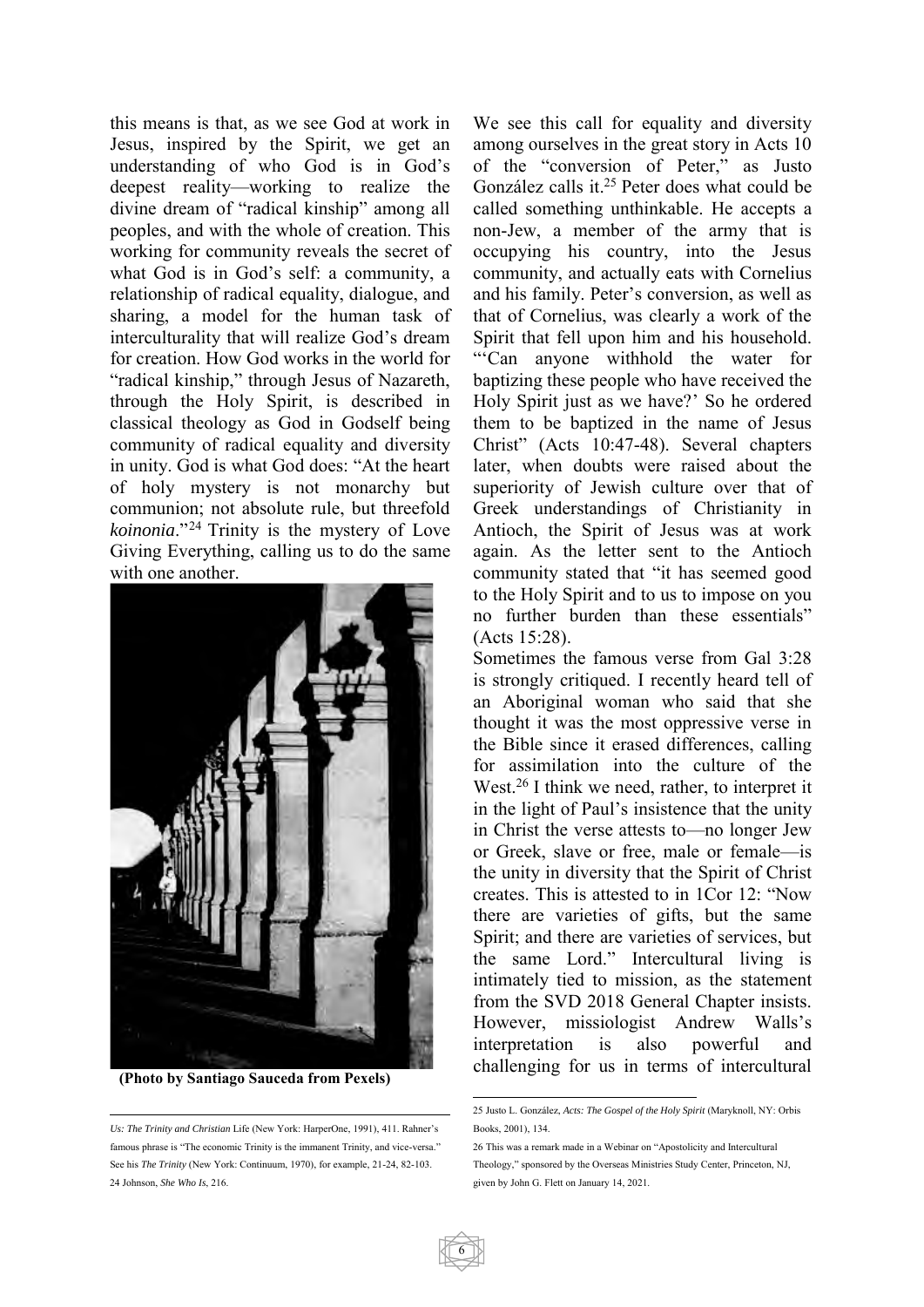this means is that, as we see God at work in Jesus, inspired by the Spirit, we get an understanding of who God is in God's deepest reality—working to realize the divine dream of "radical kinship" among all peoples, and with the whole of creation. This working for community reveals the secret of what God is in God's self: a community, a relationship of radical equality, dialogue, and sharing, a model for the human task of interculturality that will realize God's dream for creation. How God works in the world for "radical kinship," through Jesus of Nazareth, through the Holy Spirit, is described in classical theology as God in Godself being community of radical equality and diversity in unity. God is what God does: "At the heart of holy mystery is not monarchy but communion; not absolute rule, but threefold *koinonia*."[24] Trinity is the mystery of Love Giving Everything, calling us to do the same with one another.

**(Photo by Santiago Sauceda from Pexels)**

We see this call for equality and diversity among ourselves in the great story in Acts 10 of the "conversion of Peter," as Justo González calls it.[25] Peter does what could be called something unthinkable. He accepts a non-Jew, a member of the army that is occupying his country, into the Jesus community, and actually eats with Cornelius and his family. Peter's conversion, as well as that of Cornelius, was clearly a work of the Spirit that fell upon him and his household. "'Can anyone withhold the water for baptizing these people who have received the Holy Spirit just as we have?' So he ordered them to be baptized in the name of Jesus Christ" (Acts 10:47-48). Several chapters later, when doubts were raised about the superiority of Jewish culture over that of Greek understandings of Christianity in Antioch, the Spirit of Jesus was at work again. As the letter sent to the Antioch community stated that "it has seemed good to the Holy Spirit and to us to impose on you no further burden than these essentials" (Acts 15:28).

Sometimes the famous verse from Gal 3:28 is strongly critiqued. I recently heard tell of an Aboriginal woman who said that she thought it was the most oppressive verse in the Bible since it erased differences, calling for assimilation into the culture of the West.[26] I think we need, rather, to interpret it in the light of Paul's insistence that the unity in Christ the verse attests to—no longer Jew or Greek, slave or free, male or female—is the unity in diversity that the Spirit of Christ creates. This is attested to in 1Cor 12: "Now there are varieties of gifts, but the same Spirit; and there are varieties of services, but the same Lord." Intercultural living is intimately tied to mission, as the statement from the SVD 2018 General Chapter insists. However, missiologist Andrew Walls's interpretation is also powerful and challenging for us in terms of intercultural

---

*Us: The Trinity and Christian* Life (New York: HarperOne, 1991), 411. Rahner's famous phrase is "The economic Trinity is the immanent Trinity, and vice-versa." See his *The Trinity* (New York: Continuum, 1970), for example, 21-24, 82-103.

24 Johnson, *She Who Is*, 216.

25 Justo L. González, *Acts: The Gospel of the Holy Spirit* (Maryknoll, NY: Orbis Books, 2001), 134.

26 This was a remark made in a Webinar on "Apostolicity and Intercultural Theology," sponsored by the Overseas Ministries Study Center, Princeton, NJ, given by John G. Flett on January 14, 2021.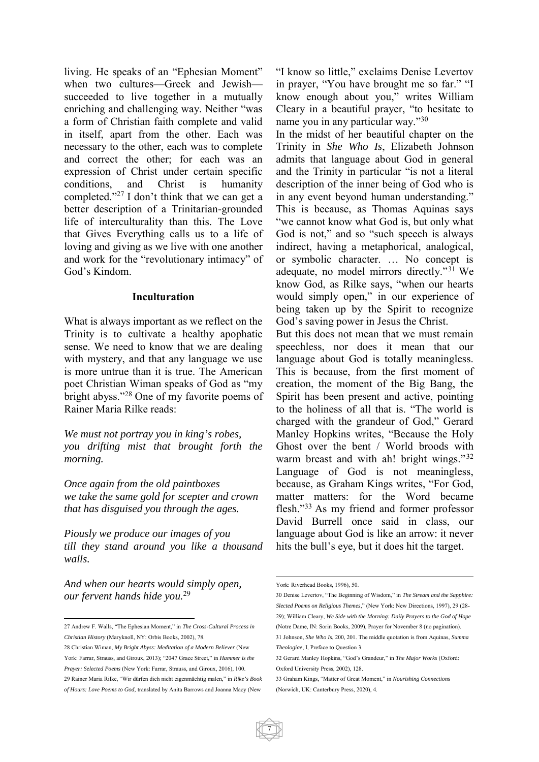living. He speaks of an "Ephesian Moment" when two cultures—Greek and Jewish—succeeded to live together in a mutually enriching and challenging way. Neither "was a form of Christian faith complete and valid in itself, apart from the other. Each was necessary to the other, each was to complete and correct the other; for each was an expression of Christ under certain specific conditions, and Christ is humanity completed."[27] I don't think that we can get a better description of a Trinitarian-grounded life of interculturality than this. The Love that Gives Everything calls us to a life of loving and giving as we live with one another and work for the "revolutionary intimacy" of God's Kindom.

### Inculturation

What is always important as we reflect on the Trinity is to cultivate a healthy apophatic sense. We need to know that we are dealing with mystery, and that any language we use is more untrue than it is true. The American poet Christian Wiman speaks of God as "my bright abyss."[28] One of my favorite poems of Rainer Maria Rilke reads:

*We must not portray you in king's robes,*
*you drifting mist that brought forth the morning.*

*Once again from the old paintboxes*
*we take the same gold for scepter and crown*
*that has disguised you through the ages.*

*Piously we produce our images of you*
*till they stand around you like a thousand walls.*

*And when our hearts would simply open,*
*our fervent hands hide you.*[29]

"I know so little," exclaims Denise Levertov in prayer, "You have brought me so far." "I know enough about you," writes William Cleary in a beautiful prayer, "to hesitate to name you in any particular way."[30]

In the midst of her beautiful chapter on the Trinity in *She Who Is*, Elizabeth Johnson admits that language about God in general and the Trinity in particular "is not a literal description of the inner being of God who is in any event beyond human understanding." This is because, as Thomas Aquinas says "we cannot know what God is, but only what God is not," and so "such speech is always indirect, having a metaphorical, analogical, or symbolic character. … No concept is adequate, no model mirrors directly."[31] We know God, as Rilke says, "when our hearts would simply open," in our experience of being taken up by the Spirit to recognize God's saving power in Jesus the Christ.

But this does not mean that we must remain speechless, nor does it mean that our language about God is totally meaningless. This is because, from the first moment of creation, the moment of the Big Bang, the Spirit has been present and active, pointing to the holiness of all that is. "The world is charged with the grandeur of God," Gerard Manley Hopkins writes, "Because the Holy Ghost over the bent / World broods with warm breast and with ah! bright wings."[32] Language of God is not meaningless, because, as Graham Kings writes, "For God, matter matters: for the Word became flesh."[33] As my friend and former professor David Burrell once said in class, our language about God is like an arrow: it never hits the bull's eye, but it does hit the target.

---

27 Andrew F. Walls, "The Ephesian Moment," in *The Cross-Cultural Process in Christian History* (Maryknoll, NY: Orbis Books, 2002), 78.

28 Christian Wiman, *My Bright Abyss: Meditation of a Modern Believer* (New York: Farrar, Strauss, and Giroux, 2013); "2047 Grace Street," in *Hammer is the Prayer: Selected Poems* (New York: Farrar, Strauss, and Giroux, 2016), 100.

29 Rainer Maria Rilke, "Wir dürfen dich nicht eigenmächtig malen," in *Rike's Book of Hours: Love Poems to God*, translated by Anita Barrows and Joanna Macy (New York: Riverhead Books, 1996), 50.

30 Denise Levertov, "The Beginning of Wisdom," in *The Stream and the Sapphire: Slected Poems on Religious Themes*," (New York: New Directions, 1997), 29 (28-29); William Cleary, *We Side with the Morning: Daily Prayers to the God of Hope* (Notre Dame, IN: Sorin Books, 2009), Prayer for November 8 (no pagination).

31 Johnson, *She Who Is*, 200, 201. The middle quotation is from Aquinas, *Summa Theologiae*, I, Preface to Question 3.

32 Gerard Manley Hopkins, "God's Grandeur," in *The Major Works* (Oxford: Oxford University Press, 2002), 128.

33 Graham Kings, "Matter of Great Moment," in *Nourishing Connections* (Norwich, UK: Canterbury Press, 2020), 4.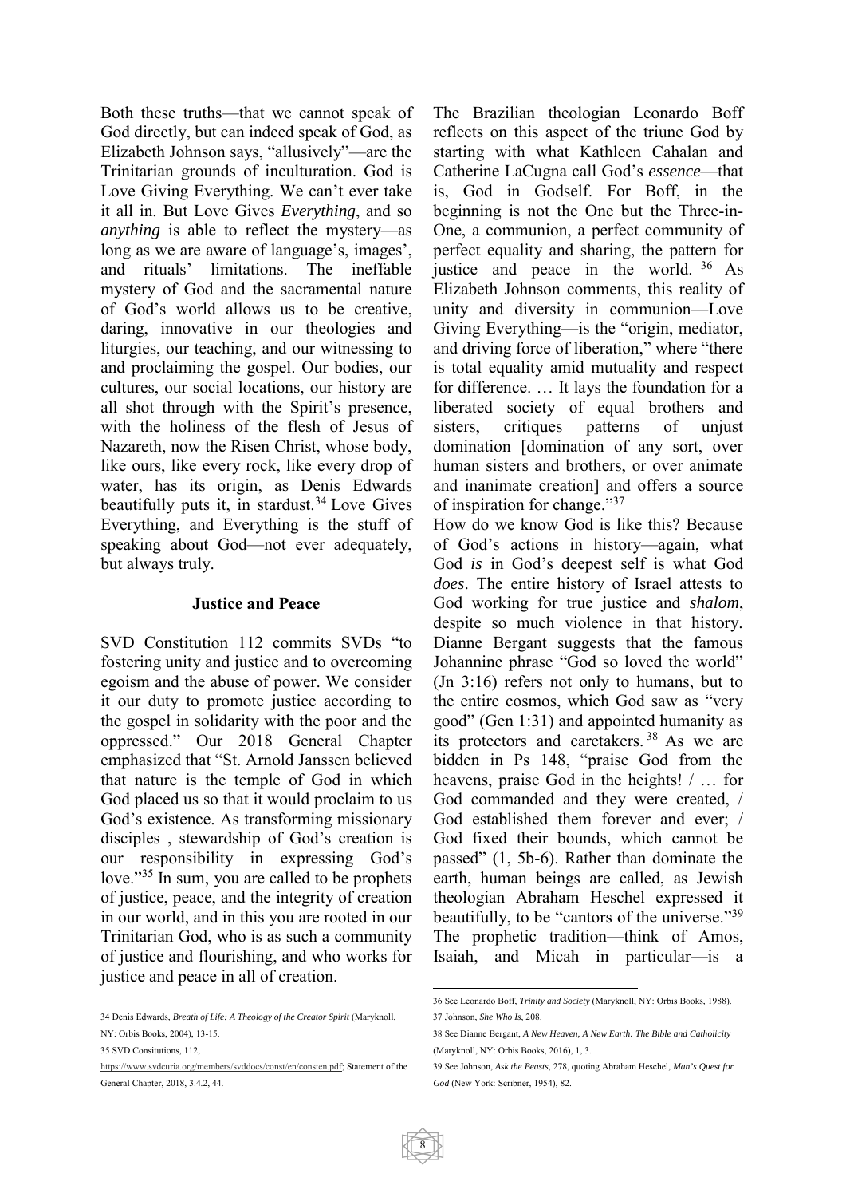Both these truths—that we cannot speak of God directly, but can indeed speak of God, as Elizabeth Johnson says, "allusively"—are the Trinitarian grounds of inculturation. God is Love Giving Everything. We can't ever take it all in. But Love Gives *Everything*, and so *anything* is able to reflect the mystery—as long as we are aware of language's, images', and rituals' limitations. The ineffable mystery of God and the sacramental nature of God's world allows us to be creative, daring, innovative in our theologies and liturgies, our teaching, and our witnessing to and proclaiming the gospel. Our bodies, our cultures, our social locations, our history are all shot through with the Spirit's presence, with the holiness of the flesh of Jesus of Nazareth, now the Risen Christ, whose body, like ours, like every rock, like every drop of water, has its origin, as Denis Edwards beautifully puts it, in stardust.[34] Love Gives Everything, and Everything is the stuff of speaking about God—not ever adequately, but always truly.

### Justice and Peace

SVD Constitution 112 commits SVDs "to fostering unity and justice and to overcoming egoism and the abuse of power. We consider it our duty to promote justice according to the gospel in solidarity with the poor and the oppressed." Our 2018 General Chapter emphasized that "St. Arnold Janssen believed that nature is the temple of God in which God placed us so that it would proclaim to us God's existence. As transforming missionary disciples , stewardship of God's creation is our responsibility in expressing God's love."[35] In sum, you are called to be prophets of justice, peace, and the integrity of creation in our world, and in this you are rooted in our Trinitarian God, who is as such a community of justice and flourishing, and who works for justice and peace in all of creation.

The Brazilian theologian Leonardo Boff reflects on this aspect of the triune God by starting with what Kathleen Cahalan and Catherine LaCugna call God's *essence*—that is, God in Godself. For Boff, in the beginning is not the One but the Three-in-One, a communion, a perfect community of perfect equality and sharing, the pattern for justice and peace in the world.[36] As Elizabeth Johnson comments, this reality of unity and diversity in communion—Love Giving Everything—is the "origin, mediator, and driving force of liberation," where "there is total equality amid mutuality and respect for difference. … It lays the foundation for a liberated society of equal brothers and sisters, critiques patterns of unjust domination [domination of any sort, over human sisters and brothers, or over animate and inanimate creation] and offers a source of inspiration for change."[37]

How do we know God is like this? Because of God's actions in history—again, what God *is* in God's deepest self is what God *does*. The entire history of Israel attests to God working for true justice and *shalom*, despite so much violence in that history. Dianne Bergant suggests that the famous Johannine phrase "God so loved the world" (Jn 3:16) refers not only to humans, but to the entire cosmos, which God saw as "very good" (Gen 1:31) and appointed humanity as its protectors and caretakers.[38] As we are bidden in Ps 148, "praise God from the heavens, praise God in the heights! / … for God commanded and they were created, / God established them forever and ever; / God fixed their bounds, which cannot be passed" (1, 5b-6). Rather than dominate the earth, human beings are called, as Jewish theologian Abraham Heschel expressed it beautifully, to be "cantors of the universe."[39] The prophetic tradition—think of Amos, Isaiah, and Micah in particular—is a

---

34 Denis Edwards, *Breath of Life: A Theology of the Creator Spirit* (Maryknoll, NY: Orbis Books, 2004), 13-15.

35 SVD Consitutions, 112, https://www.svdcuria.org/members/svddocs/const/en/consten.pdf; Statement of the General Chapter, 2018, 3.4.2, 44.

36 See Leonardo Boff, *Trinity and Society* (Maryknoll, NY: Orbis Books, 1988).

37 Johnson, *She Who Is*, 208.

38 See Dianne Bergant, *A New Heaven, A New Earth: The Bible and Catholicity* (Maryknoll, NY: Orbis Books, 2016), 1, 3.

39 See Johnson, *Ask the Beasts*, 278, quoting Abraham Heschel, *Man's Quest for God* (New York: Scribner, 1954), 82.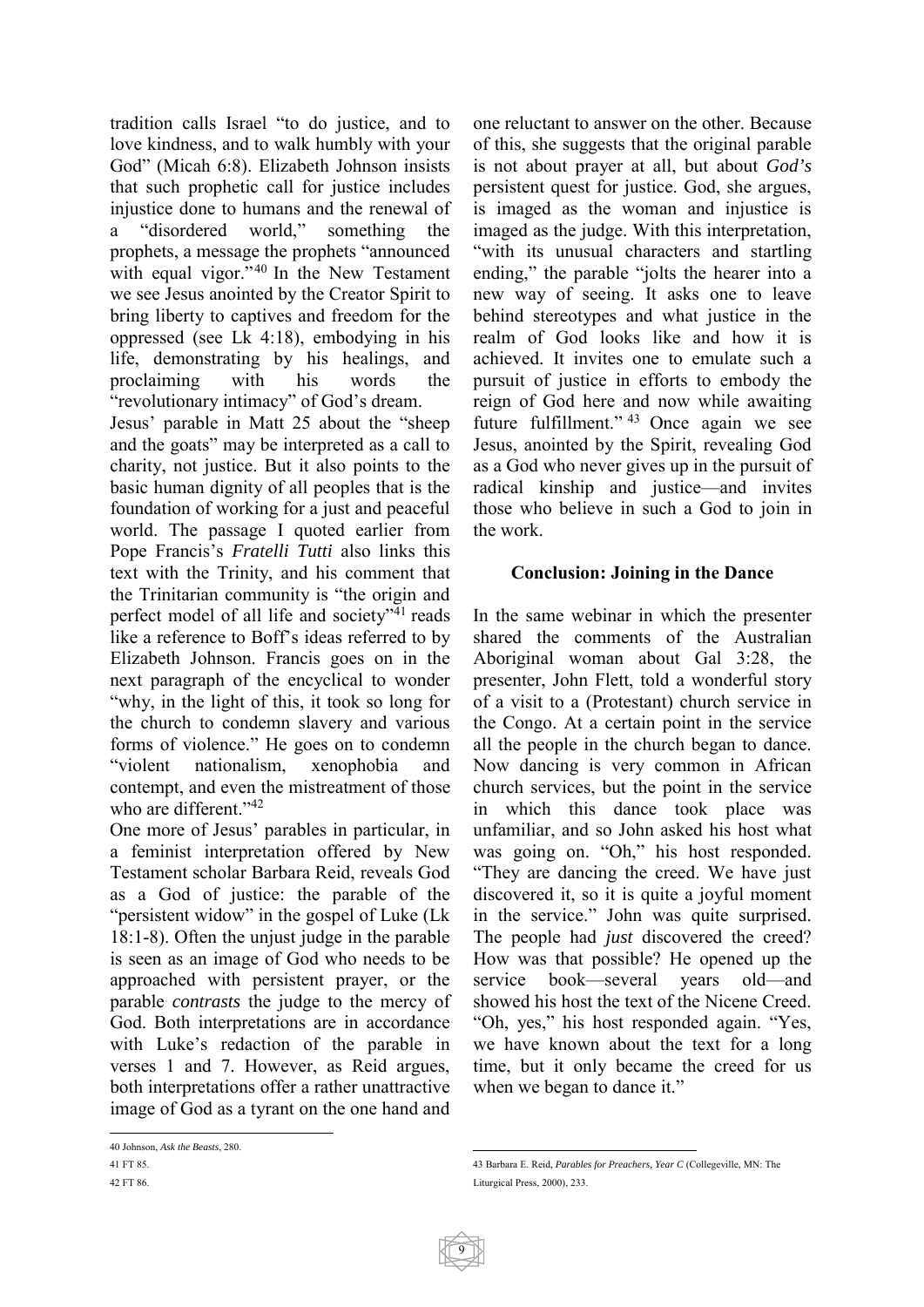tradition calls Israel "to do justice, and to love kindness, and to walk humbly with your God" (Micah 6:8). Elizabeth Johnson insists that such prophetic call for justice includes injustice done to humans and the renewal of a "disordered world," something the prophets, a message the prophets "announced with equal vigor."[40] In the New Testament we see Jesus anointed by the Creator Spirit to bring liberty to captives and freedom for the oppressed (see Lk 4:18), embodying in his life, demonstrating by his healings, and proclaiming with his words the "revolutionary intimacy" of God's dream.

Jesus' parable in Matt 25 about the "sheep and the goats" may be interpreted as a call to charity, not justice. But it also points to the basic human dignity of all peoples that is the foundation of working for a just and peaceful world. The passage I quoted earlier from Pope Francis's *Fratelli Tutti* also links this text with the Trinity, and his comment that the Trinitarian community is "the origin and perfect model of all life and society"[41] reads like a reference to Boff's ideas referred to by Elizabeth Johnson. Francis goes on in the next paragraph of the encyclical to wonder "why, in the light of this, it took so long for the church to condemn slavery and various forms of violence." He goes on to condemn "violent nationalism, xenophobia and contempt, and even the mistreatment of those who are different."[42]

One more of Jesus' parables in particular, in a feminist interpretation offered by New Testament scholar Barbara Reid, reveals God as a God of justice: the parable of the "persistent widow" in the gospel of Luke (Lk 18:1-8). Often the unjust judge in the parable is seen as an image of God who needs to be approached with persistent prayer, or the parable *contrasts* the judge to the mercy of God. Both interpretations are in accordance with Luke's redaction of the parable in verses 1 and 7. However, as Reid argues, both interpretations offer a rather unattractive image of God as a tyrant on the one hand and one reluctant to answer on the other. Because of this, she suggests that the original parable is not about prayer at all, but about *God's* persistent quest for justice. God, she argues, is imaged as the woman and injustice is imaged as the judge. With this interpretation, "with its unusual characters and startling ending," the parable "jolts the hearer into a new way of seeing. It asks one to leave behind stereotypes and what justice in the realm of God looks like and how it is achieved. It invites one to emulate such a pursuit of justice in efforts to embody the reign of God here and now while awaiting future fulfillment."[43] Once again we see Jesus, anointed by the Spirit, revealing God as a God who never gives up in the pursuit of radical kinship and justice—and invites those who believe in such a God to join in the work.

## Conclusion: Joining in the Dance

In the same webinar in which the presenter shared the comments of the Australian Aboriginal woman about Gal 3:28, the presenter, John Flett, told a wonderful story of a visit to a (Protestant) church service in the Congo. At a certain point in the service all the people in the church began to dance. Now dancing is very common in African church services, but the point in the service in which this dance took place was unfamiliar, and so John asked his host what was going on. "Oh," his host responded. "They are dancing the creed. We have just discovered it, so it is quite a joyful moment in the service." John was quite surprised. The people had *just* discovered the creed? How was that possible? He opened up the service book—several years old—and showed his host the text of the Nicene Creed. "Oh, yes," his host responded again. "Yes, we have known about the text for a long time, but it only became the creed for us when we began to dance it."

---

40 Johnson, *Ask the Beasts*, 280.

41 FT 85.

42 FT 86.

43 Barbara E. Reid, *Parables for Preachers, Year C* (Collegeville, MN: The Liturgical Press, 2000), 233.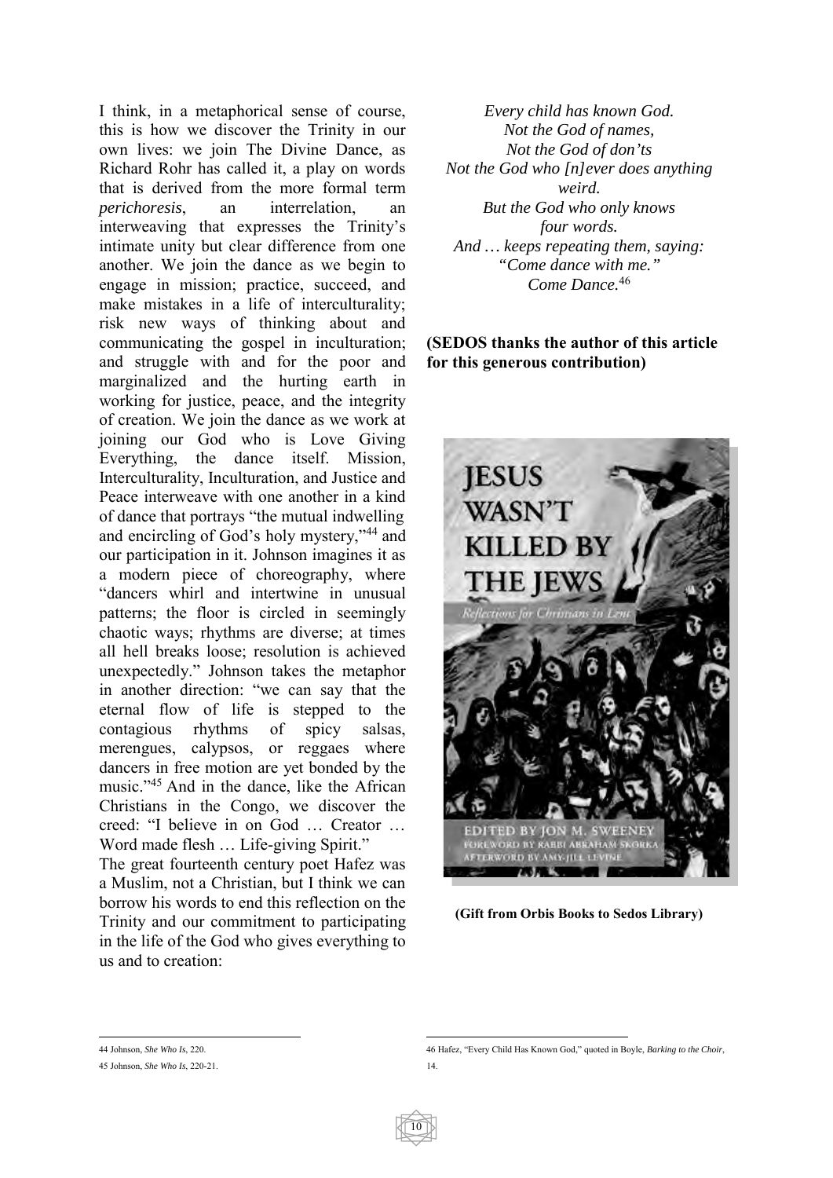I think, in a metaphorical sense of course, this is how we discover the Trinity in our own lives: we join The Divine Dance, as Richard Rohr has called it, a play on words that is derived from the more formal term *perichoresis*, an interrelation, an interweaving that expresses the Trinity's intimate unity but clear difference from one another. We join the dance as we begin to engage in mission; practice, succeed, and make mistakes in a life of interculturality; risk new ways of thinking about and communicating the gospel in inculturation; and struggle with and for the poor and marginalized and the hurting earth in working for justice, peace, and the integrity of creation. We join the dance as we work at joining our God who is Love Giving Everything, the dance itself. Mission, Interculturality, Inculturation, and Justice and Peace interweave with one another in a kind of dance that portrays "the mutual indwelling and encircling of God's holy mystery,"[44] and our participation in it. Johnson imagines it as a modern piece of choreography, where "dancers whirl and intertwine in unusual patterns; the floor is circled in seemingly chaotic ways; rhythms are diverse; at times all hell breaks loose; resolution is achieved unexpectedly." Johnson takes the metaphor in another direction: "we can say that the eternal flow of life is stepped to the contagious rhythms of spicy salsas, merengues, calypsos, or reggaes where dancers in free motion are yet bonded by the music."[45] And in the dance, like the African Christians in the Congo, we discover the creed: "I believe in on God … Creator … Word made flesh … Life-giving Spirit."

The great fourteenth century poet Hafez was a Muslim, not a Christian, but I think we can borrow his words to end this reflection on the Trinity and our commitment to participating in the life of the God who gives everything to us and to creation:

*Every child has known God.*
*Not the God of names,*
*Not the God of don'ts*
*Not the God who [n]ever does anything weird.*
*But the God who only knows four words.*
*And … keeps repeating them, saying:*
*"Come dance with me."*
*Come Dance.*[46]

**(SEDOS thanks the author of this article for this generous contribution)**

JESUS WASN'T KILLED BY THE JEWS
Reflections for Christians in Lent
EDITED BY JON M. SWEENEY
FOREWORD BY RABBI ABRAHAM SKORKA
AFTERWORD BY AMY-JILL LEVINE

**(Gift from Orbis Books to Sedos Library)**

---

44 Johnson, *She Who Is*, 220.

45 Johnson, *She Who Is*, 220-21.

46 Hafez, "Every Child Has Known God," quoted in Boyle, *Barking to the Choir*, 14.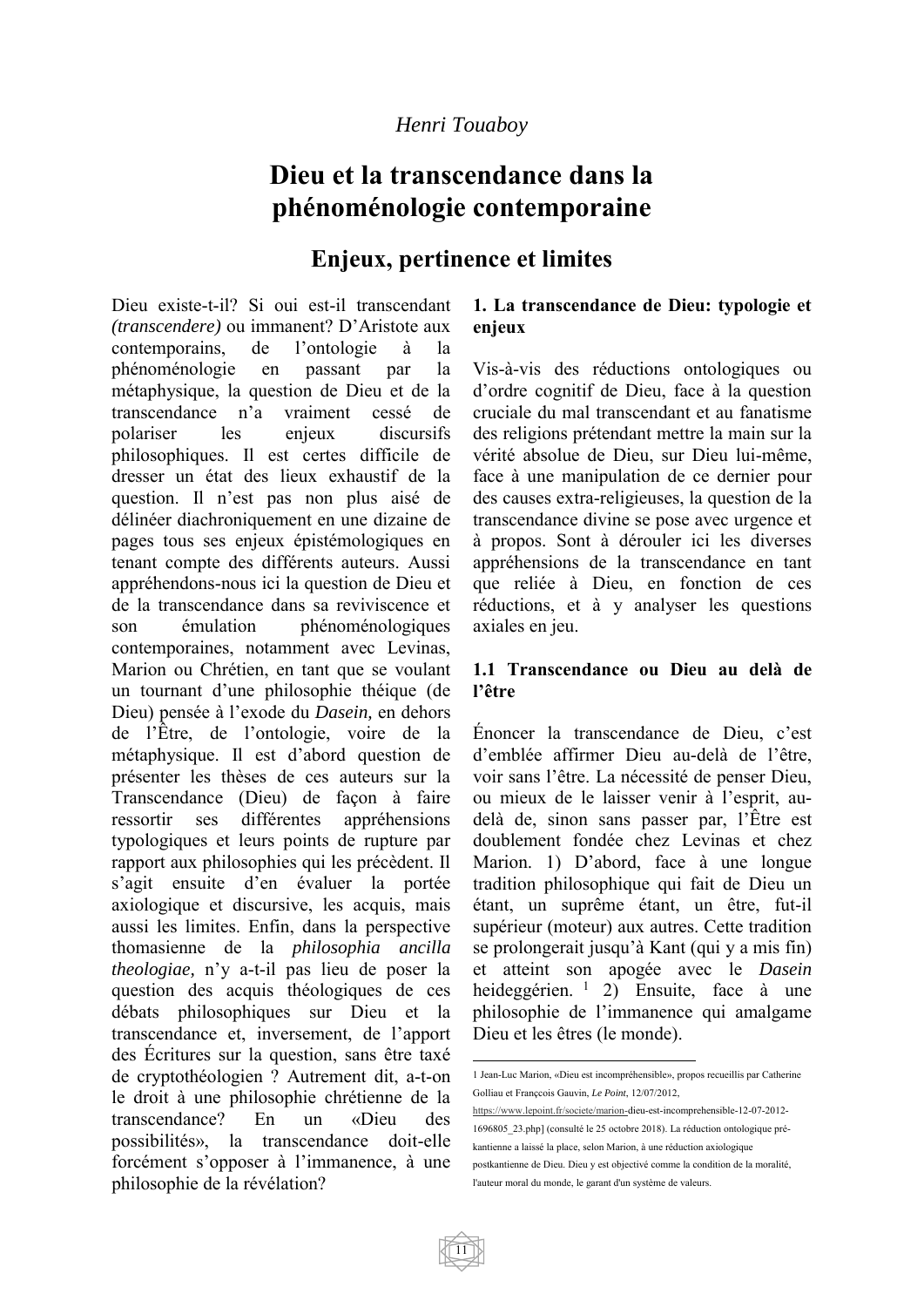*Henri Touaboy*

# Dieu et la transcendance dans la phénoménologie contemporaine

## Enjeux, pertinence et limites

Dieu existe-t-il? Si oui est-il transcendant *(transcendere)* ou immanent? D'Aristote aux contemporains, de l'ontologie à la phénoménologie en passant par la métaphysique, la question de Dieu et de la transcendance n'a vraiment cessé de polariser les enjeux discursifs philosophiques. Il est certes difficile de dresser un état des lieux exhaustif de la question. Il n'est pas non plus aisé de délinéer diachroniquement en une dizaine de pages tous ses enjeux épistémologiques en tenant compte des différents auteurs. Aussi appréhendons-nous ici la question de Dieu et de la transcendance dans sa reviviscence et son émulation phénoménologiques contemporaines, notamment avec Levinas, Marion ou Chrétien, en tant que se voulant un tournant d'une philosophie théique (de Dieu) pensée à l'exode du *Dasein,* en dehors de l'Être, de l'ontologie, voire de la métaphysique. Il est d'abord question de présenter les thèses de ces auteurs sur la Transcendance (Dieu) de façon à faire ressortir ses différentes appréhensions typologiques et leurs points de rupture par rapport aux philosophies qui les précèdent. Il s'agit ensuite d'en évaluer la portée axiologique et discursive, les acquis, mais aussi les limites. Enfin, dans la perspective thomasienne de la *philosophia ancilla theologiae,* n'y a-t-il pas lieu de poser la question des acquis théologiques de ces débats philosophiques sur Dieu et la transcendance et, inversement, de l'apport des Écritures sur la question, sans être taxé de cryptothéologien ? Autrement dit, a-t-on le droit à une philosophie chrétienne de la transcendance? En un «Dieu des possibilités», la transcendance doit-elle forcément s'opposer à l'immanence, à une philosophie de la révélation?

### 1. La transcendance de Dieu: typologie et enjeux

Vis-à-vis des réductions ontologiques ou d'ordre cognitif de Dieu, face à la question cruciale du mal transcendant et au fanatisme des religions prétendant mettre la main sur la vérité absolue de Dieu, sur Dieu lui-même, face à une manipulation de ce dernier pour des causes extra-religieuses, la question de la transcendance divine se pose avec urgence et à propos. Sont à dérouler ici les diverses appréhensions de la transcendance en tant que reliée à Dieu, en fonction de ces réductions, et à y analyser les questions axiales en jeu.

#### 1.1 Transcendance ou Dieu au delà de l'être

Énoncer la transcendance de Dieu, c'est d'emblée affirmer Dieu au-delà de l'être, voir sans l'être. La nécessité de penser Dieu, ou mieux de le laisser venir à l'esprit, au-delà de, sinon sans passer par, l'Être est doublement fondée chez Levinas et chez Marion. 1) D'abord, face à une longue tradition philosophique qui fait de Dieu un étant, un suprême étant, un être, fut-il supérieur (moteur) aux autres. Cette tradition se prolongerait jusqu'à Kant (qui y a mis fin) et atteint son apogée avec le *Dasein* heideggérien. [1] 2) Ensuite, face à une philosophie de l'immanence qui amalgame Dieu et les êtres (le monde).

---

1 Jean-Luc Marion, «Dieu est incompréhensible», propos recueillis par Catherine Golliau et Françcois Gauvin, *Le Point*, 12/07/2012, https://www.lepoint.fr/societe/marion-dieu-est-incomprehensible-12-07-2012-1696805_23.php] (consulté le 25 octobre 2018). La réduction ontologique pré-kantienne a laissé la place, selon Marion, à une réduction axiologique postkantienne de Dieu. Dieu y est objectivé comme la condition de la moralité, l'auteur moral du monde, le garant d'un système de valeurs.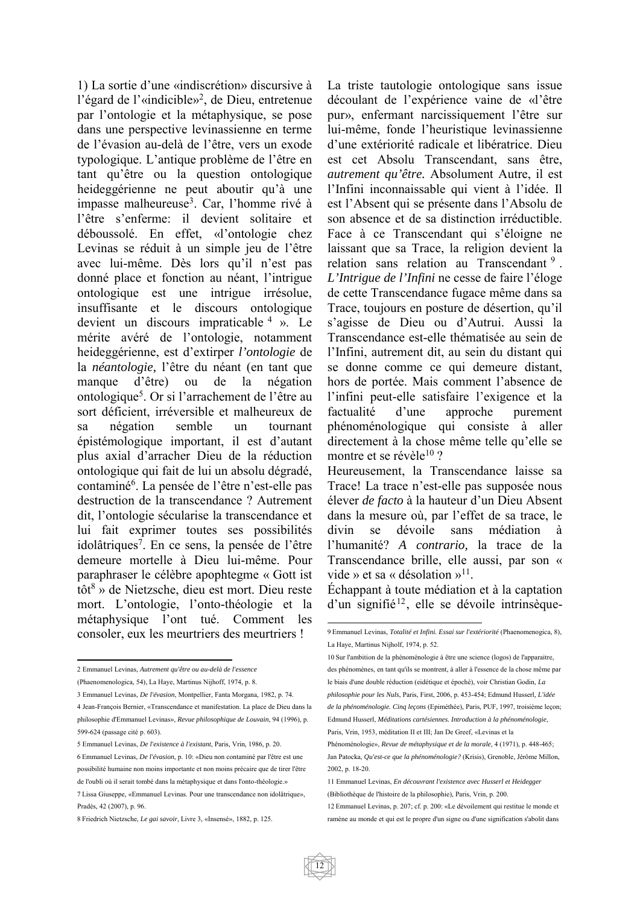1) La sortie d'une «indiscrétion» discursive à l'égard de l'«indicible»[2], de Dieu, entretenue par l'ontologie et la métaphysique, se pose dans une perspective levinassienne en terme de l'évasion au-delà de l'être, vers un exode typologique. L'antique problème de l'être en tant qu'être ou la question ontologique heideggérienne ne peut aboutir qu'à une impasse malheureuse[3]. Car, l'homme rivé à l'être s'enferme: il devient solitaire et déboussolé. En effet, «l'ontologie chez Levinas se réduit à un simple jeu de l'être avec lui-même. Dès lors qu'il n'est pas donné place et fonction au néant, l'intrigue ontologique est une intrigue irrésolue, insuffisante et le discours ontologique devient un discours impraticable [4] ». Le mérite avéré de l'ontologie, notamment heideggérienne, est d'extirper *l'ontologie* de la *néantologie,* l'être du néant (en tant que manque d'être) ou de la négation ontologique[5]. Or si l'arrachement de l'être au sort déficient, irréversible et malheureux de sa négation semble un tournant épistémologique important, il est d'autant plus axial d'arracher Dieu de la réduction ontologique qui fait de lui un absolu dégradé, contaminé[6]. La pensée de l'être n'est-elle pas destruction de la transcendance ? Autrement dit, l'ontologie sécularise la transcendance et lui fait exprimer toutes ses possibilités idolâtriques[7]. En ce sens, la pensée de l'être demeure mortelle à Dieu lui-même. Pour paraphraser le célèbre apophtegme « Gott ist tôt[8] » de Nietzsche, dieu est mort. Dieu reste mort. L'ontologie, l'onto-théologie et la métaphysique l'ont tué. Comment les consoler, eux les meurtriers des meurtriers !

La triste tautologie ontologique sans issue découlant de l'expérience vaine de «l'être pur», enfermant narcissiquement l'être sur lui-même, fonde l'heuristique levinassienne d'une extériorité radicale et libératrice. Dieu est cet Absolu Transcendant, sans être, *autrement qu'être.* Absolument Autre, il est l'Infini inconnaissable qui vient à l'idée. Il est l'Absent qui se présente dans l'Absolu de son absence et de sa distinction irréductible. Face à ce Transcendant qui s'éloigne ne laissant que sa Trace, la religion devient la relation sans relation au Transcendant [9]. *L'Intrigue de l'Infini* ne cesse de faire l'éloge de cette Transcendance fugace même dans sa Trace, toujours en posture de désertion, qu'il s'agisse de Dieu ou d'Autrui. Aussi la Transcendance est-elle thématisée au sein de l'Infini, autrement dit, au sein du distant qui se donne comme ce qui demeure distant, hors de portée. Mais comment l'absence de l'infini peut-elle satisfaire l'exigence et la factualité d'une approche purement phénoménologique qui consiste à aller directement à la chose même telle qu'elle se montre et se révèle[10] ?

Heureusement, la Transcendance laisse sa Trace! La trace n'est-elle pas supposée nous élever *de facto* à la hauteur d'un Dieu Absent dans la mesure où, par l'effet de sa trace, le divin se dévoile sans médiation à l'humanité? *A contrario,* la trace de la Transcendance brille, elle aussi, par son « vide » et sa « désolation »[11].

Échappant à toute médiation et à la captation d'un signifié[12], elle se dévoile intrinsèque-

---

2 Emmanuel Levinas, *Autrement qu'être ou au-delà de l'essence* (Phaenomenologica, 54), La Haye, Martinus Nijhoff, 1974, p. 8.

3 Emmanuel Levinas, *De l'évasion*, Montpellier, Fanta Morgana, 1982, p. 74.

4 Jean-François Bernier, «Transcendance et manifestation. La place de Dieu dans la philosophie d'Emmanuel Levinas», *Revue philosophique de Louvain*, 94 (1996), p. 599-624 (passage cité p. 603).

5 Emmanuel Levinas, *De l'existence à l'existant*, Paris, Vrin, 1986, p. 20.

6 Emmanuel Levinas, *De l'évasion*, p. 10: «Dieu non contaminé par l'être est une possibilité humaine non moins importante et non moins précaire que de tirer l'être de l'oubli où il serait tombé dans la métaphysique et dans l'onto-théologie.»

7 Lissa Giuseppe, «Emmanuel Levinas. Pour une transcendance non idolâtrique», Pradès, 42 (2007), p. 96.

8 Friedrich Nietzsche, *Le gai savoir*, Livre 3, «Insensé», 1882, p. 125.

9 Emmanuel Levinas, *Totalité et Infini. Essai sur l'extériorité* (Phaenomenogica, 8), La Haye, Martinus Nijholf, 1974, p. 52.

10 Sur l'ambition de la phénoménologie à être une science (logos) de l'apparaitre, des phénomènes, en tant qu'ils se montrent, à aller à l'essence de la chose même par le biais d'une double réduction (eidétique et épochè), voir Christian Godin, *La philosophie pour les Nuls*, Paris, First, 2006, p. 453-454; Edmund Husserl, *L'idée de la phénoménologie. Cinq leçons* (Epiméthée), Paris, PUF, 1997, troisième leçon; Edmund Husserl, *Méditations cartésiennes. Introduction à la phénoménologie*, Paris, Vrin, 1953, méditation II et III; Jan De Greef, «Levinas et la Phénoménologie», *Revue de métaphysique et de la morale*, 4 (1971), p. 448-465; Jan Patocka, *Qu'est-ce que la phénoménologie?* (Krisis), Grenoble, Jérôme Millon, 2002, p. 18-20.

11 Emmanuel Levinas, *En découvrant l'existence avec Husserl et Heidegger* (Bibliothèque de l'histoire de la philosophie), Paris, Vrin, p. 200.

12 Emmanuel Levinas, p. 207; cf. p. 200: «Le dévoilement qui restitue le monde et ramène au monde et qui est le propre d'un signe ou d'une signification s'abolit dans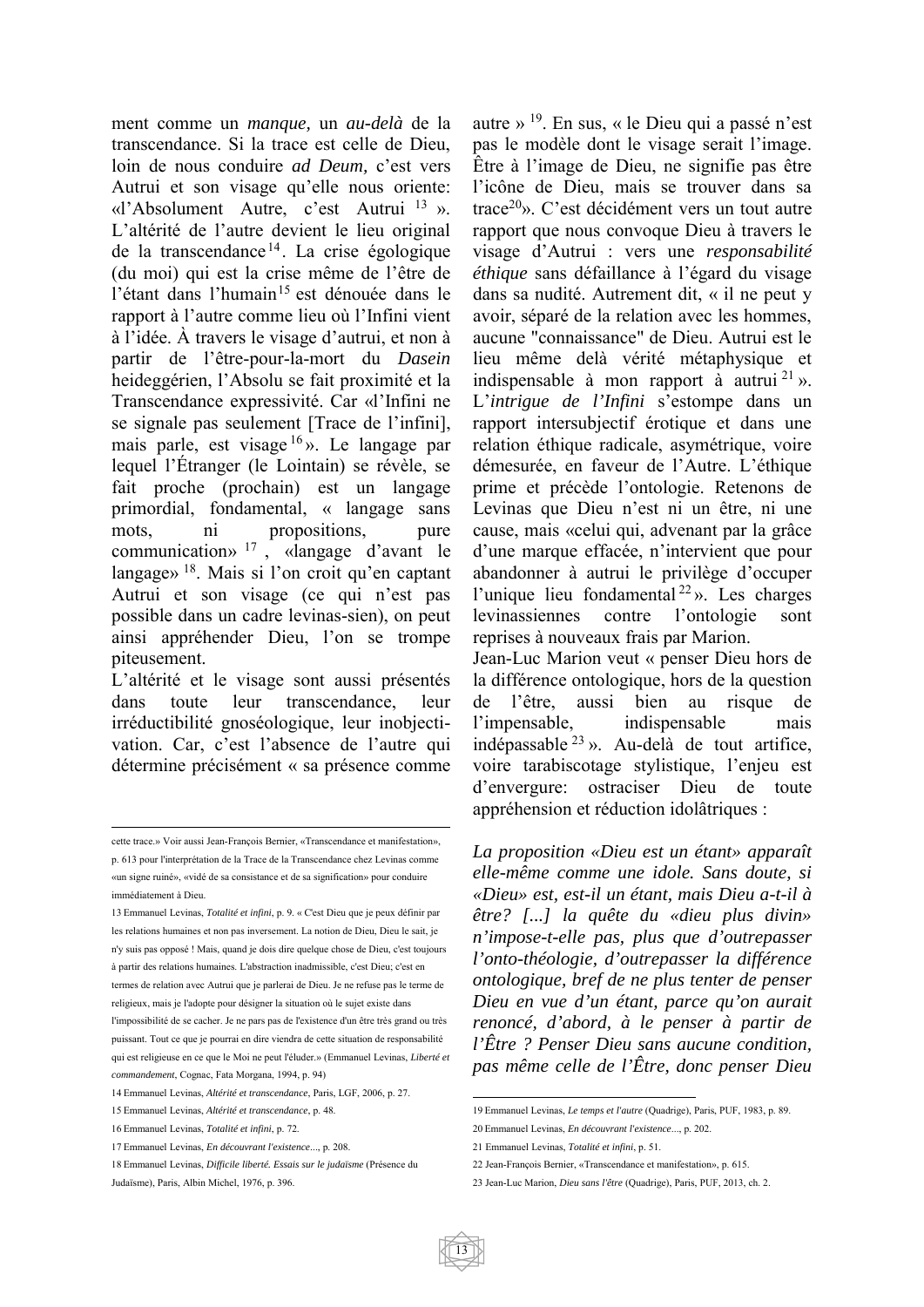ment comme un *manque,* un *au-delà* de la transcendance. Si la trace est celle de Dieu, loin de nous conduire *ad Deum,* c'est vers Autrui et son visage qu'elle nous oriente: «l'Absolument Autre, c'est Autrui [13] ». L'altérité de l'autre devient le lieu original de la transcendance[14]. La crise égologique (du moi) qui est la crise même de l'être de l'étant dans l'humain[15] est dénouée dans le rapport à l'autre comme lieu où l'Infini vient à l'idée. À travers le visage d'autrui, et non à partir de l'être-pour-la-mort du *Dasein* heideggérien, l'Absolu se fait proximité et la Transcendance expressivité. Car «l'Infini ne se signale pas seulement [Trace de l'infini], mais parle, est visage[16]». Le langage par lequel l'Étranger (le Lointain) se révèle, se fait proche (prochain) est un langage primordial, fondamental, « langage sans mots, ni propositions, pure communication» [17] , «langage d'avant le langage» [18]. Mais si l'on croit qu'en captant Autrui et son visage (ce qui n'est pas possible dans un cadre levinas-sien), on peut ainsi appréhender Dieu, l'on se trompe piteusement.

L'altérité et le visage sont aussi présentés dans toute leur transcendance, leur irréductibilité gnoséologique, leur inobjectivation. Car, c'est l'absence de l'autre qui détermine précisément « sa présence comme autre » [19]. En sus, « le Dieu qui a passé n'est pas le modèle dont le visage serait l'image. Être à l'image de Dieu, ne signifie pas être l'icône de Dieu, mais se trouver dans sa trace[20]». C'est décidément vers un tout autre rapport que nous convoque Dieu à travers le visage d'Autrui : vers une *responsabilité éthique* sans défaillance à l'égard du visage dans sa nudité. Autrement dit, « il ne peut y avoir, séparé de la relation avec les hommes, aucune "connaissance" de Dieu. Autrui est le lieu même delà vérité métaphysique et indispensable à mon rapport à autrui [21] ». L'*intrigue de l'Infini* s'estompe dans un rapport intersubjectif érotique et dans une relation éthique radicale, asymétrique, voire démesurée, en faveur de l'Autre. L'éthique prime et précède l'ontologie. Retenons de Levinas que Dieu n'est ni un être, ni une cause, mais «celui qui, advenant par la grâce d'une marque effacée, n'intervient que pour abandonner à autrui le privilège d'occuper l'unique lieu fondamental[22]». Les charges levinassiennes contre l'ontologie sont reprises à nouveaux frais par Marion.

Jean-Luc Marion veut « penser Dieu hors de la différence ontologique, hors de la question de l'être, aussi bien au risque de l'impensable, indispensable mais indépassable[23] ». Au-delà de tout artifice, voire tarabiscotage stylistique, l'enjeu est d'envergure: ostraciser Dieu de toute appréhension et réduction idolâtriques :

*La proposition «Dieu est un étant» apparaît elle-même comme une idole. Sans doute, si «Dieu» est, est-il un étant, mais Dieu a-t-il à être? [...] la quête du «dieu plus divin» n'impose-t-elle pas, plus que d'outrepasser l'onto-théologie, d'outrepasser la différence ontologique, bref de ne plus tenter de penser Dieu en vue d'un étant, parce qu'on aurait renoncé, d'abord, à le penser à partir de l'Être ? Penser Dieu sans aucune condition, pas même celle de l'Être, donc penser Dieu*

---

cette trace.» Voir aussi Jean-François Bernier, «Transcendance et manifestation», p. 613 pour l'interprétation de la Trace de la Transcendance chez Levinas comme «un signe ruiné», «vidé de sa consistance et de sa signification» pour conduire immédiatement à Dieu.

13 Emmanuel Levinas, *Totalité et infini*, p. 9. « C'est Dieu que je peux définir par les relations humaines et non pas inversement. La notion de Dieu, Dieu le sait, je n'y suis pas opposé ! Mais, quand je dois dire quelque chose de Dieu, c'est toujours à partir des relations humaines. L'abstraction inadmissible, c'est Dieu; c'est en termes de relation avec Autrui que je parlerai de Dieu. Je ne refuse pas le terme de religieux, mais je l'adopte pour désigner la situation où le sujet existe dans l'impossibilité de se cacher. Je ne pars pas de l'existence d'un être très grand ou très puissant. Tout ce que je pourrai en dire viendra de cette situation de responsabilité qui est religieuse en ce que le Moi ne peut l'éluder.» (Emmanuel Levinas, *Liberté et commandement*, Cognac, Fata Morgana, 1994, p. 94)

14 Emmanuel Levinas, *Altérité et transcendance*, Paris, LGF, 2006, p. 27.

15 Emmanuel Levinas, *Altérité et transcendance*, p. 48.

16 Emmanuel Levinas, *Totalité et infini*, p. 72.

17 Emmanuel Levinas, *En découvrant l'existence*..., p. 208.

18 Emmanuel Levinas, *Difficile liberté. Essais sur le judaïsme* (Présence du Judaïsme), Paris, Albin Michel, 1976, p. 396.

19 Emmanuel Levinas, *Le temps et l'autre* (Quadrige), Paris, PUF, 1983, p. 89.

20 Emmanuel Levinas, *En découvrant l'existence*..., p. 202.

21 Emmanuel Levinas, *Totalité et infini*, p. 51.

22 Jean-François Bernier, «Transcendance et manifestation», p. 615.

23 Jean-Luc Marion, *Dieu sans l'être* (Quadrige), Paris, PUF, 2013, ch. 2.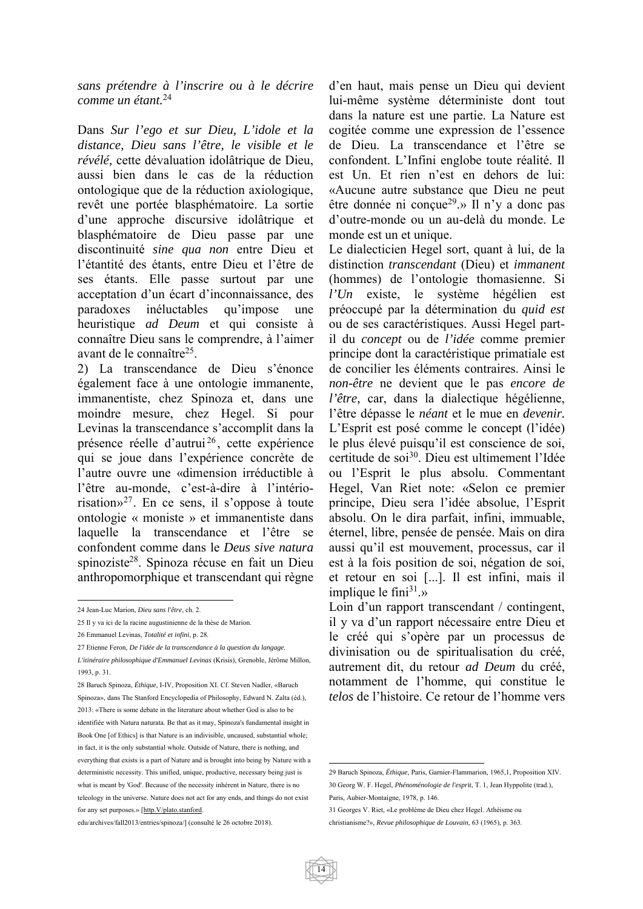*sans prétendre à l'inscrire ou à le décrire comme un étant.*[24]

Dans *Sur l'ego et sur Dieu, L'idole et la distance, Dieu sans l'être, le visible et le révélé,* cette dévaluation idolâtrique de Dieu, aussi bien dans le cas de la réduction ontologique que de la réduction axiologique, revêt une portée blasphématoire. La sortie d'une approche discursive idolâtrique et blasphématoire de Dieu passe par une discontinuité *sine qua non* entre Dieu et l'étantité des étants, entre Dieu et l'être de ses étants. Elle passe surtout par une acceptation d'un écart d'inconnaissance, des paradoxes inéluctables qu'impose une heuristique *ad Deum* et qui consiste à connaître Dieu sans le comprendre, à l'aimer avant de le connaître[25].

2) La transcendance de Dieu s'énonce également face à une ontologie immanente, immanentiste, chez Spinoza et, dans une moindre mesure, chez Hegel. Si pour Levinas la transcendance s'accomplit dans la présence réelle d'autrui[26], cette expérience qui se joue dans l'expérience concrète de l'autre ouvre une «dimension irréductible à l'être au-monde, c'est-à-dire à l'intériorisation»[27]. En ce sens, il s'oppose à toute ontologie « moniste » et immanentiste dans laquelle la transcendance et l'être se confondent comme dans le *Deus sive natura* spinoziste[28]. Spinoza récuse en fait un Dieu anthropomorphique et transcendant qui règne d'en haut, mais pense un Dieu qui devient lui-même système déterministe dont tout dans la nature est une partie. La Nature est cogitée comme une expression de l'essence de Dieu. La transcendance et l'être se confondent. L'Infini englobe toute réalité. Il est Un. Et rien n'est en dehors de lui: «Aucune autre substance que Dieu ne peut être donnée ni conçue[29].» Il n'y a donc pas d'outre-monde ou un au-delà du monde. Le monde est un et unique.

Le dialecticien Hegel sort, quant à lui, de la distinction *transcendant* (Dieu) et *immanent* (hommes) de l'ontologie thomasienne. Si *l'Un* existe, le système hégélien est préoccupé par la détermination du *quid est* ou de ses caractéristiques. Aussi Hegel part-il du *concept* ou de *l'idée* comme premier principe dont la caractéristique primatiale est de concilier les éléments contraires. Ainsi le *non-être* ne devient que le pas *encore de l'être,* car, dans la dialectique hégélienne, l'être dépasse le *néant* et le mue en *devenir.* L'Esprit est posé comme le concept (l'idée) le plus élevé puisqu'il est conscience de soi, certitude de soi[30]. Dieu est ultimement l'Idée ou l'Esprit le plus absolu. Commentant Hegel, Van Riet note: «Selon ce premier principe, Dieu sera l'idée absolue, l'Esprit absolu. On le dira parfait, infini, immuable, éternel, libre, pensée de pensée. Mais on dira aussi qu'il est mouvement, processus, car il est à la fois position de soi, négation de soi, et retour en soi [...]. Il est infini, mais il implique le fini[31].»

Loin d'un rapport transcendant / contingent, il y va d'un rapport nécessaire entre Dieu et le créé qui s'opère par un processus de divinisation ou de spiritualisation du créé, autrement dit, du retour *ad Deum* du créé, notamment de l'homme, qui constitue le *telos* de l'histoire. Ce retour de l'homme vers

---

24 Jean-Luc Marion, *Dieu sans l'être*, ch. 2.

25 Il y va ici de la racine augustinienne de la thèse de Marion.

26 Emmanuel Levinas, *Totalité et infini*, p. 28.

27 Etienne Feron, *De l'idée de la transcendance à la question du langage. L'itinéraire philosophique d'Emmanuel Levinas* (Krisis), Grenoble, Jérôme Millon, 1993, p. 31.

28 Baruch Spinoza, *Éthique*, I-IV, Proposition XI. Cf. Steven Nadler, «Baruch Spinoza», dans The Stanford Encyclopedia of Philosophy, Edward N. Zalta (éd.), 2013: «There is some debate in the literature about whether God is also to be identifiée with Natura naturata. Be that as it may, Spinoza's fundamental insight in Book One [of Ethics] is that Nature is an indivisible, uncaused, substantial whole; in fact, it is the only substantial whole. Outside of Nature, there is nothing, and everything that exists is a part of Nature and is brought into being by Nature with a deterministic necessity. This unified, unique, productive, necessary being just is what is meant by 'God'. Because of the necessity inhérent in Nature, there is no teleology in the universe. Nature does not act for any ends, and things do not exist for any set purposes.» [http.V/plato.stanford.edu/archives/fall2013/entries/spinoza/] (consulté le 26 octobre 2018).

29 Baruch Spinoza, *Éthique*, Paris, Garnier-Flammarion, 1965,1, Proposition XIV.

30 Georg W. F. Hegel, *Phénoménologie de l'esprit*, T. 1, Jean Hyppolite (trad.), Paris, Aubier-Montaigne, 1978, p. 146.

31 Georges V. Riet, «Le problème de Dieu chez Hegel. Athéisme ou christianisme?», *Revue philosophique de Louvain*, 63 (1965), p. 363.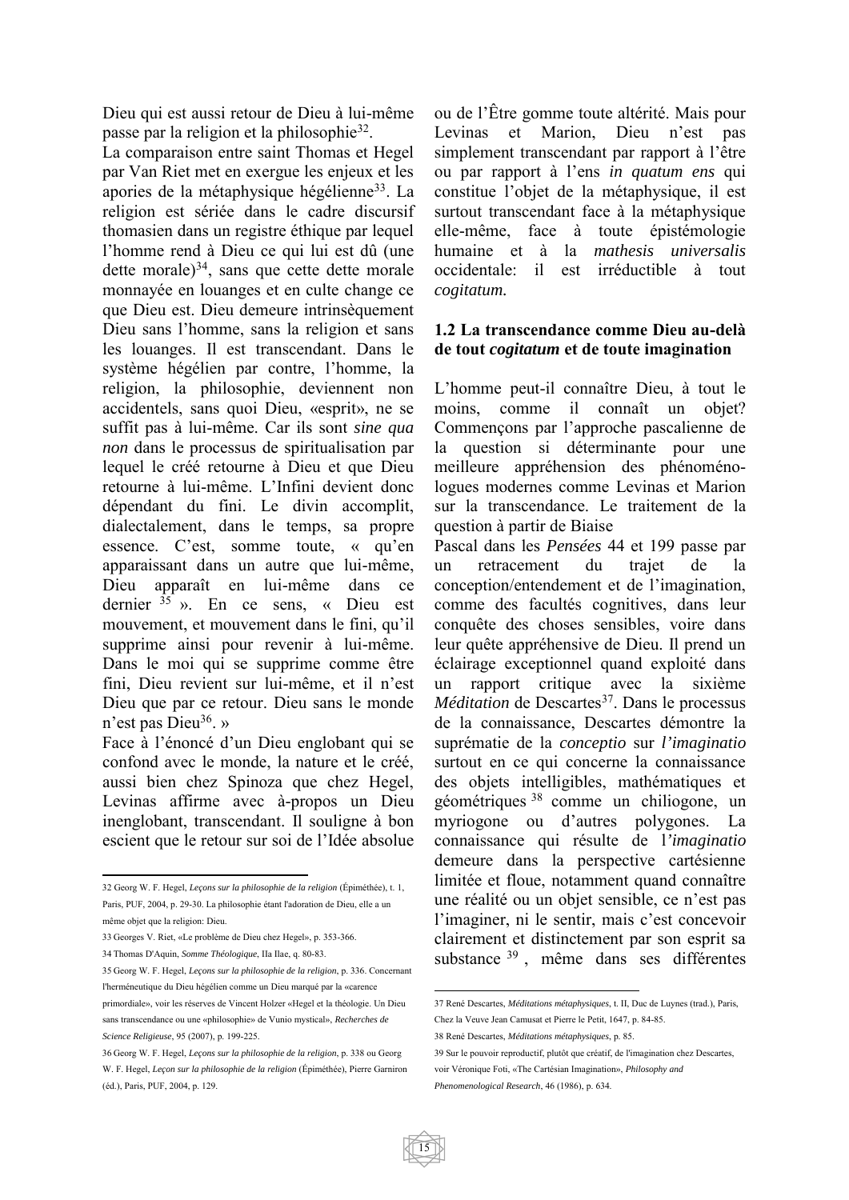Dieu qui est aussi retour de Dieu à lui-même passe par la religion et la philosophie[32].

La comparaison entre saint Thomas et Hegel par Van Riet met en exergue les enjeux et les apories de la métaphysique hégélienne[33]. La religion est sériée dans le cadre discursif thomasien dans un registre éthique par lequel l'homme rend à Dieu ce qui lui est dû (une dette morale)[34], sans que cette dette morale monnayée en louanges et en culte change ce que Dieu est. Dieu demeure intrinsèquement Dieu sans l'homme, sans la religion et sans les louanges. Il est transcendant. Dans le système hégélien par contre, l'homme, la religion, la philosophie, deviennent non accidentels, sans quoi Dieu, «esprit», ne se suffit pas à lui-même. Car ils sont *sine qua non* dans le processus de spiritualisation par lequel le créé retourne à Dieu et que Dieu retourne à lui-même. L'Infini devient donc dépendant du fini. Le divin accomplit, dialectalement, dans le temps, sa propre essence. C'est, somme toute, « qu'en apparaissant dans un autre que lui-même, Dieu apparaît en lui-même dans ce dernier [35] ». En ce sens, « Dieu est mouvement, et mouvement dans le fini, qu'il supprime ainsi pour revenir à lui-même. Dans le moi qui se supprime comme être fini, Dieu revient sur lui-même, et il n'est Dieu que par ce retour. Dieu sans le monde n'est pas Dieu[36]. »

Face à l'énoncé d'un Dieu englobant qui se confond avec le monde, la nature et le créé, aussi bien chez Spinoza que chez Hegel, Levinas affirme avec à-propos un Dieu inenglobant, transcendant. Il souligne à bon escient que le retour sur soi de l'Idée absolue ou de l'Être gomme toute altérité. Mais pour Levinas et Marion, Dieu n'est pas simplement transcendant par rapport à l'être ou par rapport à l'ens *in quatum ens* qui constitue l'objet de la métaphysique, il est surtout transcendant face à la métaphysique elle-même, face à toute épistémologie humaine et à la *mathesis universalis* occidentale: il est irréductible à tout *cogitatum.*

### 1.2 La transcendance comme Dieu au-delà de tout *cogitatum* et de toute imagination

L'homme peut-il connaître Dieu, à tout le moins, comme il connaît un objet? Commençons par l'approche pascalienne de la question si déterminante pour une meilleure appréhension des phénoménologues modernes comme Levinas et Marion sur la transcendance. Le traitement de la question à partir de Biaise

Pascal dans les *Pensées* 44 et 199 passe par un retracement du trajet de la conception/entendement et de l'imagination, comme des facultés cognitives, dans leur conquête des choses sensibles, voire dans leur quête appréhensive de Dieu. Il prend un éclairage exceptionnel quand exploité dans un rapport critique avec la sixième *Méditation* de Descartes[37]. Dans le processus de la connaissance, Descartes démontre la suprématie de la *conceptio* sur *l'imaginatio* surtout en ce qui concerne la connaissance des objets intelligibles, mathématiques et géométriques [38] comme un chiliogone, un myriogone ou d'autres polygones. La connaissance qui résulte de l'*imaginatio* demeure dans la perspective cartésienne limitée et floue, notamment quand connaître une réalité ou un objet sensible, ce n'est pas l'imaginer, ni le sentir, mais c'est concevoir clairement et distinctement par son esprit sa substance [39] , même dans ses différentes

---

32 Georg W. F. Hegel, *Leçons sur la philosophie de la religion* (Épiméthée), t. 1, Paris, PUF, 2004, p. 29-30. La philosophie étant l'adoration de Dieu, elle a un même objet que la religion: Dieu.

33 Georges V. Riet, «Le problème de Dieu chez Hegel», p. 353-366.

34 Thomas D'Aquin, *Somme Théologique*, IIa IIae, q. 80-83.

35 Georg W. F. Hegel, *Leçons sur la philosophie de la religion*, p. 336. Concernant l'herméneutique du Dieu hégélien comme un Dieu marqué par la «carence primordiale», voir les réserves de Vincent Holzer «Hegel et la théologie. Un Dieu sans transcendance ou une «philosophie» de Vunio mystical», *Recherches de Science Religieuse*, 95 (2007), p. 199-225.

36 Georg W. F. Hegel, *Leçons sur la philosophie de la religion*, p. 338 ou Georg W. F. Hegel, *Leçon sur la philosophie de la religion* (Épiméthée), Pierre Garniron (éd.), Paris, PUF, 2004, p. 129.

37 René Descartes, *Méditations métaphysiques*, t. II, Duc de Luynes (trad.), Paris, Chez la Veuve Jean Camusat et Pierre le Petit, 1647, p. 84-85.

38 René Descartes, *Méditations métaphysiques*, p. 85.

39 Sur le pouvoir reproductif, plutôt que créatif, de l'imagination chez Descartes, voir Véronique Foti, «The Cartésian Imagination», *Philosophy and Phenomenological Research*, 46 (1986), p. 634.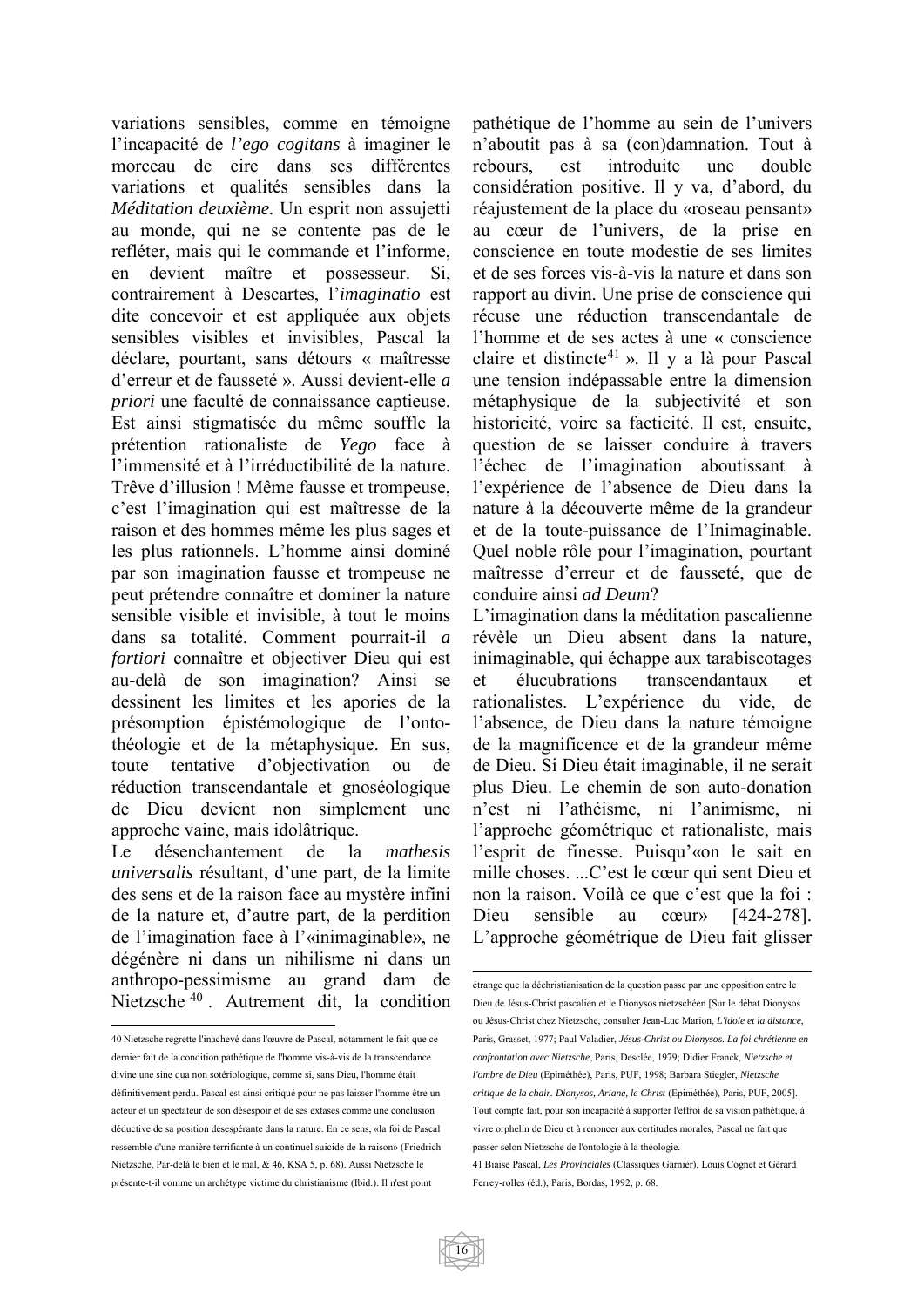variations sensibles, comme en témoigne l'incapacité de *l'ego cogitans* à imaginer le morceau de cire dans ses différentes variations et qualités sensibles dans la *Méditation deuxième.* Un esprit non assujetti au monde, qui ne se contente pas de le refléter, mais qui le commande et l'informe, en devient maître et possesseur. Si, contrairement à Descartes, l'*imaginatio* est dite concevoir et est appliquée aux objets sensibles visibles et invisibles, Pascal la déclare, pourtant, sans détours « maîtresse d'erreur et de fausseté ». Aussi devient-elle *a priori* une faculté de connaissance captieuse. Est ainsi stigmatisée du même souffle la prétention rationaliste de *Yego* face à l'immensité et à l'irréductibilité de la nature. Trêve d'illusion ! Même fausse et trompeuse, c'est l'imagination qui est maîtresse de la raison et des hommes même les plus sages et les plus rationnels. L'homme ainsi dominé par son imagination fausse et trompeuse ne peut prétendre connaître et dominer la nature sensible visible et invisible, à tout le moins dans sa totalité. Comment pourrait-il *a fortiori* connaître et objectiver Dieu qui est au-delà de son imagination? Ainsi se dessinent les limites et les apories de la présomption épistémologique de l'onto-théologie et de la métaphysique. En sus, toute tentative d'objectivation ou de réduction transcendantale et gnoséologique de Dieu devient non simplement une approche vaine, mais idolâtrique.

Le désenchantement de la *mathesis universalis* résultant, d'une part, de la limite des sens et de la raison face au mystère infini de la nature et, d'autre part, de la perdition de l'imagination face à l'«inimaginable», ne dégénère ni dans un nihilisme ni dans un anthropo-pessimisme au grand dam de Nietzsche[40]. Autrement dit, la condition pathétique de l'homme au sein de l'univers n'aboutit pas à sa (con)damnation. Tout à rebours, est introduite une double considération positive. Il y va, d'abord, du réajustement de la place du «roseau pensant» au cœur de l'univers, de la prise en conscience en toute modestie de ses limites et de ses forces vis-à-vis la nature et dans son rapport au divin. Une prise de conscience qui récuse une réduction transcendantale de l'homme et de ses actes à une « conscience claire et distincte[41] ». Il y a là pour Pascal une tension indépassable entre la dimension métaphysique de la subjectivité et son historicité, voire sa facticité. Il est, ensuite, question de se laisser conduire à travers l'échec de l'imagination aboutissant à l'expérience de l'absence de Dieu dans la nature à la découverte même de la grandeur et de la toute-puissance de l'Inimaginable. Quel noble rôle pour l'imagination, pourtant maîtresse d'erreur et de fausseté, que de conduire ainsi *ad Deum*?

L'imagination dans la méditation pascalienne révèle un Dieu absent dans la nature, inimaginable, qui échappe aux tarabiscotages et élucubrations transcendantaux et rationalistes. L'expérience du vide, de l'absence, de Dieu dans la nature témoigne de la magnificence et de la grandeur même de Dieu. Si Dieu était imaginable, il ne serait plus Dieu. Le chemin de son auto-donation n'est ni l'athéisme, ni l'animisme, ni l'approche géométrique et rationaliste, mais l'esprit de finesse. Puisqu'«on le sait en mille choses. ...C'est le cœur qui sent Dieu et non la raison. Voilà ce que c'est que la foi : Dieu sensible au cœur» [424-278]. L'approche géométrique de Dieu fait glisser

---

40 Nietzsche regrette l'inachevé dans l'œuvre de Pascal, notamment le fait que ce dernier fait de la condition pathétique de l'homme vis-à-vis de la transcendance divine une sine qua non sotériologique, comme si, sans Dieu, l'homme était définitivement perdu. Pascal est ainsi critiqué pour ne pas laisser l'homme être un acteur et un spectateur de son désespoir et de ses extases comme une conclusion déductive de sa position désespérante dans la nature. En ce sens, «la foi de Pascal ressemble d'une manière terrifiante à un continuel suicide de la raison» (Friedrich Nietzsche, Par-delà le bien et le mal, & 46, KSA 5, p. 68). Aussi Nietzsche le présente-t-il comme un archétype victime du christianisme (Ibid.). Il n'est point étrange que la déchristianisation de la question passe par une opposition entre le Dieu de Jésus-Christ pascalien et le Dionysos nietzschéen [Sur le débat Dionysos ou Jésus-Christ chez Nietzsche, consulter Jean-Luc Marion, *L'idole et la distance*, Paris, Grasset, 1977; Paul Valadier, *Jésus-Christ ou Dionysos. La foi chrétienne en confrontation avec Nietzsche*, Paris, Desclée, 1979; Didier Franck, *Nietzsche et l'ombre de Dieu* (Epiméthée), Paris, PUF, 1998; Barbara Stiegler, *Nietzsche critique de la chair. Dionysos, Ariane, le Christ* (Epiméthée), Paris, PUF, 2005]. Tout compte fait, pour son incapacité à supporter l'effroi de sa vision pathétique, à vivre orphelin de Dieu et à renoncer aux certitudes morales, Pascal ne fait que passer selon Nietzsche de l'ontologie à la théologie.

41 Biaise Pascal, *Les Provinciales* (Classiques Garnier), Louis Cognet et Gérard Ferrey-rolles (éd.), Paris, Bordas, 1992, p. 68.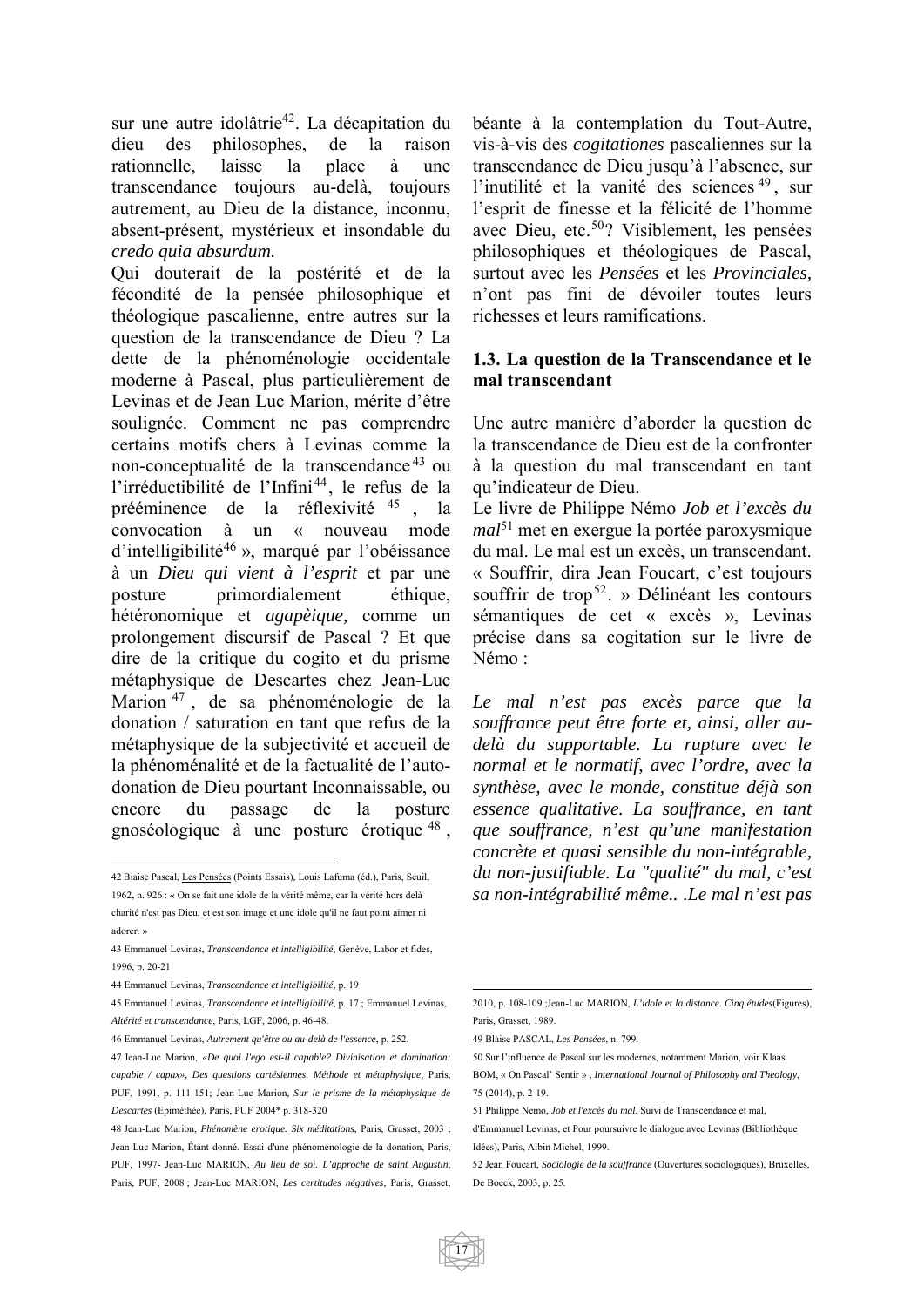sur une autre idolâtrie[42]. La décapitation du dieu des philosophes, de la raison rationnelle, laisse la place à une transcendance toujours au-delà, toujours autrement, au Dieu de la distance, inconnu, absent-présent, mystérieux et insondable du *credo quia absurdum.*

Qui douterait de la postérité et de la fécondité de la pensée philosophique et théologique pascalienne, entre autres sur la question de la transcendance de Dieu ? La dette de la phénoménologie occidentale moderne à Pascal, plus particulièrement de Levinas et de Jean Luc Marion, mérite d'être soulignée. Comment ne pas comprendre certains motifs chers à Levinas comme la non-conceptualité de la transcendance[43] ou l'irréductibilité de l'Infini[44], le refus de la prééminence de la réflexivité[45], la convocation à un « nouveau mode d'intelligibilité[46] », marqué par l'obéissance à un *Dieu qui vient à l'esprit* et par une posture primordialement éthique, hétéronomique et *agapèique,* comme un prolongement discursif de Pascal ? Et que dire de la critique du cogito et du prisme métaphysique de Descartes chez Jean-Luc Marion[47], de sa phénoménologie de la donation / saturation en tant que refus de la métaphysique de la subjectivité et accueil de la phénoménalité et de la factualité de l'auto-donation de Dieu pourtant Inconnaissable, ou encore du passage de la posture gnoséologique à une posture érotique[48], béante à la contemplation du Tout-Autre, vis-à-vis des *cogitationes* pascaliennes sur la transcendance de Dieu jusqu'à l'absence, sur l'inutilité et la vanité des sciences[49], sur l'esprit de finesse et la félicité de l'homme avec Dieu, etc.[50]? Visiblement, les pensées philosophiques et théologiques de Pascal, surtout avec les *Pensées* et les *Provinciales,* n'ont pas fini de dévoiler toutes leurs richesses et leurs ramifications.

### 1.3. La question de la Transcendance et le mal transcendant

Une autre manière d'aborder la question de la transcendance de Dieu est de la confronter à la question du mal transcendant en tant qu'indicateur de Dieu.

Le livre de Philippe Némo *Job et l'excès du mal*[51] met en exergue la portée paroxysmique du mal. Le mal est un excès, un transcendant. « Souffrir, dira Jean Foucart, c'est toujours souffrir de trop[52]. » Délinéant les contours sémantiques de cet « excès », Levinas précise dans sa cogitation sur le livre de Némo :

*Le mal n'est pas excès parce que la souffrance peut être forte et, ainsi, aller au-delà du supportable. La rupture avec le normal et le normatif, avec l'ordre, avec la synthèse, avec le monde, constitue déjà son essence qualitative. La souffrance, en tant que souffrance, n'est qu'une manifestation concrète et quasi sensible du non-intégrable, du non-justifiable. La "qualité" du mal, c'est sa non-intégrabilité même.. .Le mal n'est pas*

---

42 Blaise Pascal, Les Pensées (Points Essais), Louis Lafuma (éd.), Paris, Seuil, 1962, n. 926 : « On se fait une idole de la vérité même, car la vérité hors delà charité n'est pas Dieu, et est son image et une idole qu'il ne faut point aimer ni adorer. »

43 Emmanuel Levinas, *Transcendance et intelligibilité*, Genève, Labor et fides, 1996, p. 20-21

44 Emmanuel Levinas, *Transcendance et intelligibilité*, p. 19

45 Emmanuel Levinas, *Transcendance et intelligibilité*, p. 17 ; Emmanuel Levinas, *Altérité et transcendance*, Paris, LGF, 2006, p. 46-48.

46 Emmanuel Levinas, *Autrement qu'être ou au-delà de l'essence*, p. 252.

47 Jean-Luc Marion, *«De quoi l'ego est-il capable? Divinisation et domination: capable / capax», Des questions cartésiennes. Méthode et métaphysique*, Paris, PUF, 1991, p. 111-151; Jean-Luc Marion, *Sur le prisme de la métaphysique de Descartes* (Epiméthée), Paris, PUF 2004* p. 318-320

48 Jean-Luc Marion, *Phénomène erotique. Six méditations*, Paris, Grasset, 2003 ; Jean-Luc Marion, Étant donné. Essai d'une phénoménologie de la donation, Paris, PUF, 1997- Jean-Luc MARION, *Au lieu de soi. L'approche de saint Augustin*, Paris, PUF, 2008 ; Jean-Luc MARION, *Les certitudes négatives*, Paris, Grasset, 2010, p. 108-109 ;Jean-Luc MARION, *L'idole et la distance. Cinq études*(Figures), Paris, Grasset, 1989.

49 Blaise PASCAL, *Les Pensées*, n. 799.

50 Sur l'influence de Pascal sur les modernes, notamment Marion, voir Klaas BOM, « On Pascal' Sentir » , *International Journal of Philosophy and Theology*, 75 (2014), p. 2-19.

51 Philippe Nemo, *Job et l'excès du mal*. Suivi de Transcendance et mal, d'Emmanuel Levinas, et Pour poursuivre le dialogue avec Levinas (Bibliothèque Idées), Paris, Albin Michel, 1999.

52 Jean Foucart, *Sociologie de la souffrance* (Ouvertures sociologiques), Bruxelles, De Boeck, 2003, p. 25.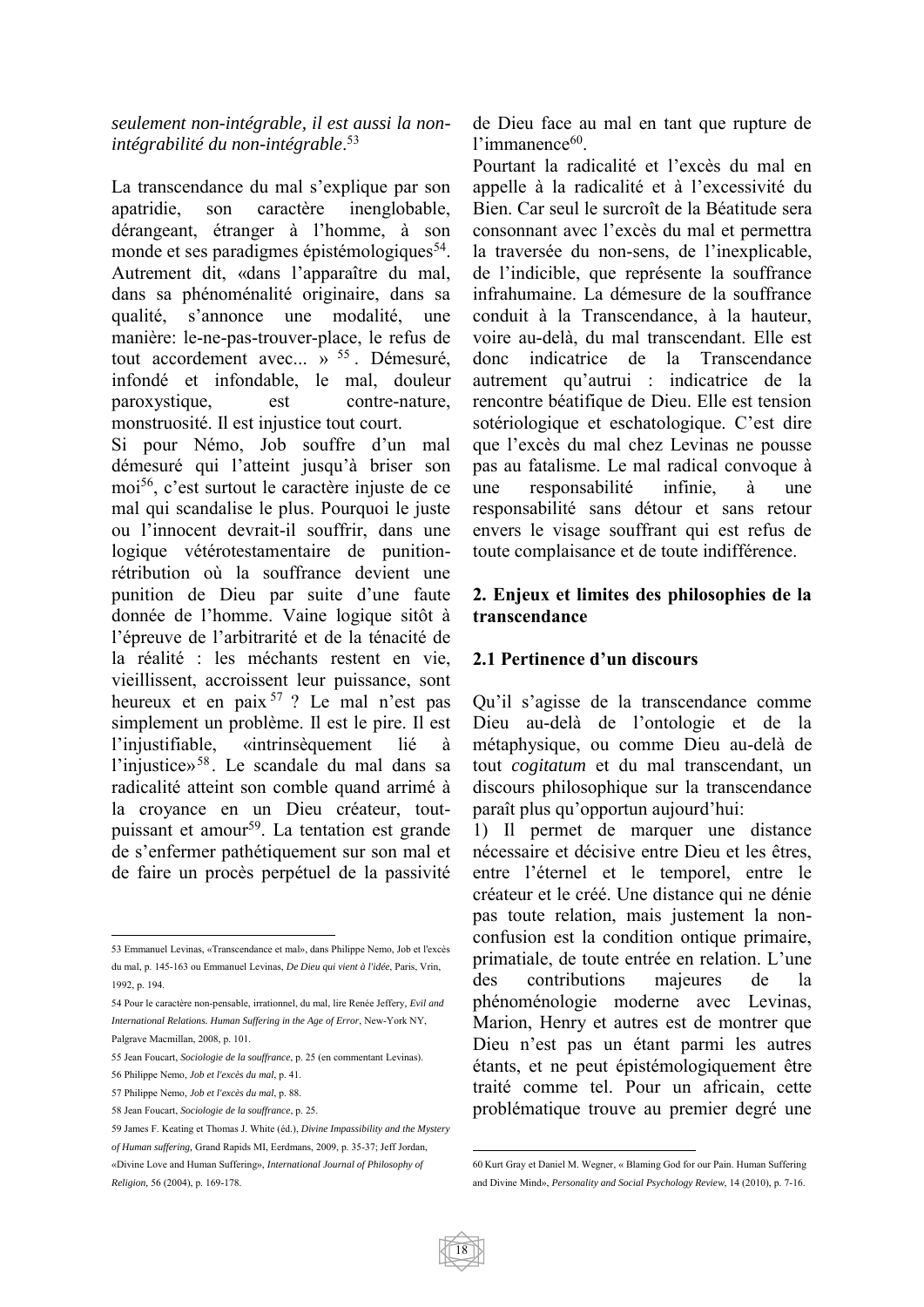*seulement non-intégrable, il est aussi la non-intégrabilité du non-intégrable*.[53]

La transcendance du mal s'explique par son apatridie, son caractère inenglobable, dérangeant, étranger à l'homme, à son monde et ses paradigmes épistémologiques[54]. Autrement dit, «dans l'apparaître du mal, dans sa phénoménalité originaire, dans sa qualité, s'annonce une modalité, une manière: le-ne-pas-trouver-place, le refus de tout accordement avec... » [55]. Démesuré, infondé et infondable, le mal, douleur paroxystique, est contre-nature, monstruosité. Il est injustice tout court.

Si pour Némo, Job souffre d'un mal démesuré qui l'atteint jusqu'à briser son moi[56], c'est surtout le caractère injuste de ce mal qui scandalise le plus. Pourquoi le juste ou l'innocent devrait-il souffrir, dans une logique vétérotestamentaire de punition-rétribution où la souffrance devient une punition de Dieu par suite d'une faute donnée de l'homme. Vaine logique sitôt à l'épreuve de l'arbitrarité et de la ténacité de la réalité : les méchants restent en vie, vieillissent, accroissent leur puissance, sont heureux et en paix [57] ? Le mal n'est pas simplement un problème. Il est le pire. Il est l'injustifiable, «intrinsèquement lié à l'injustice»[58]. Le scandale du mal dans sa radicalité atteint son comble quand arrimé à la croyance en un Dieu créateur, tout-puissant et amour[59]. La tentation est grande de s'enfermer pathétiquement sur son mal et de faire un procès perpétuel de la passivité de Dieu face au mal en tant que rupture de l'immanence[60].

Pourtant la radicalité et l'excès du mal en appelle à la radicalité et à l'excessivité du Bien. Car seul le surcroît de la Béatitude sera consonnant avec l'excès du mal et permettra la traversée du non-sens, de l'inexplicable, de l'indicible, que représente la souffrance infrahumaine. La démesure de la souffrance conduit à la Transcendance, à la hauteur, voire au-delà, du mal transcendant. Elle est donc indicatrice de la Transcendance autrement qu'autrui : indicatrice de la rencontre béatifique de Dieu. Elle est tension sotériologique et eschatologique. C'est dire que l'excès du mal chez Levinas ne pousse pas au fatalisme. Le mal radical convoque à une responsabilité infinie, à une responsabilité sans détour et sans retour envers le visage souffrant qui est refus de toute complaisance et de toute indifférence.

## 2. Enjeux et limites des philosophies de la transcendance

### 2.1 Pertinence d'un discours

Qu'il s'agisse de la transcendance comme Dieu au-delà de l'ontologie et de la métaphysique, ou comme Dieu au-delà de tout *cogitatum* et du mal transcendant, un discours philosophique sur la transcendance paraît plus qu'opportun aujourd'hui:

1) Il permet de marquer une distance nécessaire et décisive entre Dieu et les êtres, entre l'éternel et le temporel, entre le créateur et le créé. Une distance qui ne dénie pas toute relation, mais justement la non-confusion est la condition ontique primaire, primatiale, de toute entrée en relation. L'une des contributions majeures de la phénoménologie moderne avec Levinas, Marion, Henry et autres est de montrer que Dieu n'est pas un étant parmi les autres étants, et ne peut épistémologiquement être traité comme tel. Pour un africain, cette problématique trouve au premier degré une

---

53 Emmanuel Levinas, «Transcendance et mal», dans Philippe Nemo, Job et l'excès du mal, p. 145-163 ou Emmanuel Levinas, *De Dieu qui vient à l'idée*, Paris, Vrin, 1992, p. 194.

54 Pour le caractère non-pensable, irrationnel, du mal, lire Renée Jeffery, *Evil and International Relations. Human Suffering in the Age of Error*, New-York NY, Palgrave Macmillan, 2008, p. 101.

55 Jean Foucart, *Sociologie de la souffrance*, p. 25 (en commentant Levinas).

56 Philippe Nemo, *Job et l'excès du mal*, p. 41.

57 Philippe Nemo, *Job et l'excès du mal*, p. 88.

58 Jean Foucart, *Sociologie de la souffrance*, p. 25.

59 James F. Keating et Thomas J. White (éd.), *Divine Impassibility and the Mystery of Human suffering*, Grand Rapids MI, Eerdmans, 2009, p. 35-37; Jeff Jordan, «Divine Love and Human Suffering», *International Journal of Philosophy of Religion*, 56 (2004), p. 169-178.

60 Kurt Gray et Daniel M. Wegner, « Blaming God for our Pain. Human Suffering and Divine Mind», *Personality and Social Psychology Review*, 14 (2010), p. 7-16.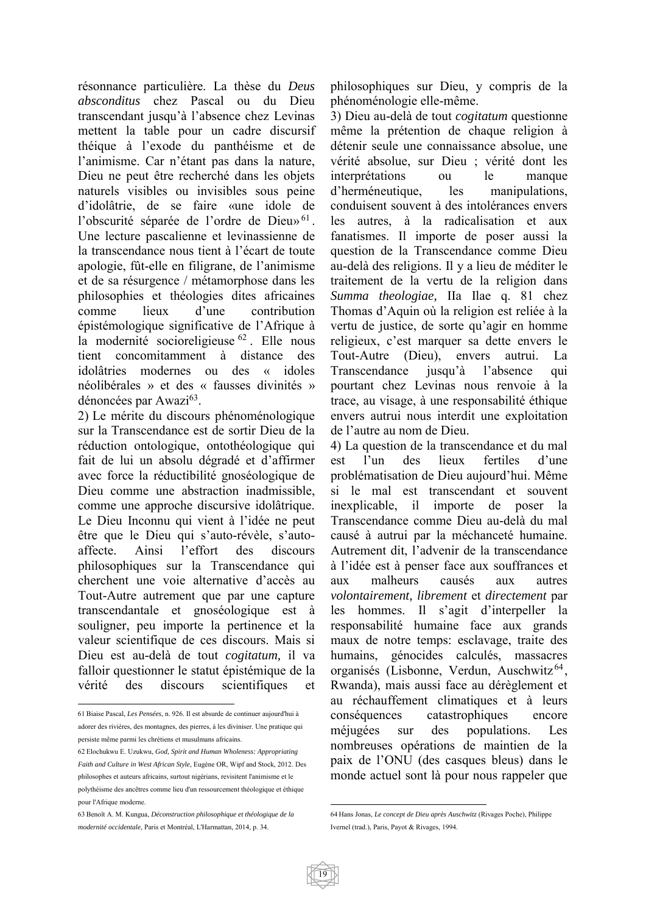résonnance particulière. La thèse du *Deus absconditus* chez Pascal ou du Dieu transcendant jusqu'à l'absence chez Levinas mettent la table pour un cadre discursif théique à l'exode du panthéisme et de l'animisme. Car n'étant pas dans la nature, Dieu ne peut être recherché dans les objets naturels visibles ou invisibles sous peine d'idolâtrie, de se faire «une idole de l'obscurité séparée de l'ordre de Dieu»[61]. Une lecture pascalienne et levinassienne de la transcendance nous tient à l'écart de toute apologie, fût-elle en filigrane, de l'animisme et de sa résurgence / métamorphose dans les philosophies et théologies dites africaines comme lieux d'une contribution épistémologique significative de l'Afrique à la modernité socioreligieuse[62]. Elle nous tient concomitamment à distance des idolâtries modernes ou des « idoles néolibérales » et des « fausses divinités » dénoncées par Awazi[63].

2) Le mérite du discours phénoménologique sur la Transcendance est de sortir Dieu de la réduction ontologique, ontothéologique qui fait de lui un absolu dégradé et d'affirmer avec force la réductibilité gnoséologique de Dieu comme une abstraction inadmissible, comme une approche discursive idolâtrique. Le Dieu Inconnu qui vient à l'idée ne peut être que le Dieu qui s'auto-révèle, s'auto-affecte. Ainsi l'effort des discours philosophiques sur la Transcendance qui cherchent une voie alternative d'accès au Tout-Autre autrement que par une capture transcendantale et gnoséologique est à souligner, peu importe la pertinence et la valeur scientifique de ces discours. Mais si Dieu est au-delà de tout *cogitatum,* il va falloir questionner le statut épistémique de la vérité des discours scientifiques et philosophiques sur Dieu, y compris de la phénoménologie elle-même.

3) Dieu au-delà de tout *cogitatum* questionne même la prétention de chaque religion à détenir seule une connaissance absolue, une vérité absolue, sur Dieu ; vérité dont les interprétations ou le manque d'herméneutique, les manipulations, conduisent souvent à des intolérances envers les autres, à la radicalisation et aux fanatismes. Il importe de poser aussi la question de la Transcendance comme Dieu au-delà des religions. Il y a lieu de méditer le traitement de la vertu de la religion dans *Summa theologiae,* IIa IIae q. 81 chez Thomas d'Aquin où la religion est reliée à la vertu de justice, de sorte qu'agir en homme religieux, c'est marquer sa dette envers le Tout-Autre (Dieu), envers autrui. La Transcendance jusqu'à l'absence qui pourtant chez Levinas nous renvoie à la trace, au visage, à une responsabilité éthique envers autrui nous interdit une exploitation de l'autre au nom de Dieu.

4) La question de la transcendance et du mal est l'un des lieux fertiles d'une problématisation de Dieu aujourd'hui. Même si le mal est transcendant et souvent inexplicable, il importe de poser la Transcendance comme Dieu au-delà du mal causé à autrui par la méchanceté humaine. Autrement dit, l'advenir de la transcendance à l'idée est à penser face aux souffrances et aux malheurs causés aux autres *volontairement, librement* et *directement* par les hommes. Il s'agit d'interpeller la responsabilité humaine face aux grands maux de notre temps: esclavage, traite des humains, génocides calculés, massacres organisés (Lisbonne, Verdun, Auschwitz[64], Rwanda), mais aussi face au dérèglement et au réchauffement climatiques et à leurs conséquences catastrophiques encore méjugées sur des populations. Les nombreuses opérations de maintien de la paix de l'ONU (des casques bleus) dans le monde actuel sont là pour nous rappeler que

---

61 Biaise Pascal, *Les Pensées*, n. 926. Il est absurde de continuer aujourd'hui à adorer des rivières, des montagnes, des pierres, à les diviniser. Une pratique qui persiste même parmi les chrétiens et musulmans africains.

62 Elochukwu E. Uzukwu, *God, Spirit and Human Wholeness: Appropriating Faith and Culture in West African Style*, Eugène OR, Wipf and Stock, 2012. Des philosophes et auteurs africains, surtout nigérians, revisitent l'animisme et le polythéisme des ancêtres comme lieu d'un ressourcement théologique et éthique pour l'Afrique moderne.

63 Benoît A. M. Kungua, *Déconstruction philosophique et théologique de la modernité occidentale*, Paris et Montréal, L'Harmattan, 2014, p. 34.

64 Hans Jonas, *Le concept de Dieu après Auschwitz* (Rivages Poche), Philippe Ivernel (trad.), Paris, Payot & Rivages, 1994.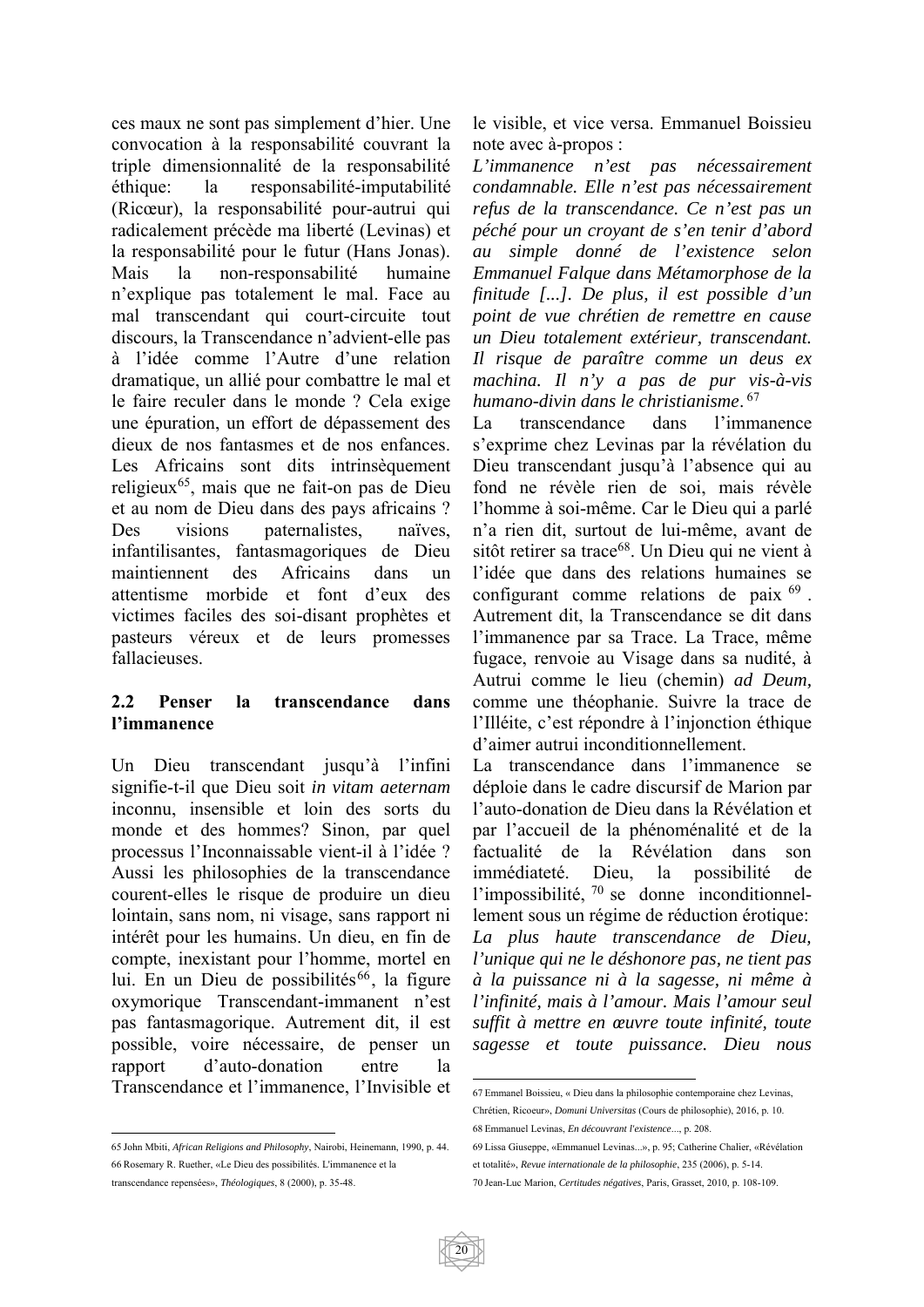ces maux ne sont pas simplement d'hier. Une convocation à la responsabilité couvrant la triple dimensionnalité de la responsabilité éthique: la responsabilité-imputabilité (Ricœur), la responsabilité pour-autrui qui radicalement précède ma liberté (Levinas) et la responsabilité pour le futur (Hans Jonas). Mais la non-responsabilité humaine n'explique pas totalement le mal. Face au mal transcendant qui court-circuite tout discours, la Transcendance n'advient-elle pas à l'idée comme l'Autre d'une relation dramatique, un allié pour combattre le mal et le faire reculer dans le monde ? Cela exige une épuration, un effort de dépassement des dieux de nos fantasmes et de nos enfances. Les Africains sont dits intrinsèquement religieux[65], mais que ne fait-on pas de Dieu et au nom de Dieu dans des pays africains ? Des visions paternalistes, naïves, infantilisantes, fantasmagoriques de Dieu maintiennent des Africains dans un attentisme morbide et font d'eux des victimes faciles des soi-disant prophètes et pasteurs véreux et de leurs promesses fallacieuses.

## 2.2 Penser la transcendance dans l'immanence

Un Dieu transcendant jusqu'à l'infini signifie-t-il que Dieu soit *in vitam aeternam* inconnu, insensible et loin des sorts du monde et des hommes? Sinon, par quel processus l'Inconnaissable vient-il à l'idée ? Aussi les philosophies de la transcendance courent-elles le risque de produire un dieu lointain, sans nom, ni visage, sans rapport ni intérêt pour les humains. Un dieu, en fin de compte, inexistant pour l'homme, mortel en lui. En un Dieu de possibilités[66], la figure oxymorique Transcendant-immanent n'est pas fantasmagorique. Autrement dit, il est possible, voire nécessaire, de penser un rapport d'auto-donation entre la Transcendance et l'immanence, l'Invisible et le visible, et vice versa. Emmanuel Boissieu note avec à-propos :

*L'immanence n'est pas nécessairement condamnable. Elle n'est pas nécessairement refus de la transcendance. Ce n'est pas un péché pour un croyant de s'en tenir d'abord au simple donné de l'existence selon Emmanuel Falque dans Métamorphose de la finitude [...]. De plus, il est possible d'un point de vue chrétien de remettre en cause un Dieu totalement extérieur, transcendant. Il risque de paraître comme un deus ex machina. Il n'y a pas de pur vis-à-vis humano-divin dans le christianisme*. [67]

La transcendance dans l'immanence s'exprime chez Levinas par la révélation du Dieu transcendant jusqu'à l'absence qui au fond ne révèle rien de soi, mais révèle l'homme à soi-même. Car le Dieu qui a parlé n'a rien dit, surtout de lui-même, avant de sitôt retirer sa trace[68]. Un Dieu qui ne vient à l'idée que dans des relations humaines se configurant comme relations de paix [69]. Autrement dit, la Transcendance se dit dans l'immanence par sa Trace. La Trace, même fugace, renvoie au Visage dans sa nudité, à Autrui comme le lieu (chemin) *ad Deum,* comme une théophanie. Suivre la trace de l'Illéité, c'est répondre à l'injonction éthique d'aimer autrui inconditionnellement.

La transcendance dans l'immanence se déploie dans le cadre discursif de Marion par l'auto-donation de Dieu dans la Révélation et par l'accueil de la phénoménalité et de la factualité de la Révélation dans son immédiateté. Dieu, la possibilité de l'impossibilité, [70] se donne inconditionnellement sous un régime de réduction érotique:

*La plus haute transcendance de Dieu, l'unique qui ne le déshonore pas, ne tient pas à la puissance ni à la sagesse, ni même à l'infinité, mais à l'amour. Mais l'amour seul suffit à mettre en œuvre toute infinité, toute sagesse et toute puissance. Dieu nous*

---

65 John Mbiti, *African Religions and Philosophy*, Nairobi, Heinemann, 1990, p. 44.

66 Rosemary R. Ruether, «Le Dieu des possibilités. L'immanence et la transcendance repensées», *Théologiques*, 8 (2000), p. 35-48.

67 Emmanel Boissieu, « Dieu dans la philosophie contemporaine chez Levinas, Chrétien, Ricoeur», *Domuni Universitas* (Cours de philosophie), 2016, p. 10.

68 Emmanuel Levinas, *En découvrant l'existence*..., p. 208.

69 Lissa Giuseppe, «Emmanuel Levinas...», p. 95; Catherine Chalier, «Révélation et totalité», *Revue internationale de la philosophie*, 235 (2006), p. 5-14.

70 Jean-Luc Marion, *Certitudes négatives*, Paris, Grasset, 2010, p. 108-109.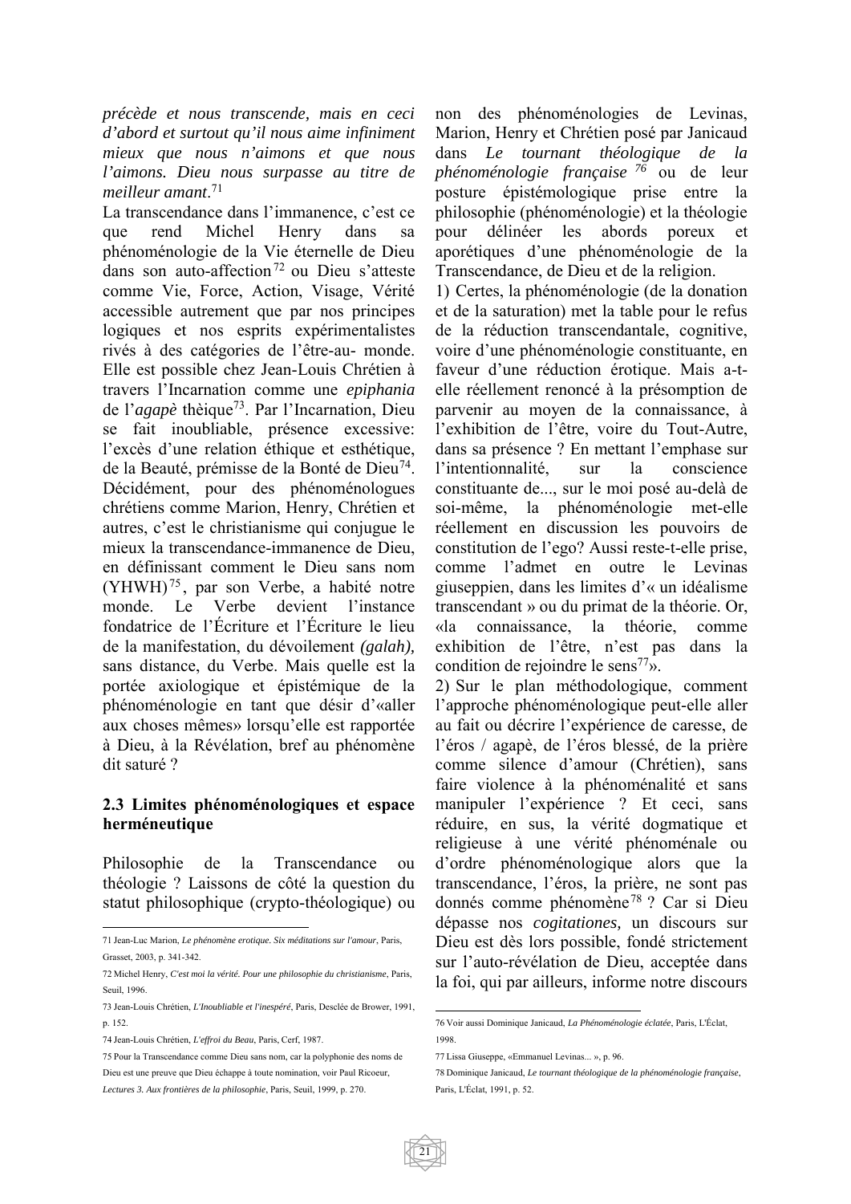*précède et nous transcende, mais en ceci d'abord et surtout qu'il nous aime infiniment mieux que nous n'aimons et que nous l'aimons. Dieu nous surpasse au titre de meilleur amant*.[71]

La transcendance dans l'immanence, c'est ce que rend Michel Henry dans sa phénoménologie de la Vie éternelle de Dieu dans son auto-affection[72] ou Dieu s'atteste comme Vie, Force, Action, Visage, Vérité accessible autrement que par nos principes logiques et nos esprits expérimentalistes rivés à des catégories de l'être-au- monde. Elle est possible chez Jean-Louis Chrétien à travers l'Incarnation comme une *epiphania* de l'*agapè* thèique[73]. Par l'Incarnation, Dieu se fait inoubliable, présence excessive: l'excès d'une relation éthique et esthétique, de la Beauté, prémisse de la Bonté de Dieu[74]. Décidément, pour des phénoménologues chrétiens comme Marion, Henry, Chrétien et autres, c'est le christianisme qui conjugue le mieux la transcendance-immanence de Dieu, en définissant comment le Dieu sans nom (YHWH)[75], par son Verbe, a habité notre monde. Le Verbe devient l'instance fondatrice de l'Écriture et l'Écriture le lieu de la manifestation, du dévoilement *(galah),* sans distance, du Verbe. Mais quelle est la portée axiologique et épistémique de la phénoménologie en tant que désir d'«aller aux choses mêmes» lorsqu'elle est rapportée à Dieu, à la Révélation, bref au phénomène dit saturé ?

### 2.3 Limites phénoménologiques et espace herméneutique

Philosophie de la Transcendance ou théologie ? Laissons de côté la question du statut philosophique (crypto-théologique) ou non des phénoménologies de Levinas, Marion, Henry et Chrétien posé par Janicaud dans *Le tournant théologique de la phénoménologie française* [76] ou de leur posture épistémologique prise entre la philosophie (phénoménologie) et la théologie pour délinéer les abords poreux et aporétiques d'une phénoménologie de la Transcendance, de Dieu et de la religion.

1) Certes, la phénoménologie (de la donation et de la saturation) met la table pour le refus de la réduction transcendantale, cognitive, voire d'une phénoménologie constituante, en faveur d'une réduction érotique. Mais a-t-elle réellement renoncé à la présomption de parvenir au moyen de la connaissance, à l'exhibition de l'être, voire du Tout-Autre, dans sa présence ? En mettant l'emphase sur l'intentionnalité, sur la conscience constituante de..., sur le moi posé au-delà de soi-même, la phénoménologie met-elle réellement en discussion les pouvoirs de constitution de l'ego? Aussi reste-t-elle prise, comme l'admet en outre le Levinas giuseppien, dans les limites d'« un idéalisme transcendant » ou du primat de la théorie. Or, «la connaissance, la théorie, comme exhibition de l'être, n'est pas dans la condition de rejoindre le sens[77]».

2) Sur le plan méthodologique, comment l'approche phénoménologique peut-elle aller au fait ou décrire l'expérience de caresse, de l'éros / agapè, de l'éros blessé, de la prière comme silence d'amour (Chrétien), sans faire violence à la phénoménalité et sans manipuler l'expérience ? Et ceci, sans réduire, en sus, la vérité dogmatique et religieuse à une vérité phénoménale ou d'ordre phénoménologique alors que la transcendance, l'éros, la prière, ne sont pas donnés comme phénomène[78] ? Car si Dieu dépasse nos *cogitationes,* un discours sur Dieu est dès lors possible, fondé strictement sur l'auto-révélation de Dieu, acceptée dans la foi, qui par ailleurs, informe notre discours

---

71 Jean-Luc Marion, *Le phénomène erotique. Six méditations sur l'amour*, Paris, Grasset, 2003, p. 341-342.

72 Michel Henry, *C'est moi la vérité. Pour une philosophie du christianisme*, Paris, Seuil, 1996.

73 Jean-Louis Chrétien, *L'Inoubliable et l'inespéré*, Paris, Desclée de Brower, 1991, p. 152.

74 Jean-Louis Chrétien, *L'effroi du Beau*, Paris, Cerf, 1987.

75 Pour la Transcendance comme Dieu sans nom, car la polyphonie des noms de Dieu est une preuve que Dieu échappe à toute nomination, voir Paul Ricoeur, *Lectures 3. Aux frontières de la philosophie*, Paris, Seuil, 1999, p. 270.

76 Voir aussi Dominique Janicaud, *La Phénoménologie éclatée*, Paris, L'Éclat, 1998.

77 Lissa Giuseppe, «Emmanuel Levinas... », p. 96.

78 Dominique Janicaud, *Le tournant théologique de la phénoménologie française*, Paris, L'Éclat, 1991, p. 52.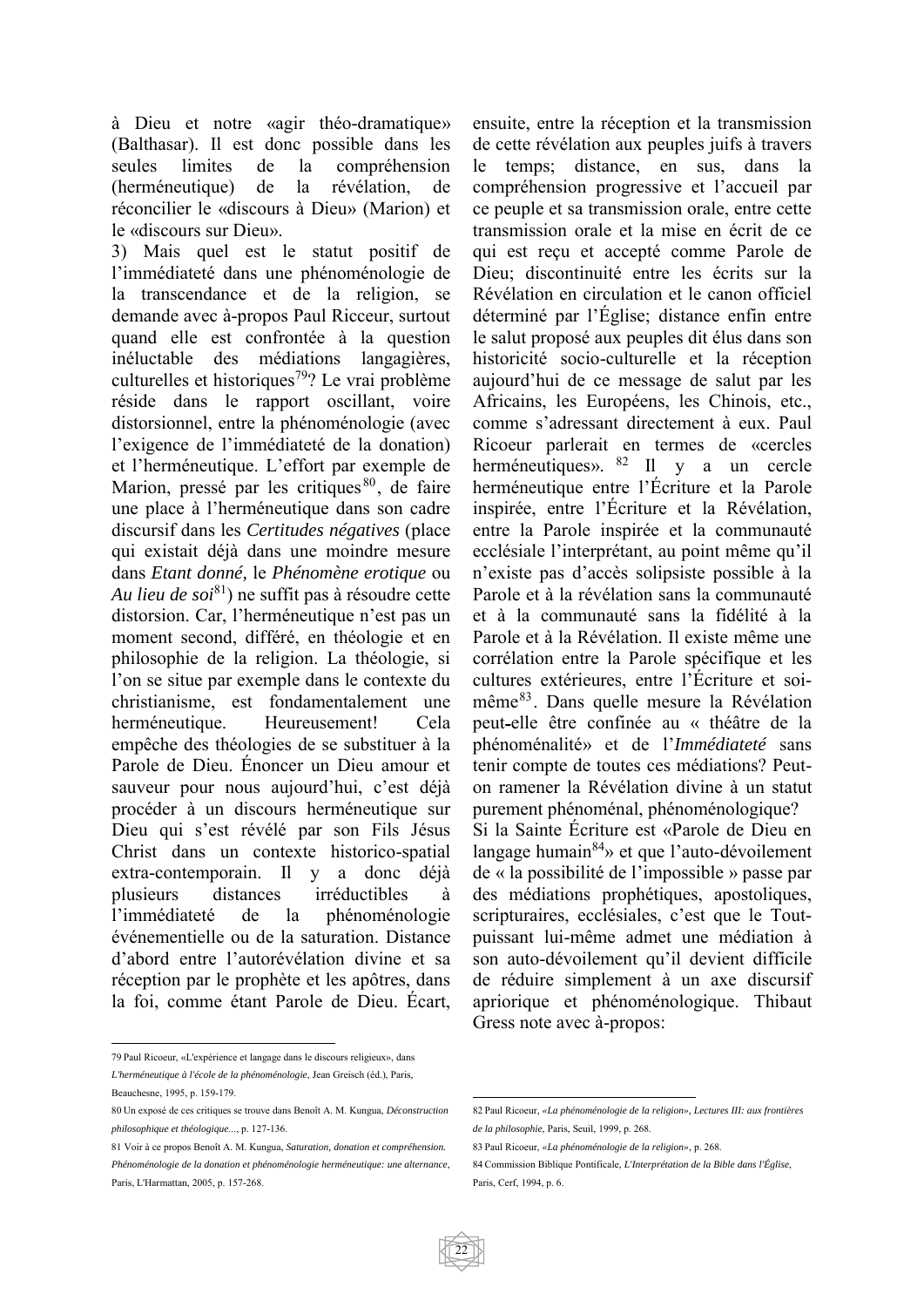à Dieu et notre «agir théo-dramatique» (Balthasar). Il est donc possible dans les seules limites de la compréhension (herméneutique) de la révélation, de réconcilier le «discours à Dieu» (Marion) et le «discours sur Dieu».

3) Mais quel est le statut positif de l'immédiateté dans une phénoménologie de la transcendance et de la religion, se demande avec à-propos Paul Ricceur, surtout quand elle est confrontée à la question inéluctable des médiations langagières, culturelles et historiques[79]? Le vrai problème réside dans le rapport oscillant, voire distorsionnel, entre la phénoménologie (avec l'exigence de l'immédiateté de la donation) et l'herméneutique. L'effort par exemple de Marion, pressé par les critiques[80], de faire une place à l'herméneutique dans son cadre discursif dans les *Certitudes négatives* (place qui existait déjà dans une moindre mesure dans *Etant donné,* le *Phénomène erotique* ou *Au lieu de soi*[81]) ne suffit pas à résoudre cette distorsion. Car, l'herméneutique n'est pas un moment second, différé, en théologie et en philosophie de la religion. La théologie, si l'on se situe par exemple dans le contexte du christianisme, est fondamentalement une herméneutique. Heureusement! Cela empêche des théologies de se substituer à la Parole de Dieu. Énoncer un Dieu amour et sauveur pour nous aujourd'hui, c'est déjà procéder à un discours herméneutique sur Dieu qui s'est révélé par son Fils Jésus Christ dans un contexte historico-spatial extra-contemporain. Il y a donc déjà plusieurs distances irréductibles à l'immédiateté de la phénoménologie événementielle ou de la saturation. Distance d'abord entre l'autorévélation divine et sa réception par le prophète et les apôtres, dans la foi, comme étant Parole de Dieu. Écart, ensuite, entre la réception et la transmission de cette révélation aux peuples juifs à travers le temps; distance, en sus, dans la compréhension progressive et l'accueil par ce peuple et sa transmission orale, entre cette transmission orale et la mise en écrit de ce qui est reçu et accepté comme Parole de Dieu; discontinuité entre les écrits sur la Révélation en circulation et le canon officiel déterminé par l'Église; distance enfin entre le salut proposé aux peuples dit élus dans son historicité socio-culturelle et la réception aujourd'hui de ce message de salut par les Africains, les Européens, les Chinois, etc., comme s'adressant directement à eux. Paul Ricoeur parlerait en termes de «cercles herméneutiques».[82] Il y a un cercle herméneutique entre l'Écriture et la Parole inspirée, entre l'Écriture et la Révélation, entre la Parole inspirée et la communauté ecclésiale l'interprétant, au point même qu'il n'existe pas d'accès solipsiste possible à la Parole et à la révélation sans la communauté et à la communauté sans la fidélité à la Parole et à la Révélation. Il existe même une corrélation entre la Parole spécifique et les cultures extérieures, entre l'Écriture et soi-même[83]. Dans quelle mesure la Révélation peut-elle être confinée au « théâtre de la phénoménalité» et de l'*Immédiateté* sans tenir compte de toutes ces médiations? Peut-on ramener la Révélation divine à un statut purement phénoménal, phénoménologique?

Si la Sainte Écriture est «Parole de Dieu en langage humain[84]» et que l'auto-dévoilement de « la possibilité de l'impossible » passe par des médiations prophétiques, apostoliques, scripturaires, ecclésiales, c'est que le Tout-puissant lui-même admet une médiation à son auto-dévoilement qu'il devient difficile de réduire simplement à un axe discursif apriorique et phénoménologique. Thibaut Gress note avec à-propos:

---

79 Paul Ricoeur, «L'expérience et langage dans le discours religieux», dans *L'herméneutique à l'école de la phénoménologie*, Jean Greisch (éd.), Paris, Beauchesne, 1995, p. 159-179.

80 Un exposé de ces critiques se trouve dans Benoît A. M. Kungua, *Déconstruction philosophique et théologique...*, p. 127-136.

81 Voir à ce propos Benoît A. M. Kungua, *Saturation, donation et compréhension. Phénoménologie de la donation et phénoménologie herméneutique: une alternance*, Paris, L'Harmattan, 2005, p. 157-268.

82 Paul Ricoeur, *«La phénoménologie de la religion», Lectures III: aux frontières de la philosophie*, Paris, Seuil, 1999, p. 268.

83 Paul Ricoeur, *«La phénoménologie de la religion»*, p. 268.

84 Commission Biblique Pontificale, *L'Interprétation de la Bible dans l'Église*, Paris, Cerf, 1994, p. 6.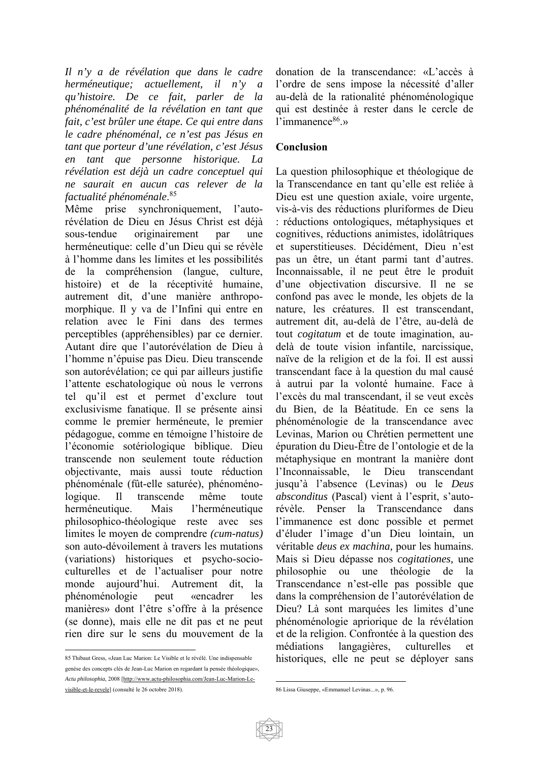*Il n'y a de révélation que dans le cadre herméneutique; actuellement, il n'y a qu'histoire. De ce fait, parler de la phénoménalité de la révélation en tant que fait, c'est brûler une étape. Ce qui entre dans le cadre phénoménal, ce n'est pas Jésus en tant que porteur d'une révélation, c'est Jésus en tant que personne historique. La révélation est déjà un cadre conceptuel qui ne saurait en aucun cas relever de la factualité phénoménale*.[85]

Même prise synchroniquement, l'auto-révélation de Dieu en Jésus Christ est déjà sous-tendue originairement par une herméneutique: celle d'un Dieu qui se révèle à l'homme dans les limites et les possibilités de la compréhension (langue, culture, histoire) et de la réceptivité humaine, autrement dit, d'une manière anthropomorphique. Il y va de l'Infini qui entre en relation avec le Fini dans des termes perceptibles (appréhensibles) par ce dernier. Autant dire que l'autorévélation de Dieu à l'homme n'épuise pas Dieu. Dieu transcende son autorévélation; ce qui par ailleurs justifie l'attente eschatologique où nous le verrons tel qu'il est et permet d'exclure tout exclusivisme fanatique. Il se présente ainsi comme le premier herméneute, le premier pédagogue, comme en témoigne l'histoire de l'économie sotériologique biblique. Dieu transcende non seulement toute réduction objectivante, mais aussi toute réduction phénoménale (fût-elle saturée), phénoménologique. Il transcende même toute herméneutique. Mais l'herméneutique philosophico-théologique reste avec ses limites le moyen de comprendre *(cum-natus)* son auto-dévoilement à travers les mutations (variations) historiques et psycho-socio-culturelles et de l'actualiser pour notre monde aujourd'hui. Autrement dit, la phénoménologie peut «encadrer les manières» dont l'être s'offre à la présence (se donne), mais elle ne dit pas et ne peut rien dire sur le sens du mouvement de la donation de la transcendance: «L'accès à l'ordre de sens impose la nécessité d'aller au-delà de la rationalité phénoménologique qui est destinée à rester dans le cercle de l'immanence[86].»

## Conclusion

La question philosophique et théologique de la Transcendance en tant qu'elle est reliée à Dieu est une question axiale, voire urgente, vis-à-vis des réductions pluriformes de Dieu : réductions ontologiques, métaphysiques et cognitives, réductions animistes, idolâtriques et superstitieuses. Décidément, Dieu n'est pas un être, un étant parmi tant d'autres. Inconnaissable, il ne peut être le produit d'une objectivation discursive. Il ne se confond pas avec le monde, les objets de la nature, les créatures. Il est transcendant, autrement dit, au-delà de l'être, au-delà de tout *cogitatum* et de toute imagination, au-delà de toute vision infantile, narcissique, naïve de la religion et de la foi. Il est aussi transcendant face à la question du mal causé à autrui par la volonté humaine. Face à l'excès du mal transcendant, il se veut excès du Bien, de la Béatitude. En ce sens la phénoménologie de la transcendance avec Levinas, Marion ou Chrétien permettent une épuration du Dieu-Être de l'ontologie et de la métaphysique en montrant la manière dont l'Inconnaissable, le Dieu transcendant jusqu'à l'absence (Levinas) ou le *Deus absconditus* (Pascal) vient à l'esprit, s'auto-révèle. Penser la Transcendance dans l'immanence est donc possible et permet d'éluder l'image d'un Dieu lointain, un véritable *deus ex machina,* pour les humains. Mais si Dieu dépasse nos *cogitationes,* une philosophie ou une théologie de la Transcendance n'est-elle pas possible que dans la compréhension de l'autorévélation de Dieu? Là sont marquées les limites d'une phénoménologie apriorique de la révélation et de la religion. Confrontée à la question des médiations langagières, culturelles et historiques, elle ne peut se déployer sans

---

85 Thibaut Gress, «Jean Luc Marion: Le Visible et le révélé. Une indispensable genèse des concepts clés de Jean-Luc Marion en regardant la pensée théologique», *Actu philosophia*, 2008 [http://www.actu-philosophia.com/Jean-Luc-Marion-Le-visible-et-le-revele] (consulté le 26 octobre 2018).

86 Lissa Giuseppe, «Emmanuel Levinas...», p. 96.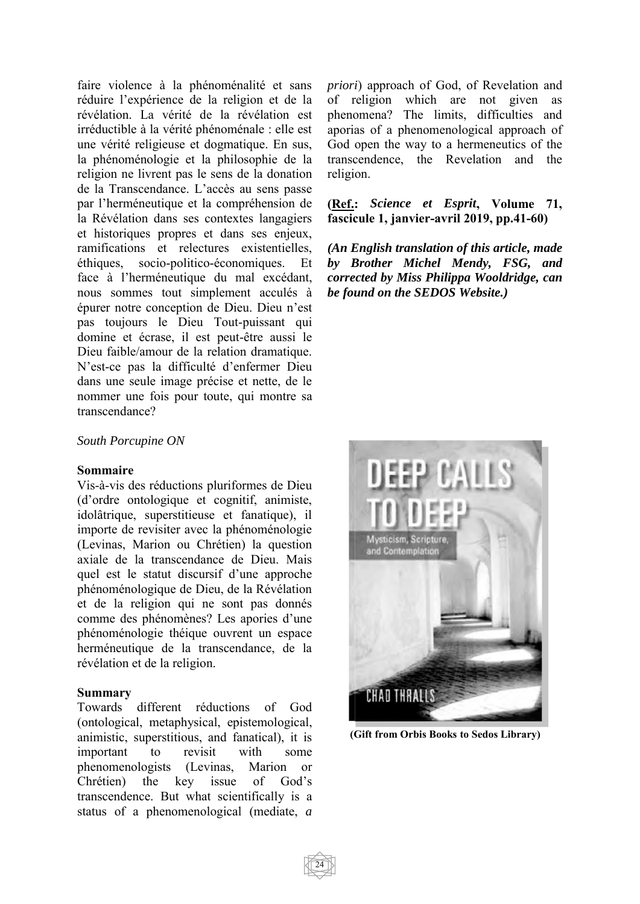faire violence à la phénoménalité et sans réduire l'expérience de la religion et de la révélation. La vérité de la révélation est irréductible à la vérité phénoménale : elle est une vérité religieuse et dogmatique. En sus, la phénoménologie et la philosophie de la religion ne livrent pas le sens de la donation de la Transcendance. L'accès au sens passe par l'herméneutique et la compréhension de la Révélation dans ses contextes langagiers et historiques propres et dans ses enjeux, ramifications et relectures existentielles, éthiques, socio-politico-économiques. Et face à l'herméneutique du mal excédant, nous sommes tout simplement acculés à épurer notre conception de Dieu. Dieu n'est pas toujours le Dieu Tout-puissant qui domine et écrase, il est peut-être aussi le Dieu faible/amour de la relation dramatique. N'est-ce pas la difficulté d'enfermer Dieu dans une seule image précise et nette, de le nommer une fois pour toute, qui montre sa transcendance?

*South Porcupine ON*

**Sommaire**

Vis-à-vis des réductions pluriformes de Dieu (d'ordre ontologique et cognitif, animiste, idolâtrique, superstitieuse et fanatique), il importe de revisiter avec la phénoménologie (Levinas, Marion ou Chrétien) la question axiale de la transcendance de Dieu. Mais quel est le statut discursif d'une approche phénoménologique de Dieu, de la Révélation et de la religion qui ne sont pas donnés comme des phénomènes? Les apories d'une phénoménologie théique ouvrent un espace herméneutique de la transcendance, de la révélation et de la religion.

**Summary**

Towards different réductions of God (ontological, metaphysical, epistemological, animistic, superstitious, and fanatical), it is important to revisit with some phenomenologists (Levinas, Marion or Chrétien) the key issue of God's transcendence. But what scientifically is a status of a phenomenological (mediate, *a priori*) approach of God, of Revelation and of religion which are not given as phenomena? The limits, difficulties and aporias of a phenomenological approach of God open the way to a hermeneutics of the transcendence, the Revelation and the religion.

**(Ref.:** ***Science et Esprit*****, Volume 71, fascicule 1, janvier-avril 2019, pp.41-60)**

***(An English translation of this article, made by Brother Michel Mendy, FSG, and corrected by Miss Philippa Wooldridge, can be found on the SEDOS Website.)***

**(Gift from Orbis Books to Sedos Library)**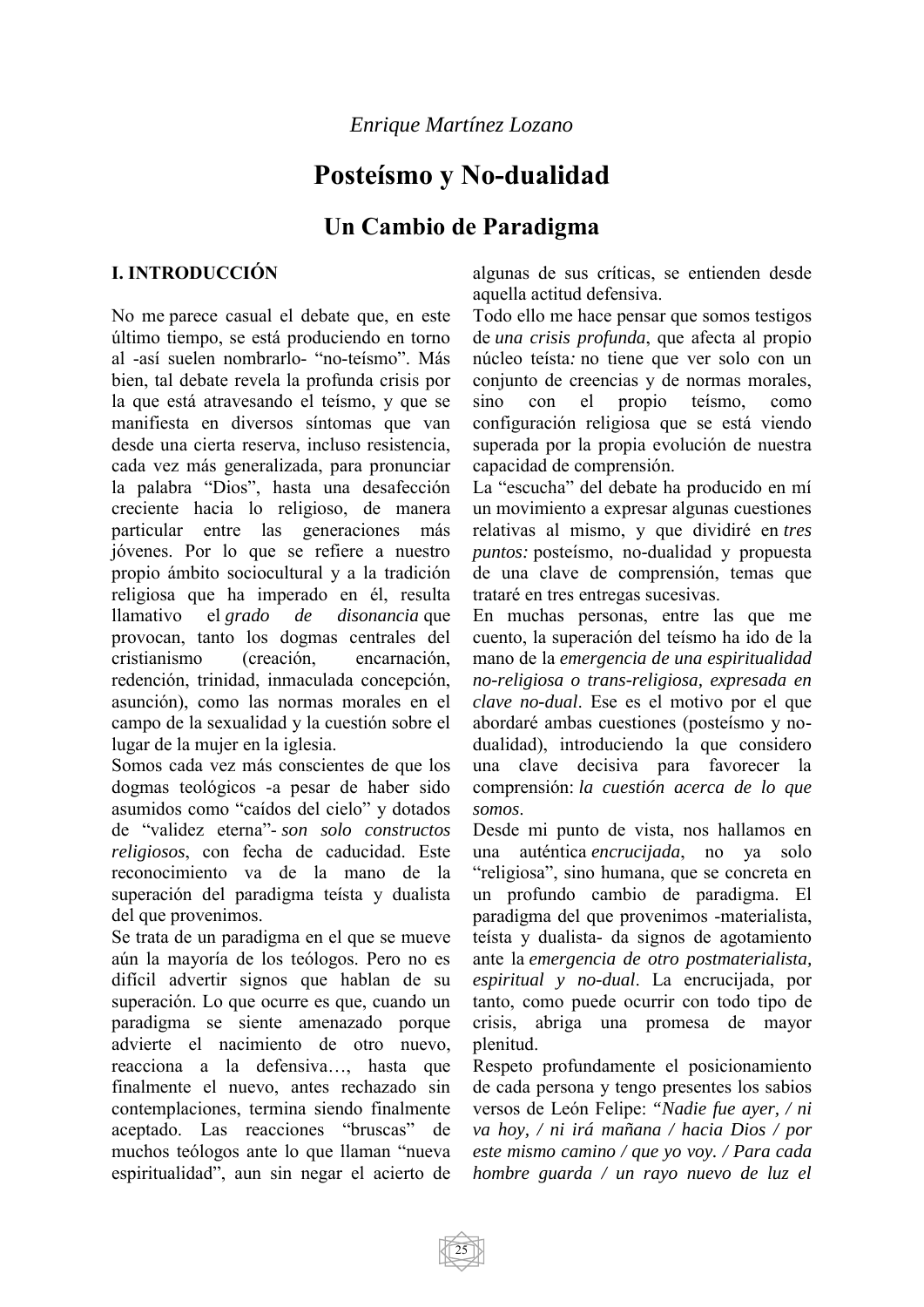*Enrique Martínez Lozano*

# Posteísmo y No-dualidad

## Un Cambio de Paradigma

### I. INTRODUCCIÓN

No me parece casual el debate que, en este último tiempo, se está produciendo en torno al -así suelen nombrarlo- "no-teísmo". Más bien, tal debate revela la profunda crisis por la que está atravesando el teísmo, y que se manifiesta en diversos síntomas que van desde una cierta reserva, incluso resistencia, cada vez más generalizada, para pronunciar la palabra "Dios", hasta una desafección creciente hacia lo religioso, de manera particular entre las generaciones más jóvenes. Por lo que se refiere a nuestro propio ámbito sociocultural y a la tradición religiosa que ha imperado en él, resulta llamativo el *grado de disonancia* que provocan, tanto los dogmas centrales del cristianismo (creación, encarnación, redención, trinidad, inmaculada concepción, asunción), como las normas morales en el campo de la sexualidad y la cuestión sobre el lugar de la mujer en la iglesia.

Somos cada vez más conscientes de que los dogmas teológicos -a pesar de haber sido asumidos como "caídos del cielo" y dotados de "validez eterna"- *son solo constructos religiosos*, con fecha de caducidad. Este reconocimiento va de la mano de la superación del paradigma teísta y dualista del que provenimos.

Se trata de un paradigma en el que se mueve aún la mayoría de los teólogos. Pero no es difícil advertir signos que hablan de su superación. Lo que ocurre es que, cuando un paradigma se siente amenazado porque advierte el nacimiento de otro nuevo, reacciona a la defensiva…, hasta que finalmente el nuevo, antes rechazado sin contemplaciones, termina siendo finalmente aceptado. Las reacciones "bruscas" de muchos teólogos ante lo que llaman "nueva espiritualidad", aun sin negar el acierto de algunas de sus críticas, se entienden desde aquella actitud defensiva.

Todo ello me hace pensar que somos testigos de *una crisis profunda*, que afecta al propio núcleo teísta*:* no tiene que ver solo con un conjunto de creencias y de normas morales, sino con el propio teísmo, como configuración religiosa que se está viendo superada por la propia evolución de nuestra capacidad de comprensión.

La "escucha" del debate ha producido en mí un movimiento a expresar algunas cuestiones relativas al mismo, y que dividiré en *tres puntos:* posteísmo, no-dualidad y propuesta de una clave de comprensión, temas que trataré en tres entregas sucesivas.

En muchas personas, entre las que me cuento, la superación del teísmo ha ido de la mano de la *emergencia de una espiritualidad no-religiosa o trans-religiosa, expresada en clave no-dual*. Ese es el motivo por el que abordaré ambas cuestiones (posteísmo y no-dualidad), introduciendo la que considero una clave decisiva para favorecer la comprensión: *la cuestión acerca de lo que somos*.

Desde mi punto de vista, nos hallamos en una auténtica *encrucijada*, no ya solo "religiosa", sino humana, que se concreta en un profundo cambio de paradigma. El paradigma del que provenimos -materialista, teísta y dualista- da signos de agotamiento ante la *emergencia de otro postmaterialista, espiritual y no-dual*. La encrucijada, por tanto, como puede ocurrir con todo tipo de crisis, abriga una promesa de mayor plenitud.

Respeto profundamente el posicionamiento de cada persona y tengo presentes los sabios versos de León Felipe: *"Nadie fue ayer, / ni va hoy, / ni irá mañana / hacia Dios / por este mismo camino / que yo voy. / Para cada hombre guarda / un rayo nuevo de luz el*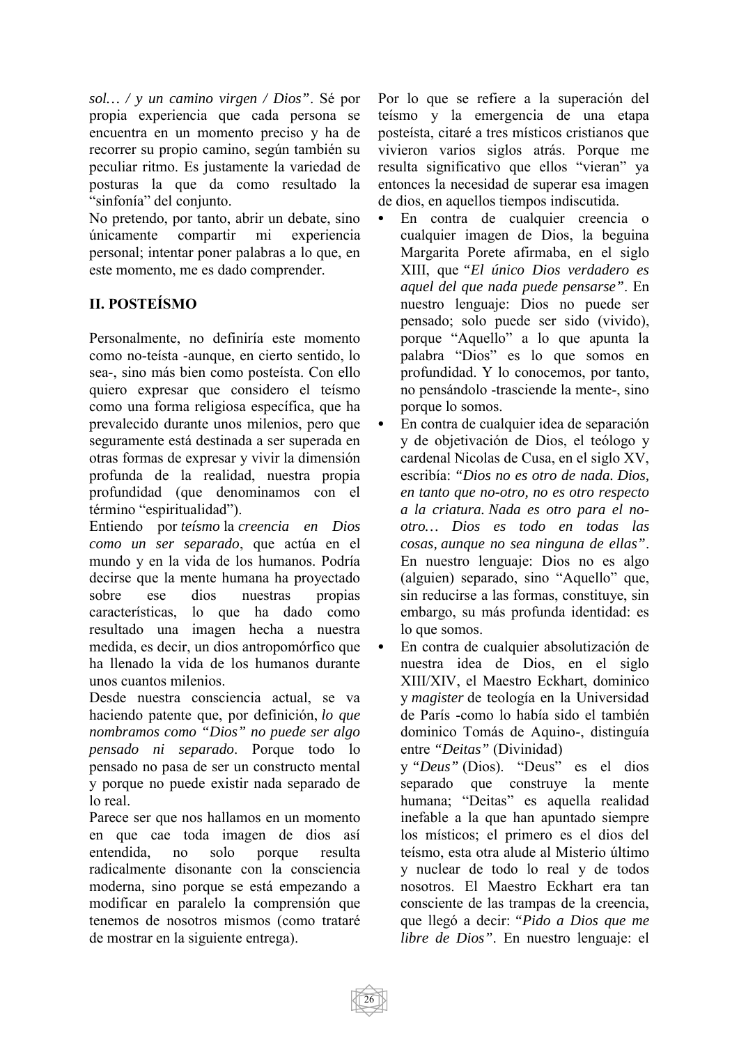*sol… / y un camino virgen / Dios"*. Sé por propia experiencia que cada persona se encuentra en un momento preciso y ha de recorrer su propio camino, según también su peculiar ritmo. Es justamente la variedad de posturas la que da como resultado la "sinfonía" del conjunto.

No pretendo, por tanto, abrir un debate, sino únicamente compartir mi experiencia personal; intentar poner palabras a lo que, en este momento, me es dado comprender.

## II. POSTEÍSMO

Personalmente, no definiría este momento como no-teísta -aunque, en cierto sentido, lo sea-, sino más bien como posteísta. Con ello quiero expresar que considero el teísmo como una forma religiosa específica, que ha prevalecido durante unos milenios, pero que seguramente está destinada a ser superada en otras formas de expresar y vivir la dimensión profunda de la realidad, nuestra propia profundidad (que denominamos con el término "espiritualidad").

Entiendo por *teísmo* la *creencia en Dios como un ser separado*, que actúa en el mundo y en la vida de los humanos. Podría decirse que la mente humana ha proyectado sobre ese dios nuestras propias características, lo que ha dado como resultado una imagen hecha a nuestra medida, es decir, un dios antropomórfico que ha llenado la vida de los humanos durante unos cuantos milenios.

Desde nuestra consciencia actual, se va haciendo patente que, por definición, *lo que nombramos como "Dios" no puede ser algo pensado ni separado*. Porque todo lo pensado no pasa de ser un constructo mental y porque no puede existir nada separado de lo real.

Parece ser que nos hallamos en un momento en que cae toda imagen de dios así entendida, no solo porque resulta radicalmente disonante con la consciencia moderna, sino porque se está empezando a modificar en paralelo la comprensión que tenemos de nosotros mismos (como trataré de mostrar en la siguiente entrega).

Por lo que se refiere a la superación del teísmo y la emergencia de una etapa posteísta, citaré a tres místicos cristianos que vivieron varios siglos atrás. Porque me resulta significativo que ellos "vieran" ya entonces la necesidad de superar esa imagen de dios, en aquellos tiempos indiscutida.

- En contra de cualquier creencia o cualquier imagen de Dios, la beguina Margarita Porete afirmaba, en el siglo XIII, que *"El único Dios verdadero es aquel del que nada puede pensarse"*. En nuestro lenguaje: Dios no puede ser pensado; solo puede ser sido (vivido), porque "Aquello" a lo que apunta la palabra "Dios" es lo que somos en profundidad. Y lo conocemos, por tanto, no pensándolo -trasciende la mente-, sino porque lo somos.
- En contra de cualquier idea de separación y de objetivación de Dios, el teólogo y cardenal Nicolas de Cusa, en el siglo XV, escribía: *"Dios no es otro de nada. Dios, en tanto que no-otro, no es otro respecto a la criatura. Nada es otro para el no-otro… Dios es todo en todas las cosas, aunque no sea ninguna de ellas"*. En nuestro lenguaje: Dios no es algo (alguien) separado, sino "Aquello" que, sin reducirse a las formas, constituye, sin embargo, su más profunda identidad: es lo que somos.
- En contra de cualquier absolutización de nuestra idea de Dios, en el siglo XIII/XIV, el Maestro Eckhart, dominico y *magister* de teología en la Universidad de París -como lo había sido el también dominico Tomás de Aquino-, distinguía entre *"Deitas"* (Divinidad) y *"Deus"* (Dios). "Deus" es el dios separado que construye la mente humana; "Deitas" es aquella realidad inefable a la que han apuntado siempre los místicos; el primero es el dios del teísmo, esta otra alude al Misterio último y nuclear de todo lo real y de todos nosotros. El Maestro Eckhart era tan consciente de las trampas de la creencia, que llegó a decir: *"Pido a Dios que me libre de Dios"*. En nuestro lenguaje: el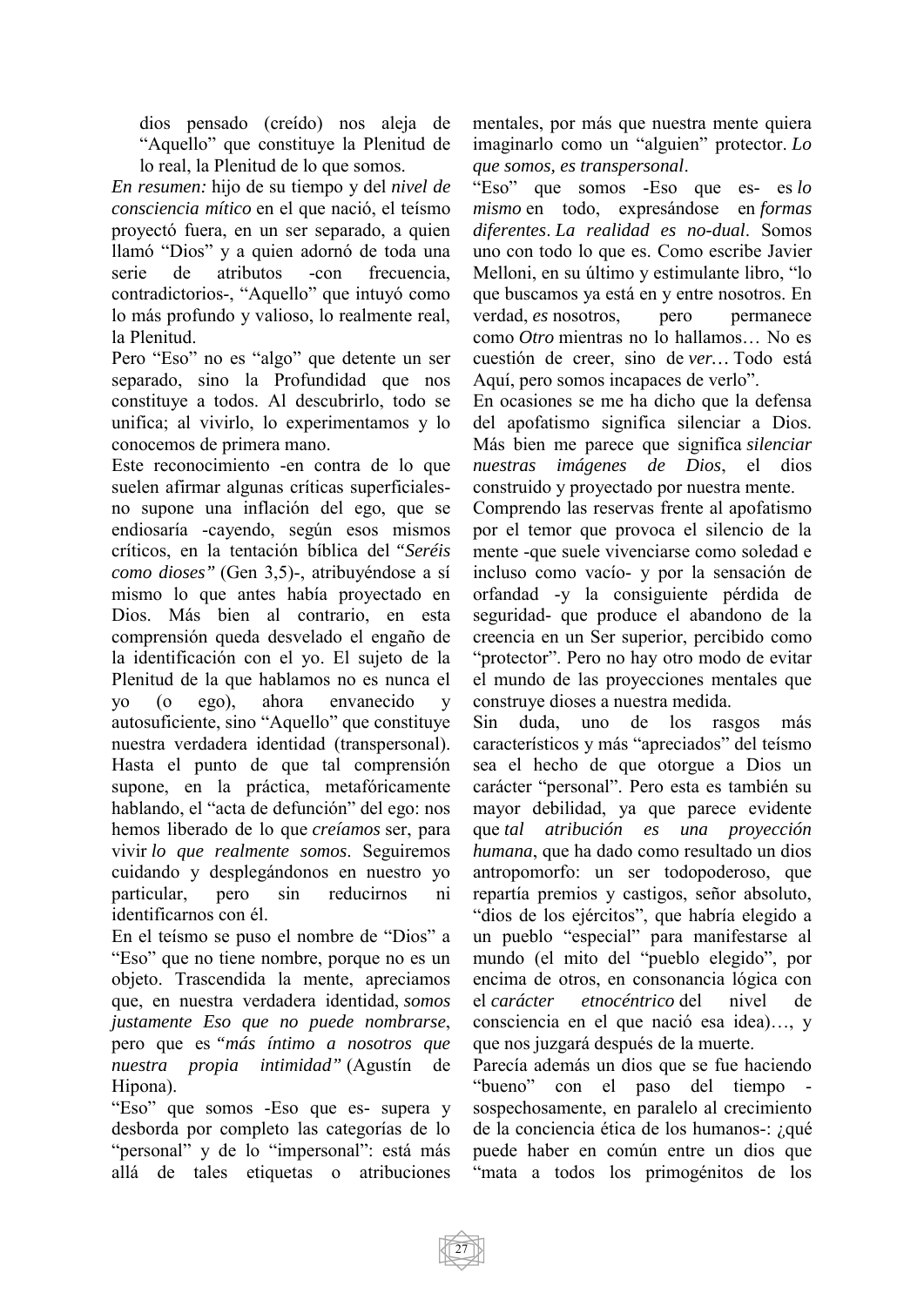dios pensado (creído) nos aleja de "Aquello" que constituye la Plenitud de lo real, la Plenitud de lo que somos.

*En resumen:* hijo de su tiempo y del *nivel de consciencia mítico* en el que nació, el teísmo proyectó fuera, en un ser separado, a quien llamó "Dios" y a quien adornó de toda una serie de atributos -con frecuencia, contradictorios-, "Aquello" que intuyó como lo más profundo y valioso, lo realmente real, la Plenitud.

Pero "Eso" no es "algo" que detente un ser separado, sino la Profundidad que nos constituye a todos. Al descubrirlo, todo se unifica; al vivirlo, lo experimentamos y lo conocemos de primera mano.

Este reconocimiento -en contra de lo que suelen afirmar algunas críticas superficiales- no supone una inflación del ego, que se endiosaría -cayendo, según esos mismos críticos, en la tentación bíblica del *"Seréis como dioses"* (Gen 3,5)-, atribuyéndose a sí mismo lo que antes había proyectado en Dios. Más bien al contrario, en esta comprensión queda desvelado el engaño de la identificación con el yo. El sujeto de la Plenitud de la que hablamos no es nunca el yo (o ego), ahora envanecido y autosuficiente, sino "Aquello" que constituye nuestra verdadera identidad (transpersonal). Hasta el punto de que tal comprensión supone, en la práctica, metafóricamente hablando, el "acta de defunción" del ego: nos hemos liberado de lo que *creíamos* ser, para vivir *lo que realmente somos*. Seguiremos cuidando y desplegándonos en nuestro yo particular, pero sin reducirnos ni identificarnos con él.

En el teísmo se puso el nombre de "Dios" a "Eso" que no tiene nombre, porque no es un objeto. Trascendida la mente, apreciamos que, en nuestra verdadera identidad, *somos justamente Eso que no puede nombrarse*, pero que es *"más íntimo a nosotros que nuestra propia intimidad"* (Agustín de Hipona).

"Eso" que somos -Eso que es- supera y desborda por completo las categorías de lo "personal" y de lo "impersonal": está más allá de tales etiquetas o atribuciones mentales, por más que nuestra mente quiera imaginarlo como un "alguien" protector. *Lo que somos, es transpersonal*.

"Eso" que somos -Eso que es- es *lo mismo* en todo, expresándose en *formas diferentes*. *La realidad es no-dual*. Somos uno con todo lo que es. Como escribe Javier Melloni, en su último y estimulante libro, "lo que buscamos ya está en y entre nosotros. En verdad, *es* nosotros, pero permanece como *Otro* mientras no lo hallamos… No es cuestión de creer, sino de *ver…* Todo está Aquí, pero somos incapaces de verlo".

En ocasiones se me ha dicho que la defensa del apofatismo significa silenciar a Dios. Más bien me parece que significa *silenciar nuestras imágenes de Dios*, el dios construido y proyectado por nuestra mente.

Comprendo las reservas frente al apofatismo por el temor que provoca el silencio de la mente -que suele vivenciarse como soledad e incluso como vacío- y por la sensación de orfandad -y la consiguiente pérdida de seguridad- que produce el abandono de la creencia en un Ser superior, percibido como "protector". Pero no hay otro modo de evitar el mundo de las proyecciones mentales que construye dioses a nuestra medida.

Sin duda, uno de los rasgos más característicos y más "apreciados" del teísmo sea el hecho de que otorgue a Dios un carácter "personal". Pero esta es también su mayor debilidad, ya que parece evidente que *tal atribución es una proyección humana*, que ha dado como resultado un dios antropomorfo: un ser todopoderoso, que repartía premios y castigos, señor absoluto, "dios de los ejércitos", que habría elegido a un pueblo "especial" para manifestarse al mundo (el mito del "pueblo elegido", por encima de otros, en consonancia lógica con el *carácter etnocéntrico* del nivel de consciencia en el que nació esa idea)…, y que nos juzgará después de la muerte.

Parecía además un dios que se fue haciendo "bueno" con el paso del tiempo -sospechosamente, en paralelo al crecimiento de la conciencia ética de los humanos-: ¿qué puede haber en común entre un dios que "mata a todos los primogénitos de los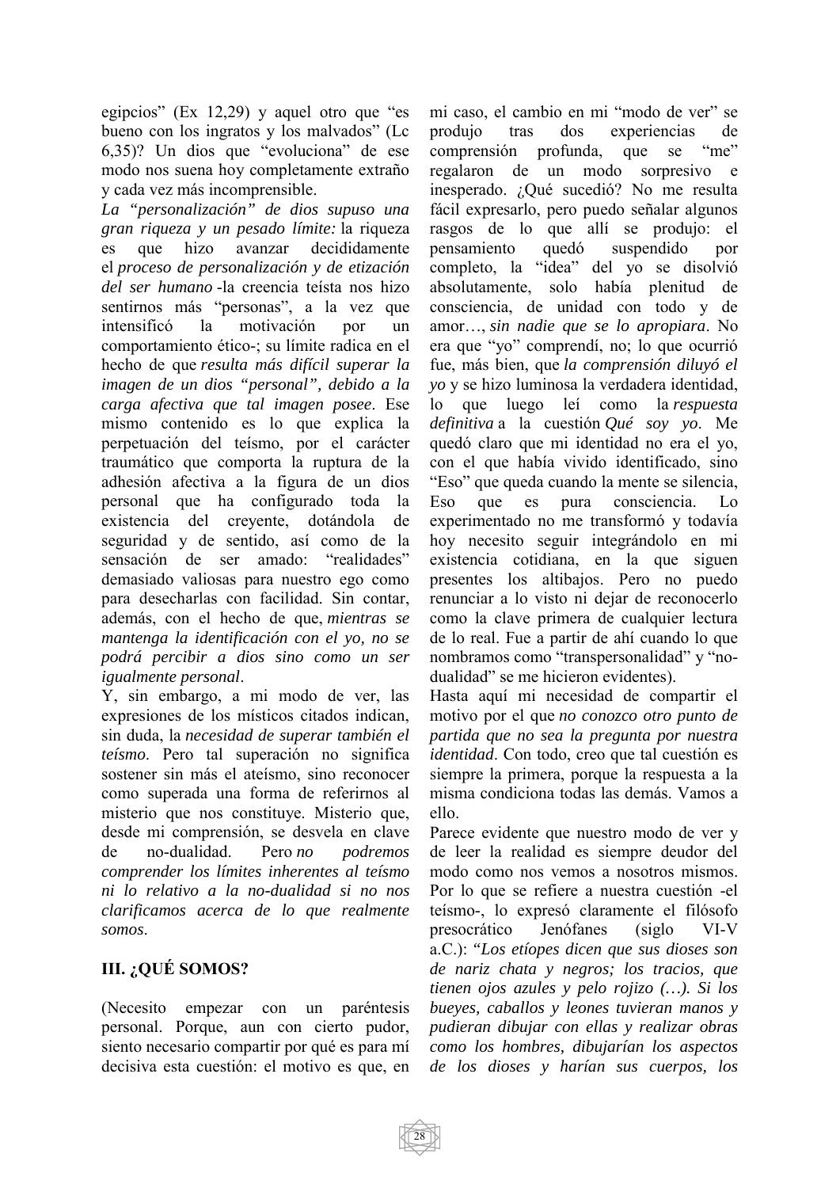egipcios" (Ex 12,29) y aquel otro que "es bueno con los ingratos y los malvados" (Lc 6,35)? Un dios que "evoluciona" de ese modo nos suena hoy completamente extraño y cada vez más incomprensible.

*La "personalización" de dios supuso una gran riqueza y un pesado límite:* la riqueza es que hizo avanzar decididamente el *proceso de personalización y de etización del ser humano* -la creencia teísta nos hizo sentirnos más "personas", a la vez que intensificó la motivación por un comportamiento ético-; su límite radica en el hecho de que *resulta más difícil superar la imagen de un dios "personal", debido a la carga afectiva que tal imagen posee*. Ese mismo contenido es lo que explica la perpetuación del teísmo, por el carácter traumático que comporta la ruptura de la adhesión afectiva a la figura de un dios personal que ha configurado toda la existencia del creyente, dotándola de seguridad y de sentido, así como de la sensación de ser amado: "realidades" demasiado valiosas para nuestro ego como para desecharlas con facilidad. Sin contar, además, con el hecho de que, *mientras se mantenga la identificación con el yo, no se podrá percibir a dios sino como un ser igualmente personal*.

Y, sin embargo, a mi modo de ver, las expresiones de los místicos citados indican, sin duda, la *necesidad de superar también el teísmo*. Pero tal superación no significa sostener sin más el ateísmo, sino reconocer como superada una forma de referirnos al misterio que nos constituye. Misterio que, desde mi comprensión, se desvela en clave de no-dualidad. Pero *no podremos comprender los límites inherentes al teísmo ni lo relativo a la no-dualidad si no nos clarificamos acerca de lo que realmente somos*.

## III. ¿QUÉ SOMOS?

(Necesito empezar con un paréntesis personal. Porque, aun con cierto pudor, siento necesario compartir por qué es para mí decisiva esta cuestión: el motivo es que, en mi caso, el cambio en mi "modo de ver" se produjo tras dos experiencias de comprensión profunda, que se "me" regalaron de un modo sorpresivo e inesperado. ¿Qué sucedió? No me resulta fácil expresarlo, pero puedo señalar algunos rasgos de lo que allí se produjo: el pensamiento quedó suspendido por completo, la "idea" del yo se disolvió absolutamente, solo había plenitud de consciencia, de unidad con todo y de amor…, *sin nadie que se lo apropiara*. No era que "yo" comprendí, no; lo que ocurrió fue, más bien, que *la comprensión diluyó el yo* y se hizo luminosa la verdadera identidad, lo que luego leí como la *respuesta definitiva* a la cuestión *Qué soy yo*. Me quedó claro que mi identidad no era el yo, con el que había vivido identificado, sino "Eso" que queda cuando la mente se silencia, Eso que es pura consciencia. Lo experimentado no me transformó y todavía hoy necesito seguir integrándolo en mi existencia cotidiana, en la que siguen presentes los altibajos. Pero no puedo renunciar a lo visto ni dejar de reconocerlo como la clave primera de cualquier lectura de lo real. Fue a partir de ahí cuando lo que nombramos como "transpersonalidad" y "no-dualidad" se me hicieron evidentes).

Hasta aquí mi necesidad de compartir el motivo por el que *no conozco otro punto de partida que no sea la pregunta por nuestra identidad*. Con todo, creo que tal cuestión es siempre la primera, porque la respuesta a la misma condiciona todas las demás. Vamos a ello.

Parece evidente que nuestro modo de ver y de leer la realidad es siempre deudor del modo como nos vemos a nosotros mismos. Por lo que se refiere a nuestra cuestión -el teísmo-, lo expresó claramente el filósofo presocrático Jenófanes (siglo VI-V a.C.): *"Los etíopes dicen que sus dioses son de nariz chata y negros; los tracios, que tienen ojos azules y pelo rojizo (…). Si los bueyes, caballos y leones tuvieran manos y pudieran dibujar con ellas y realizar obras como los hombres, dibujarían los aspectos de los dioses y harían sus cuerpos, los*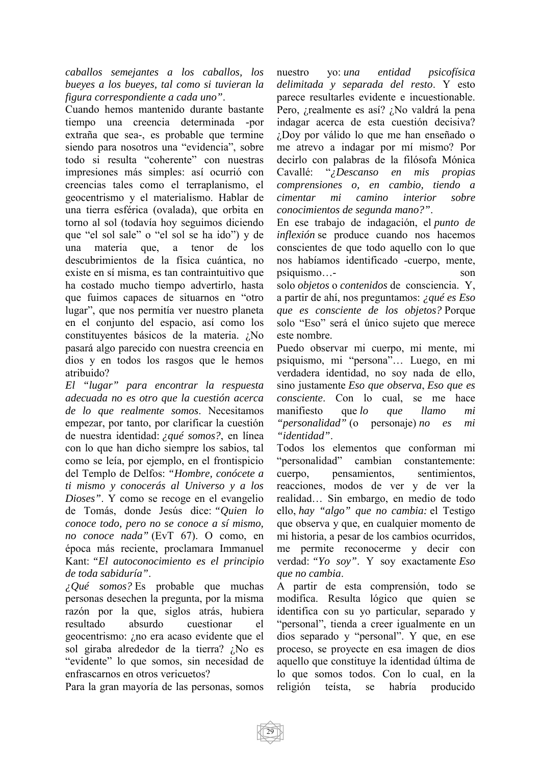*caballos semejantes a los caballos, los bueyes a los bueyes, tal como si tuvieran la figura correspondiente a cada uno"*.

Cuando hemos mantenido durante bastante tiempo una creencia determinada -por extraña que sea-, es probable que termine siendo para nosotros una "evidencia", sobre todo si resulta "coherente" con nuestras impresiones más simples: así ocurrió con creencias tales como el terraplanismo, el geocentrismo y el materialismo. Hablar de una tierra esférica (ovalada), que orbita en torno al sol (todavía hoy seguimos diciendo que "el sol sale" o "el sol se ha ido") y de una materia que, a tenor de los descubrimientos de la física cuántica, no existe en sí misma, es tan contraintuitivo que ha costado mucho tiempo advertirlo, hasta que fuimos capaces de situarnos en "otro lugar", que nos permitía ver nuestro planeta en el conjunto del espacio, así como los constituyentes básicos de la materia. ¿No pasará algo parecido con nuestra creencia en dios y en todos los rasgos que le hemos atribuido?

*El "lugar" para encontrar la respuesta adecuada no es otro que la cuestión acerca de lo que realmente somos*. Necesitamos empezar, por tanto, por clarificar la cuestión de nuestra identidad: *¿qué somos?*, en línea con lo que han dicho siempre los sabios, tal como se leía, por ejemplo, en el frontispicio del Templo de Delfos: *"Hombre, conócete a ti mismo y conocerás al Universo y a los Dioses"*. Y como se recoge en el evangelio de Tomás, donde Jesús dice: *"Quien lo conoce todo, pero no se conoce a sí mismo, no conoce nada"* (EvT 67). O como, en época más reciente, proclamara Immanuel Kant: *"El autoconocimiento es el principio de toda sabiduría"*.

*¿Qué somos?* Es probable que muchas personas desechen la pregunta, por la misma razón por la que, siglos atrás, hubiera resultado absurdo cuestionar el geocentrismo: ¿no era acaso evidente que el sol giraba alrededor de la tierra? ¿No es "evidente" lo que somos, sin necesidad de enfrascarnos en otros vericuetos?

Para la gran mayoría de las personas, somos nuestro yo: *una entidad psicofísica delimitada y separada del resto*. Y esto parece resultarles evidente e incuestionable. Pero, ¿realmente es así? ¿No valdrá la pena indagar acerca de esta cuestión decisiva? ¿Doy por válido lo que me han enseñado o me atrevo a indagar por mí mismo? Por decirlo con palabras de la filósofa Mónica Cavallé: "*¿Descanso en mis propias comprensiones o, en cambio, tiendo a cimentar mi camino interior sobre conocimientos de segunda mano?"*.

En ese trabajo de indagación, el *punto de inflexión* se produce cuando nos hacemos conscientes de que todo aquello con lo que nos habíamos identificado -cuerpo, mente, psiquismo…- son solo *objetos* o *contenidos* de consciencia. Y, a partir de ahí, nos preguntamos: *¿qué es Eso que es consciente de los objetos?* Porque solo "Eso" será el único sujeto que merece este nombre.

Puedo observar mi cuerpo, mi mente, mi psiquismo, mi "persona"… Luego, en mi verdadera identidad, no soy nada de ello, sino justamente *Eso que observa*, *Eso que es consciente*. Con lo cual, se me hace manifiesto que *lo que llamo mi "personalidad"* (o personaje) *no es mi "identidad"*.

Todos los elementos que conforman mi "personalidad" cambian constantemente: cuerpo, pensamientos, sentimientos, reacciones, modos de ver y de ver la realidad… Sin embargo, en medio de todo ello, *hay "algo" que no cambia:* el Testigo que observa y que, en cualquier momento de mi historia, a pesar de los cambios ocurridos, me permite reconocerme y decir con verdad: *"Yo soy"*. Y soy exactamente *Eso que no cambia*.

A partir de esta comprensión, todo se modifica. Resulta lógico que quien se identifica con su yo particular, separado y "personal", tienda a creer igualmente en un dios separado y "personal". Y que, en ese proceso, se proyecte en esa imagen de dios aquello que constituye la identidad última de lo que somos todos. Con lo cual, en la religión teísta, se habría producido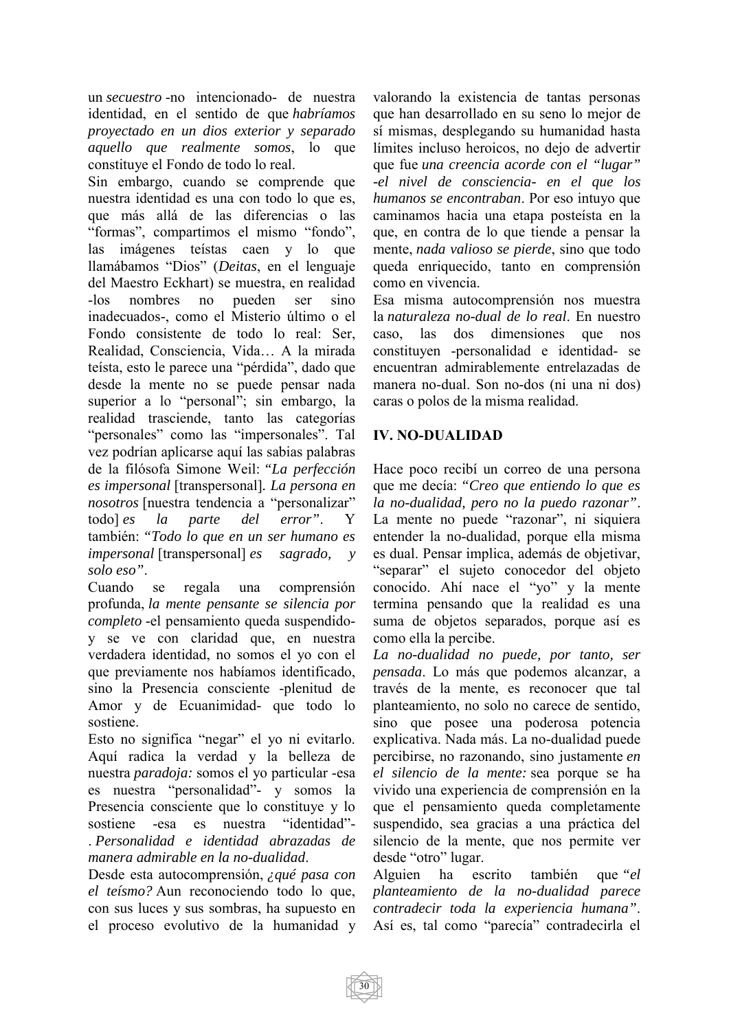un *secuestro* -no intencionado- de nuestra identidad, en el sentido de que *habríamos proyectado en un dios exterior y separado aquello que realmente somos*, lo que constituye el Fondo de todo lo real.

Sin embargo, cuando se comprende que nuestra identidad es una con todo lo que es, que más allá de las diferencias o las "formas", compartimos el mismo "fondo", las imágenes teístas caen y lo que llamábamos "Dios" (*Deitas*, en el lenguaje del Maestro Eckhart) se muestra, en realidad -los nombres no pueden ser sino inadecuados-, como el Misterio último o el Fondo consistente de todo lo real: Ser, Realidad, Consciencia, Vida… A la mirada teísta, esto le parece una "pérdida", dado que desde la mente no se puede pensar nada superior a lo "personal"; sin embargo, la realidad trasciende, tanto las categorías "personales" como las "impersonales". Tal vez podrían aplicarse aquí las sabias palabras de la filósofa Simone Weil: *"La perfección es impersonal* [transpersonal]. *La persona en nosotros* [nuestra tendencia a "personalizar" todo] *es la parte del error"*. Y también: *"Todo lo que en un ser humano es impersonal* [transpersonal] *es sagrado, y solo eso"*.

Cuando se regala una comprensión profunda, *la mente pensante se silencia por completo* -el pensamiento queda suspendido- y se ve con claridad que, en nuestra verdadera identidad, no somos el yo con el que previamente nos habíamos identificado, sino la Presencia consciente -plenitud de Amor y de Ecuanimidad- que todo lo sostiene.

Esto no significa "negar" el yo ni evitarlo. Aquí radica la verdad y la belleza de nuestra *paradoja:* somos el yo particular -esa es nuestra "personalidad"- y somos la Presencia consciente que lo constituye y lo sostiene -esa es nuestra "identidad"-. *Personalidad e identidad abrazadas de manera admirable en la no-dualidad*.

Desde esta autocomprensión, *¿qué pasa con el teísmo?* Aun reconociendo todo lo que, con sus luces y sus sombras, ha supuesto en el proceso evolutivo de la humanidad y valorando la existencia de tantas personas que han desarrollado en su seno lo mejor de sí mismas, desplegando su humanidad hasta límites incluso heroicos, no dejo de advertir que fue *una creencia acorde con el "lugar" -el nivel de consciencia- en el que los humanos se encontraban*. Por eso intuyo que caminamos hacia una etapa posteísta en la que, en contra de lo que tiende a pensar la mente, *nada valioso se pierde*, sino que todo queda enriquecido, tanto en comprensión como en vivencia.

Esa misma autocomprensión nos muestra la *naturaleza no-dual de lo real*. En nuestro caso, las dos dimensiones que nos constituyen -personalidad e identidad- se encuentran admirablemente entrelazadas de manera no-dual. Son no-dos (ni una ni dos) caras o polos de la misma realidad.

## IV. NO-DUALIDAD

Hace poco recibí un correo de una persona que me decía: *"Creo que entiendo lo que es la no-dualidad, pero no la puedo razonar"*. La mente no puede "razonar", ni siquiera entender la no-dualidad, porque ella misma es dual. Pensar implica, además de objetivar, "separar" el sujeto conocedor del objeto conocido. Ahí nace el "yo" y la mente termina pensando que la realidad es una suma de objetos separados, porque así es como ella la percibe.

*La no-dualidad no puede, por tanto, ser pensada*. Lo más que podemos alcanzar, a través de la mente, es reconocer que tal planteamiento, no solo no carece de sentido, sino que posee una poderosa potencia explicativa. Nada más. La no-dualidad puede percibirse, no razonando, sino justamente *en el silencio de la mente:* sea porque se ha vivido una experiencia de comprensión en la que el pensamiento queda completamente suspendido, sea gracias a una práctica del silencio de la mente, que nos permite ver desde "otro" lugar.

Alguien ha escrito también que *"el planteamiento de la no-dualidad parece contradecir toda la experiencia humana"*. Así es, tal como "parecía" contradecirla el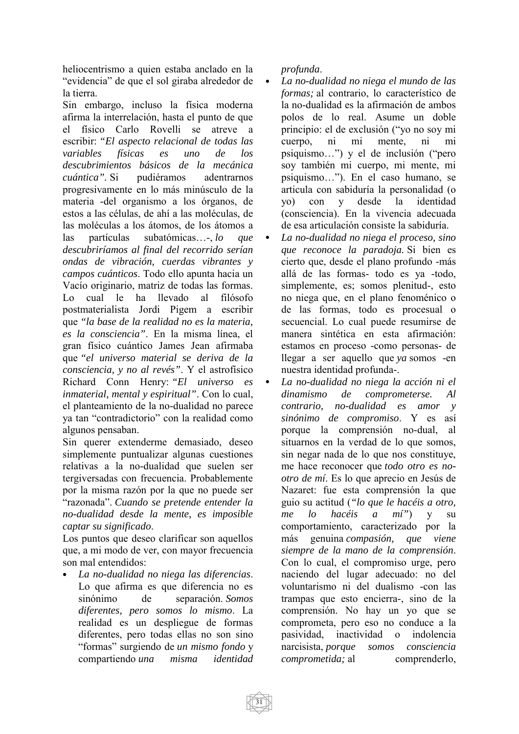heliocentrismo a quien estaba anclado en la "evidencia" de que el sol giraba alrededor de la tierra.

Sin embargo, incluso la física moderna afirma la interrelación, hasta el punto de que el físico Carlo Rovelli se atreve a escribir: *"El aspecto relacional de todas las variables físicas es uno de los descubrimientos básicos de la mecánica cuántica"*. Si pudiéramos adentrarnos progresivamente en lo más minúsculo de la materia -del organismo a los órganos, de estos a las células, de ahí a las moléculas, de las moléculas a los átomos, de los átomos a las partículas subatómicas…-, *lo que descubriríamos al final del recorrido serían ondas de vibración, cuerdas vibrantes y campos cuánticos*. Todo ello apunta hacia un Vacío originario, matriz de todas las formas. Lo cual le ha llevado al filósofo postmaterialista Jordi Pigem a escribir que *"la base de la realidad no es la materia, es la consciencia"*. En la misma línea, el gran físico cuántico James Jean afirmaba que *"el universo material se deriva de la consciencia, y no al revés"*. Y el astrofísico Richard Conn Henry: *"El universo es inmaterial, mental y espiritual"*. Con lo cual, el planteamiento de la no-dualidad no parece ya tan "contradictorio" con la realidad como algunos pensaban.

Sin querer extenderme demasiado, deseo simplemente puntualizar algunas cuestiones relativas a la no-dualidad que suelen ser tergiversadas con frecuencia. Probablemente por la misma razón por la que no puede ser "razonada". *Cuando se pretende entender la no-dualidad desde la mente, es imposible captar su significado*.

Los puntos que deseo clarificar son aquellos que, a mi modo de ver, con mayor frecuencia son mal entendidos:

- *La no-dualidad no niega las diferencias*. Lo que afirma es que diferencia no es sinónimo de separación. *Somos diferentes, pero somos lo mismo*. La realidad es un despliegue de formas diferentes, pero todas ellas no son sino "formas" surgiendo de *un mismo fondo* y compartiendo *una misma identidad profunda*.
- *La no-dualidad no niega el mundo de las formas;* al contrario, lo característico de la no-dualidad es la afirmación de ambos polos de lo real. Asume un doble principio: el de exclusión ("yo no soy mi cuerpo, ni mi mente, ni mi psiquismo…") y el de inclusión ("pero soy también mi cuerpo, mi mente, mi psiquismo…"). En el caso humano, se articula con sabiduría la personalidad (o yo) con y desde la identidad (consciencia). En la vivencia adecuada de esa articulación consiste la sabiduría.
- *La no-dualidad no niega el proceso, sino que reconoce la paradoja.* Si bien es cierto que, desde el plano profundo -más allá de las formas- todo es ya -todo, simplemente, es; somos plenitud-, esto no niega que, en el plano fenoménico o de las formas, todo es procesual o secuencial. Lo cual puede resumirse de manera sintética en esta afirmación: estamos en proceso -como personas- de llegar a ser aquello que *ya* somos -en nuestra identidad profunda-.
- *La no-dualidad no niega la acción ni el dinamismo de comprometerse. Al contrario, no-dualidad es amor y sinónimo de compromiso*. Y es así porque la comprensión no-dual, al situarnos en la verdad de lo que somos, sin negar nada de lo que nos constituye, me hace reconocer que *todo otro es no-otro de mí*. Es lo que aprecio en Jesús de Nazaret: fue esta comprensión la que guio su actitud (*"lo que le hacéis a otro, me lo hacéis a mí"*) y su comportamiento, caracterizado por la más genuina *compasión, que viene siempre de la mano de la comprensión*. Con lo cual, el compromiso urge, pero naciendo del lugar adecuado: no del voluntarismo ni del dualismo -con las trampas que esto encierra-, sino de la comprensión. No hay un yo que se comprometa, pero eso no conduce a la pasividad, inactividad o indolencia narcisista, *porque somos consciencia comprometida;* al comprenderlo,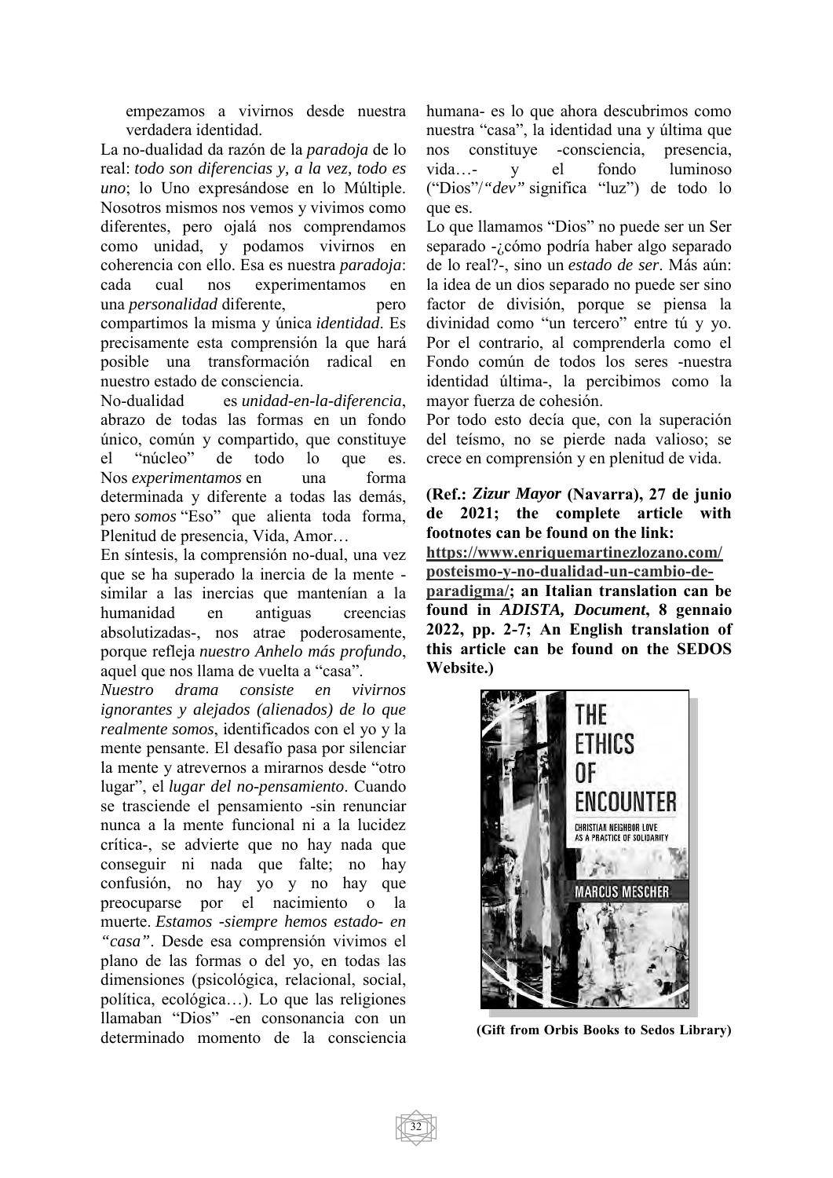empezamos a vivirnos desde nuestra verdadera identidad.

La no-dualidad da razón de la *paradoja* de lo real: *todo son diferencias y, a la vez, todo es uno*; lo Uno expresándose en lo Múltiple. Nosotros mismos nos vemos y vivimos como diferentes, pero ojalá nos comprendamos como unidad, y podamos vivirnos en coherencia con ello. Esa es nuestra *paradoja*: cada cual nos experimentamos en una *personalidad* diferente, pero compartimos la misma y única *identidad*. Es precisamente esta comprensión la que hará posible una transformación radical en nuestro estado de consciencia.

No-dualidad es *unidad-en-la-diferencia*, abrazo de todas las formas en un fondo único, común y compartido, que constituye el "núcleo" de todo lo que es. Nos *experimentamos* en una forma determinada y diferente a todas las demás, pero *somos* "Eso" que alienta toda forma, Plenitud de presencia, Vida, Amor…

En síntesis, la comprensión no-dual, una vez que se ha superado la inercia de la mente -similar a las inercias que mantenían a la humanidad en antiguas creencias absolutizadas-, nos atrae poderosamente, porque refleja *nuestro Anhelo más profundo*, aquel que nos llama de vuelta a "casa".

*Nuestro drama consiste en vivirnos ignorantes y alejados (alienados) de lo que realmente somos*, identificados con el yo y la mente pensante. El desafío pasa por silenciar la mente y atrevernos a mirarnos desde "otro lugar", el *lugar del no-pensamiento*. Cuando se trasciende el pensamiento -sin renunciar nunca a la mente funcional ni a la lucidez crítica-, se advierte que no hay nada que conseguir ni nada que falte; no hay confusión, no hay yo y no hay que preocuparse por el nacimiento o la muerte. *Estamos -siempre hemos estado- en "casa"*. Desde esa comprensión vivimos el plano de las formas o del yo, en todas las dimensiones (psicológica, relacional, social, política, ecológica…). Lo que las religiones llamaban "Dios" -en consonancia con un determinado momento de la consciencia humana- es lo que ahora descubrimos como nuestra "casa", la identidad una y última que nos constituye -consciencia, presencia, vida…- y el fondo luminoso ("Dios"/*"dev"* significa "luz") de todo lo que es.

Lo que llamamos "Dios" no puede ser un Ser separado -¿cómo podría haber algo separado de lo real?-, sino un *estado de ser*. Más aún: la idea de un dios separado no puede ser sino factor de división, porque se piensa la divinidad como "un tercero" entre tú y yo. Por el contrario, al comprenderla como el Fondo común de todos los seres -nuestra identidad última-, la percibimos como la mayor fuerza de cohesión.

Por todo esto decía que, con la superación del teísmo, no se pierde nada valioso; se crece en comprensión y en plenitud de vida.

**(Ref.: *Zizur Mayor* (Navarra), 27 de junio de 2021; the complete article with footnotes can be found on the link: https://www.enriquemartinezlozano.com/posteismo-y-no-dualidad-un-cambio-de-paradigma/; an Italian translation can be found in *ADISTA, Document*, 8 gennaio 2022, pp. 2-7; An English translation of this article can be found on the SEDOS Website.)**

**(Gift from Orbis Books to Sedos Library)**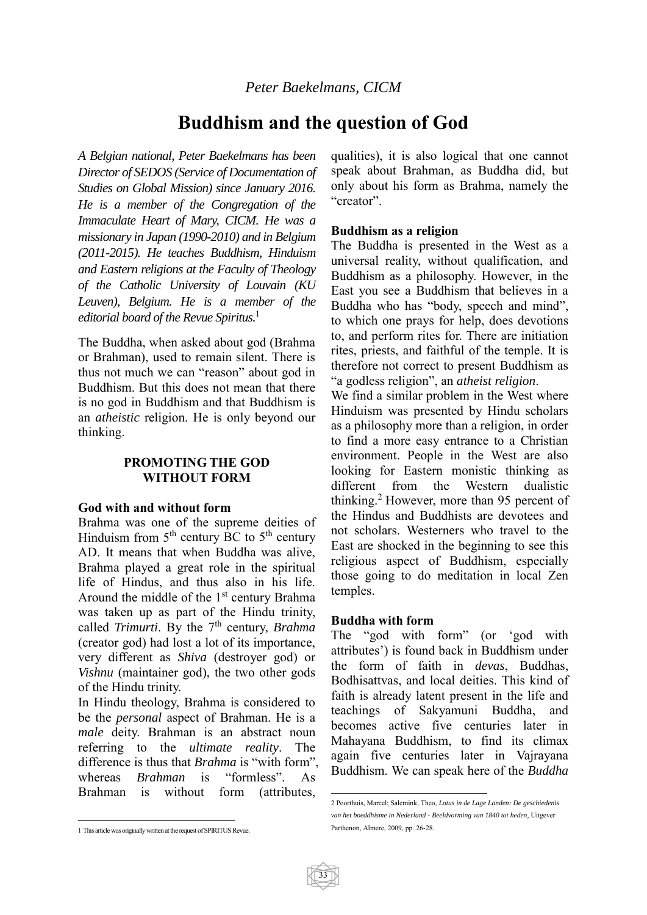*Peter Baekelmans, CICM*

# Buddhism and the question of God

*A Belgian national, Peter Baekelmans has been Director of SEDOS (Service of Documentation of Studies on Global Mission) since January 2016. He is a member of the Congregation of the Immaculate Heart of Mary, CICM. He was a missionary in Japan (1990-2010) and in Belgium (2011-2015). He teaches Buddhism, Hinduism and Eastern religions at the Faculty of Theology of the Catholic University of Louvain (KU Leuven), Belgium. He is a member of the editorial board of the Revue Spiritus.*[1]

The Buddha, when asked about god (Brahma or Brahman), used to remain silent. There is thus not much we can "reason" about god in Buddhism. But this does not mean that there is no god in Buddhism and that Buddhism is an *atheistic* religion. He is only beyond our thinking.

## PROMOTING THE GOD WITHOUT FORM

### God with and without form

Brahma was one of the supreme deities of Hinduism from 5th century BC to 5th century AD. It means that when Buddha was alive, Brahma played a great role in the spiritual life of Hindus, and thus also in his life. Around the middle of the 1st century Brahma was taken up as part of the Hindu trinity, called *Trimurti*. By the 7th century, *Brahma* (creator god) had lost a lot of its importance, very different as *Shiva* (destroyer god) or *Vishnu* (maintainer god), the two other gods of the Hindu trinity.

In Hindu theology, Brahma is considered to be the *personal* aspect of Brahman. He is a *male* deity. Brahman is an abstract noun referring to the *ultimate reality*. The difference is thus that *Brahma* is "with form", whereas *Brahman* is "formless". As Brahman is without form (attributes, qualities), it is also logical that one cannot speak about Brahman, as Buddha did, but only about his form as Brahma, namely the "creator".

### Buddhism as a religion

The Buddha is presented in the West as a universal reality, without qualification, and Buddhism as a philosophy. However, in the East you see a Buddhism that believes in a Buddha who has "body, speech and mind", to which one prays for help, does devotions to, and perform rites for. There are initiation rites, priests, and faithful of the temple. It is therefore not correct to present Buddhism as "a godless religion", an *atheist religion*.

We find a similar problem in the West where Hinduism was presented by Hindu scholars as a philosophy more than a religion, in order to find a more easy entrance to a Christian environment. People in the West are also looking for Eastern monistic thinking as different from the Western dualistic thinking.[2] However, more than 95 percent of the Hindus and Buddhists are devotees and not scholars. Westerners who travel to the East are shocked in the beginning to see this religious aspect of Buddhism, especially those going to do meditation in local Zen temples.

### Buddha with form

The "god with form" (or 'god with attributes') is found back in Buddhism under the form of faith in *devas*, Buddhas, Bodhisattvas, and local deities. This kind of faith is already latent present in the life and teachings of Sakyamuni Buddha, and becomes active five centuries later in Mahayana Buddhism, to find its climax again five centuries later in Vajrayana Buddhism. We can speak here of the *Buddha*

---

1 This article was originally written at the request of SPIRITUS Revue.

2 Poorthuis, Marcel; Salemink, Theo, *Lotus in de Lage Landen: De geschiedenis van het boeddhisme in Nederland - Beeldvorming van 1840 tot heden*, Uitgever Parthenon, Almere, 2009, pp. 26-28.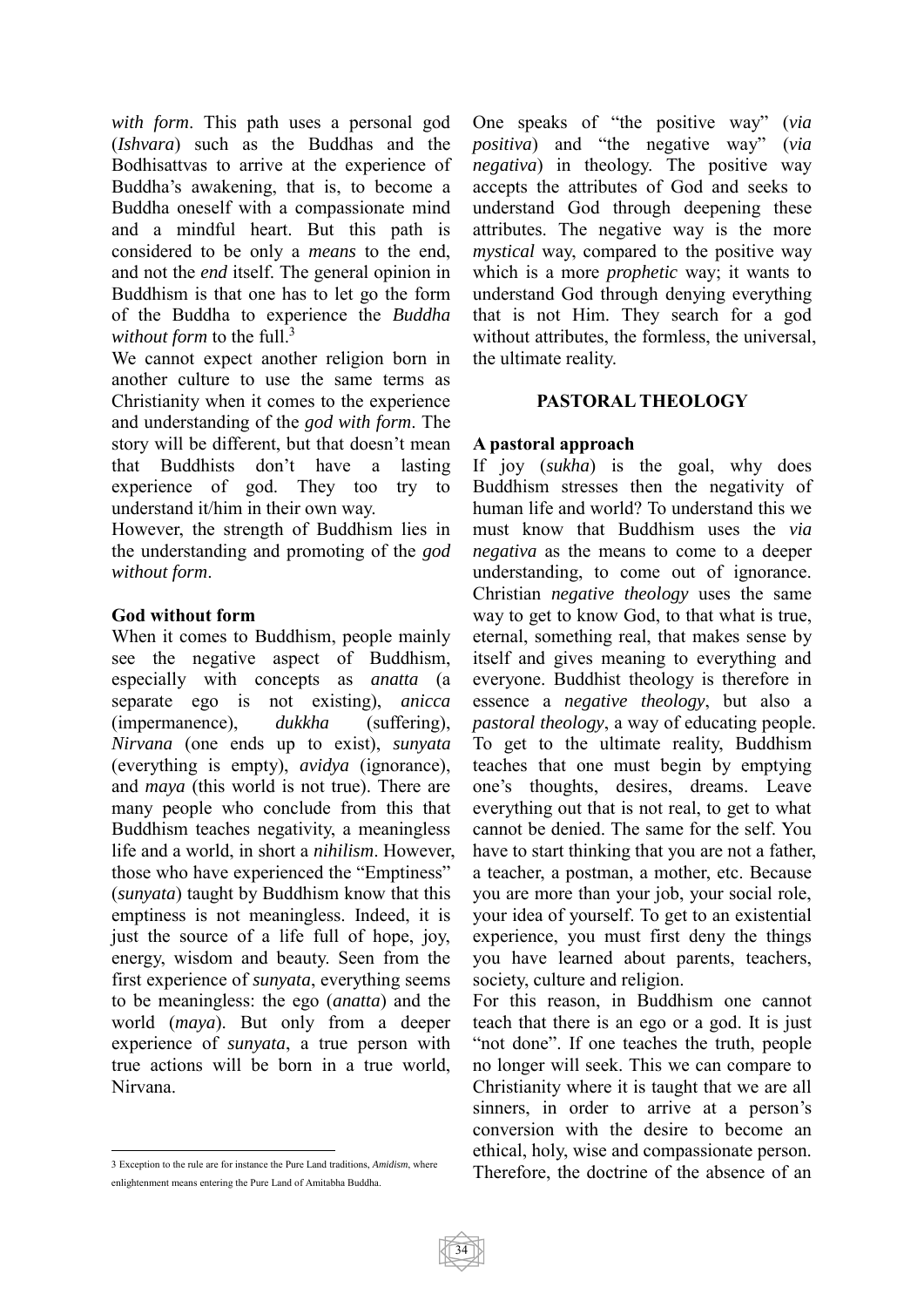*with form*. This path uses a personal god (*Ishvara*) such as the Buddhas and the Bodhisattvas to arrive at the experience of Buddha's awakening, that is, to become a Buddha oneself with a compassionate mind and a mindful heart. But this path is considered to be only a *means* to the end, and not the *end* itself. The general opinion in Buddhism is that one has to let go the form of the Buddha to experience the *Buddha without form* to the full.[3]

We cannot expect another religion born in another culture to use the same terms as Christianity when it comes to the experience and understanding of the *god with form*. The story will be different, but that doesn't mean that Buddhists don't have a lasting experience of god. They too try to understand it/him in their own way.

However, the strength of Buddhism lies in the understanding and promoting of the *god without form*.

**God without form**

When it comes to Buddhism, people mainly see the negative aspect of Buddhism, especially with concepts as *anatta* (a separate ego is not existing), *anicca* (impermanence), *dukkha* (suffering), *Nirvana* (one ends up to exist), *sunyata* (everything is empty), *avidya* (ignorance), and *maya* (this world is not true). There are many people who conclude from this that Buddhism teaches negativity, a meaningless life and a world, in short a *nihilism*. However, those who have experienced the "Emptiness" (*sunyata*) taught by Buddhism know that this emptiness is not meaningless. Indeed, it is just the source of a life full of hope, joy, energy, wisdom and beauty. Seen from the first experience of *sunyata*, everything seems to be meaningless: the ego (*anatta*) and the world (*maya*). But only from a deeper experience of *sunyata*, a true person with true actions will be born in a true world, Nirvana.

One speaks of "the positive way" (*via positiva*) and "the negative way" (*via negativa*) in theology. The positive way accepts the attributes of God and seeks to understand God through deepening these attributes. The negative way is the more *mystical* way, compared to the positive way which is a more *prophetic* way; it wants to understand God through denying everything that is not Him. They search for a god without attributes, the formless, the universal, the ultimate reality.

## PASTORAL THEOLOGY

**A pastoral approach**

If joy (*sukha*) is the goal, why does Buddhism stresses then the negativity of human life and world? To understand this we must know that Buddhism uses the *via negativa* as the means to come to a deeper understanding, to come out of ignorance. Christian *negative theology* uses the same way to get to know God, to that what is true, eternal, something real, that makes sense by itself and gives meaning to everything and everyone. Buddhist theology is therefore in essence a *negative theology*, but also a *pastoral theology*, a way of educating people. To get to the ultimate reality, Buddhism teaches that one must begin by emptying one's thoughts, desires, dreams. Leave everything out that is not real, to get to what cannot be denied. The same for the self. You have to start thinking that you are not a father, a teacher, a postman, a mother, etc. Because you are more than your job, your social role, your idea of yourself. To get to an existential experience, you must first deny the things you have learned about parents, teachers, society, culture and religion.

For this reason, in Buddhism one cannot teach that there is an ego or a god. It is just "not done". If one teaches the truth, people no longer will seek. This we can compare to Christianity where it is taught that we are all sinners, in order to arrive at a person's conversion with the desire to become an ethical, holy, wise and compassionate person. Therefore, the doctrine of the absence of an

---

[3] Exception to the rule are for instance the Pure Land traditions, *Amidism*, where enlightenment means entering the Pure Land of Amitabha Buddha.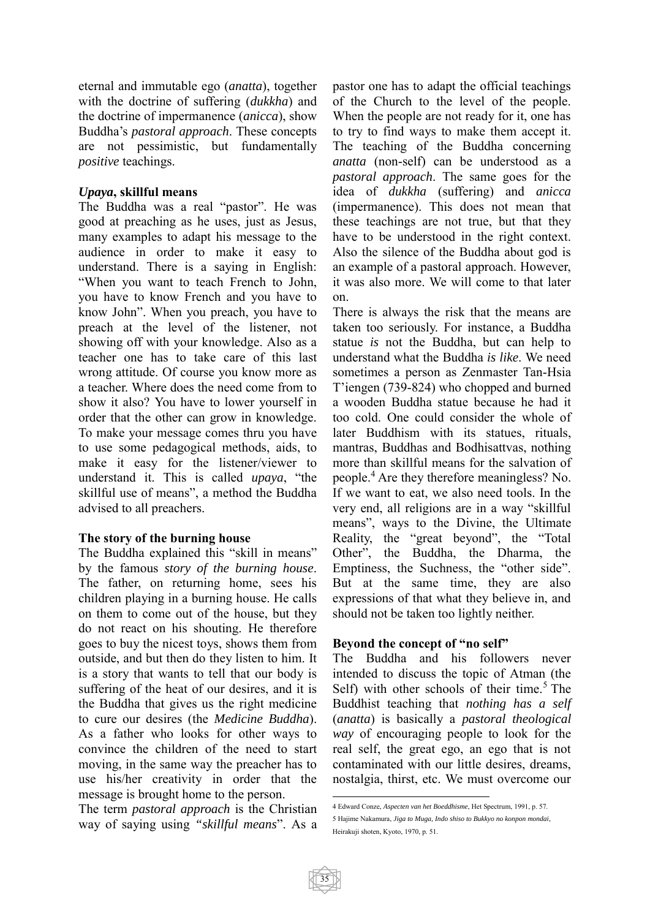eternal and immutable ego (*anatta*), together with the doctrine of suffering (*dukkha*) and the doctrine of impermanence (*anicca*), show Buddha's *pastoral approach*. These concepts are not pessimistic, but fundamentally *positive* teachings.

### *Upaya*, skillful means

The Buddha was a real "pastor". He was good at preaching as he uses, just as Jesus, many examples to adapt his message to the audience in order to make it easy to understand. There is a saying in English: "When you want to teach French to John, you have to know French and you have to know John". When you preach, you have to preach at the level of the listener, not showing off with your knowledge. Also as a teacher one has to take care of this last wrong attitude. Of course you know more as a teacher. Where does the need come from to show it also? You have to lower yourself in order that the other can grow in knowledge. To make your message comes thru you have to use some pedagogical methods, aids, to make it easy for the listener/viewer to understand it. This is called *upaya*, "the skillful use of means", a method the Buddha advised to all preachers.

### The story of the burning house

The Buddha explained this "skill in means" by the famous *story of the burning house*. The father, on returning home, sees his children playing in a burning house. He calls on them to come out of the house, but they do not react on his shouting. He therefore goes to buy the nicest toys, shows them from outside, and but then do they listen to him. It is a story that wants to tell that our body is suffering of the heat of our desires, and it is the Buddha that gives us the right medicine to cure our desires (the *Medicine Buddha*). As a father who looks for other ways to convince the children of the need to start moving, in the same way the preacher has to use his/her creativity in order that the message is brought home to the person.

The term *pastoral approach* is the Christian way of saying using *"skillful means*". As a pastor one has to adapt the official teachings of the Church to the level of the people. When the people are not ready for it, one has to try to find ways to make them accept it. The teaching of the Buddha concerning *anatta* (non-self) can be understood as a *pastoral approach*. The same goes for the idea of *dukkha* (suffering) and *anicca* (impermanence). This does not mean that these teachings are not true, but that they have to be understood in the right context. Also the silence of the Buddha about god is an example of a pastoral approach. However, it was also more. We will come to that later on.

There is always the risk that the means are taken too seriously. For instance, a Buddha statue *is* not the Buddha, but can help to understand what the Buddha *is like*. We need sometimes a person as Zenmaster Tan-Hsia T'iengen (739-824) who chopped and burned a wooden Buddha statue because he had it too cold. One could consider the whole of later Buddhism with its statues, rituals, mantras, Buddhas and Bodhisattvas, nothing more than skillful means for the salvation of people.[4] Are they therefore meaningless? No. If we want to eat, we also need tools. In the very end, all religions are in a way "skillful means", ways to the Divine, the Ultimate Reality, the "great beyond", the "Total Other", the Buddha, the Dharma, the Emptiness, the Suchness, the "other side". But at the same time, they are also expressions of that what they believe in, and should not be taken too lightly neither.

### Beyond the concept of "no self"

The Buddha and his followers never intended to discuss the topic of Atman (the Self) with other schools of their time.[5] The Buddhist teaching that *nothing has a self* (*anatta*) is basically a *pastoral theological way* of encouraging people to look for the real self, the great ego, an ego that is not contaminated with our little desires, dreams, nostalgia, thirst, etc. We must overcome our

---

4 Edward Conze, *Aspecten van het Boeddhisme*, Het Spectrum, 1991, p. 57.

5 Hajime Nakamura, *Jiga to Muga, Indo shiso to Bukkyo no konpon mondai*, Heirakuji shoten, Kyoto, 1970, p. 51.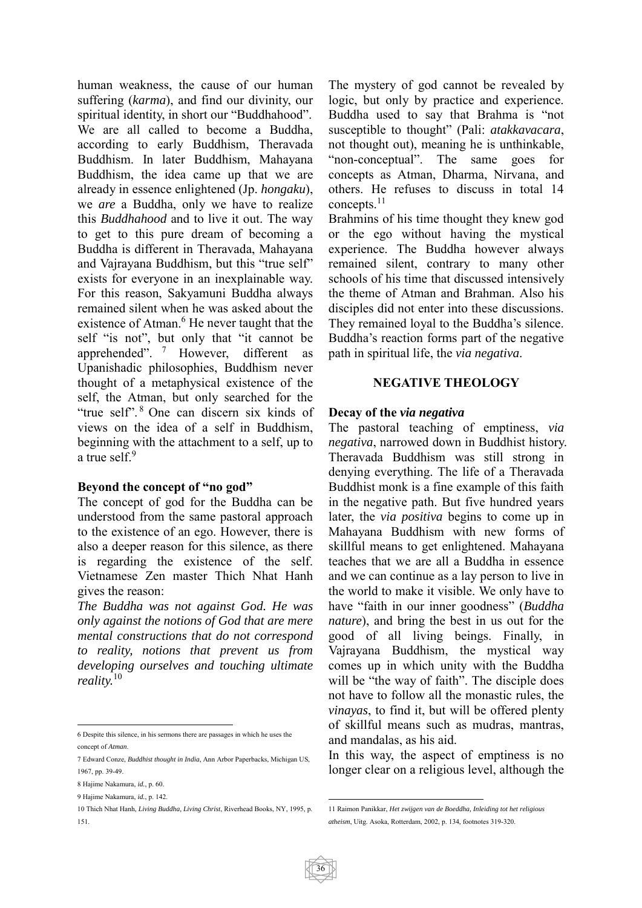human weakness, the cause of our human suffering (*karma*), and find our divinity, our spiritual identity, in short our "Buddhahood". We are all called to become a Buddha, according to early Buddhism, Theravada Buddhism. In later Buddhism, Mahayana Buddhism, the idea came up that we are already in essence enlightened (Jp. *hongaku*), we *are* a Buddha, only we have to realize this *Buddhahood* and to live it out. The way to get to this pure dream of becoming a Buddha is different in Theravada, Mahayana and Vajrayana Buddhism, but this "true self" exists for everyone in an inexplainable way. For this reason, Sakyamuni Buddha always remained silent when he was asked about the existence of Atman.[6] He never taught that the self "is not", but only that "it cannot be apprehended".[7] However, different as Upanishadic philosophies, Buddhism never thought of a metaphysical existence of the self, the Atman, but only searched for the "true self".[8] One can discern six kinds of views on the idea of a self in Buddhism, beginning with the attachment to a self, up to a true self.[9]

**Beyond the concept of "no god"**

The concept of god for the Buddha can be understood from the same pastoral approach to the existence of an ego. However, there is also a deeper reason for this silence, as there is regarding the existence of the self. Vietnamese Zen master Thich Nhat Hanh gives the reason:

***The Buddha was not against God. He was only against the notions of God that are mere mental constructions that do not correspond to reality, notions that prevent us from developing ourselves and touching ultimate reality.***[10]

The mystery of god cannot be revealed by logic, but only by practice and experience. Buddha used to say that Brahma is "not susceptible to thought" (Pali: *atakkavacara*, not thought out), meaning he is unthinkable, "non-conceptual". The same goes for concepts as Atman, Dharma, Nirvana, and others. He refuses to discuss in total 14 concepts.[11]

Brahmins of his time thought they knew god or the ego without having the mystical experience. The Buddha however always remained silent, contrary to many other schools of his time that discussed intensively the theme of Atman and Brahman. Also his disciples did not enter into these discussions. They remained loyal to the Buddha's silence. Buddha's reaction forms part of the negative path in spiritual life, the *via negativa*.

## NEGATIVE THEOLOGY

**Decay of the *via negativa***

The pastoral teaching of emptiness, *via negativa*, narrowed down in Buddhist history. Theravada Buddhism was still strong in denying everything. The life of a Theravada Buddhist monk is a fine example of this faith in the negative path. But five hundred years later, the *via positiva* begins to come up in Mahayana Buddhism with new forms of skillful means to get enlightened. Mahayana teaches that we are all a Buddha in essence and we can continue as a lay person to live in the world to make it visible. We only have to have "faith in our inner goodness" (*Buddha nature*), and bring the best in us out for the good of all living beings. Finally, in Vajrayana Buddhism, the mystical way comes up in which unity with the Buddha will be "the way of faith". The disciple does not have to follow all the monastic rules, the *vinayas*, to find it, but will be offered plenty of skillful means such as mudras, mantras, and mandalas, as his aid.

In this way, the aspect of emptiness is no longer clear on a religious level, although the

---

6 Despite this silence, in his sermons there are passages in which he uses the concept of *Atman*.

7 Edward Conze, *Buddhist thought in India*, Ann Arbor Paperbacks, Michigan US, 1967, pp. 39-49.

8 Hajime Nakamura, *id.*, p. 60.

9 Hajime Nakamura, *id.*, p. 142.

10 Thich Nhat Hanh, *Living Buddha, Living Christ*, Riverhead Books, NY, 1995, p. 151.

11 Raimon Panikkar, *Het zwijgen van de Boeddha, Inleiding tot het religious atheism*, Uitg. Asoka, Rotterdam, 2002, p. 134, footnotes 319-320.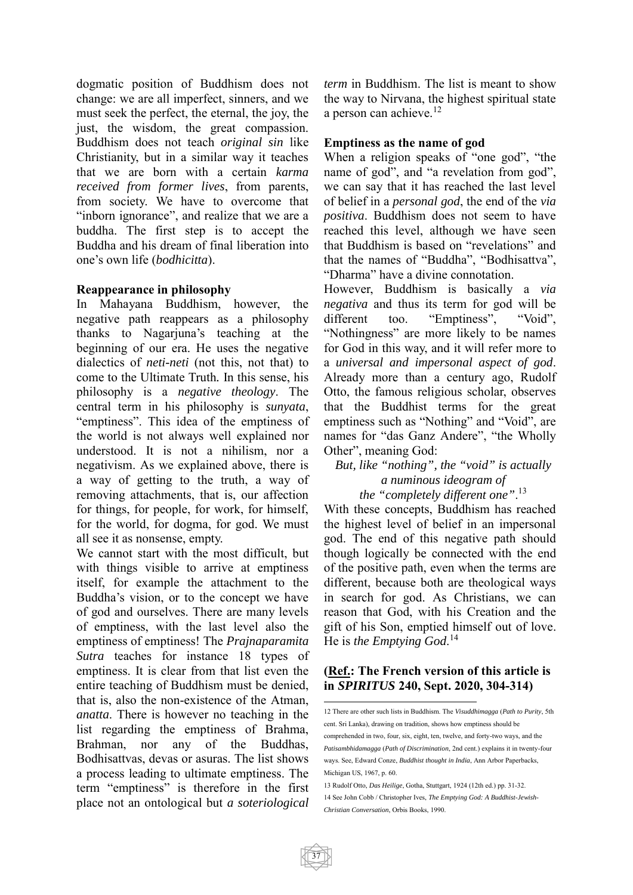dogmatic position of Buddhism does not change: we are all imperfect, sinners, and we must seek the perfect, the eternal, the joy, the just, the wisdom, the great compassion. Buddhism does not teach *original sin* like Christianity, but in a similar way it teaches that we are born with a certain *karma received from former lives*, from parents, from society. We have to overcome that "inborn ignorance", and realize that we are a buddha. The first step is to accept the Buddha and his dream of final liberation into one's own life (*bodhicitta*).

**Reappearance in philosophy**

In Mahayana Buddhism, however, the negative path reappears as a philosophy thanks to Nagarjuna's teaching at the beginning of our era. He uses the negative dialectics of *neti-neti* (not this, not that) to come to the Ultimate Truth. In this sense, his philosophy is a *negative theology*. The central term in his philosophy is *sunyata*, "emptiness". This idea of the emptiness of the world is not always well explained nor understood. It is not a nihilism, nor a negativism. As we explained above, there is a way of getting to the truth, a way of removing attachments, that is, our affection for things, for people, for work, for himself, for the world, for dogma, for god. We must all see it as nonsense, empty.

We cannot start with the most difficult, but with things visible to arrive at emptiness itself, for example the attachment to the Buddha's vision, or to the concept we have of god and ourselves. There are many levels of emptiness, with the last level also the emptiness of emptiness! The *Prajnaparamita Sutra* teaches for instance 18 types of emptiness. It is clear from that list even the entire teaching of Buddhism must be denied, that is, also the non-existence of the Atman, *anatta*. There is however no teaching in the list regarding the emptiness of Brahma, Brahman, nor any of the Buddhas, Bodhisattvas, devas or asuras. The list shows a process leading to ultimate emptiness. The term "emptiness" is therefore in the first place not an ontological but *a soteriological term* in Buddhism. The list is meant to show the way to Nirvana, the highest spiritual state a person can achieve.[12]

**Emptiness as the name of god**

When a religion speaks of "one god", "the name of god", and "a revelation from god", we can say that it has reached the last level of belief in a *personal god*, the end of the *via positiva*. Buddhism does not seem to have reached this level, although we have seen that Buddhism is based on "revelations" and that the names of "Buddha", "Bodhisattva", "Dharma" have a divine connotation.

However, Buddhism is basically a *via negativa* and thus its term for god will be different too. "Emptiness", "Void", "Nothingness" are more likely to be names for God in this way, and it will refer more to a *universal and impersonal aspect of god*. Already more than a century ago, Rudolf Otto, the famous religious scholar, observes that the Buddhist terms for the great emptiness such as "Nothing" and "Void", are names for "das Ganz Andere", "the Wholly Other", meaning God:

> *But, like "nothing", the "void" is actually a numinous ideogram of the "completely different one".*[13]

With these concepts, Buddhism has reached the highest level of belief in an impersonal god. The end of this negative path should though logically be connected with the end of the positive path, even when the terms are different, because both are theological ways in search for god. As Christians, we can reason that God, with his Creation and the gift of his Son, emptied himself out of love. He is *the Emptying God*.[14]

**(<u>Ref.</u>: The French version of this article is in *SPIRITUS* 240, Sept. 2020, 304-314)**

---

12 There are other such lists in Buddhism. The *Visuddhimagga* (*Path to Purity*, 5th cent. Sri Lanka), drawing on tradition, shows how emptiness should be comprehended in two, four, six, eight, ten, twelve, and forty-two ways, and the *Patisambhidamagga* (*Path of Discrimination*, 2nd cent.) explains it in twenty-four ways. See, Edward Conze, *Buddhist thought in India*, Ann Arbor Paperbacks, Michigan US, 1967, p. 60.

13 Rudolf Otto, *Das Heilige*, Gotha, Stuttgart, 1924 (12th ed.) pp. 31-32.

14 See John Cobb / Christopher Ives, *The Emptying God: A Buddhist-Jewish-Christian Conversation*, Orbis Books, 1990.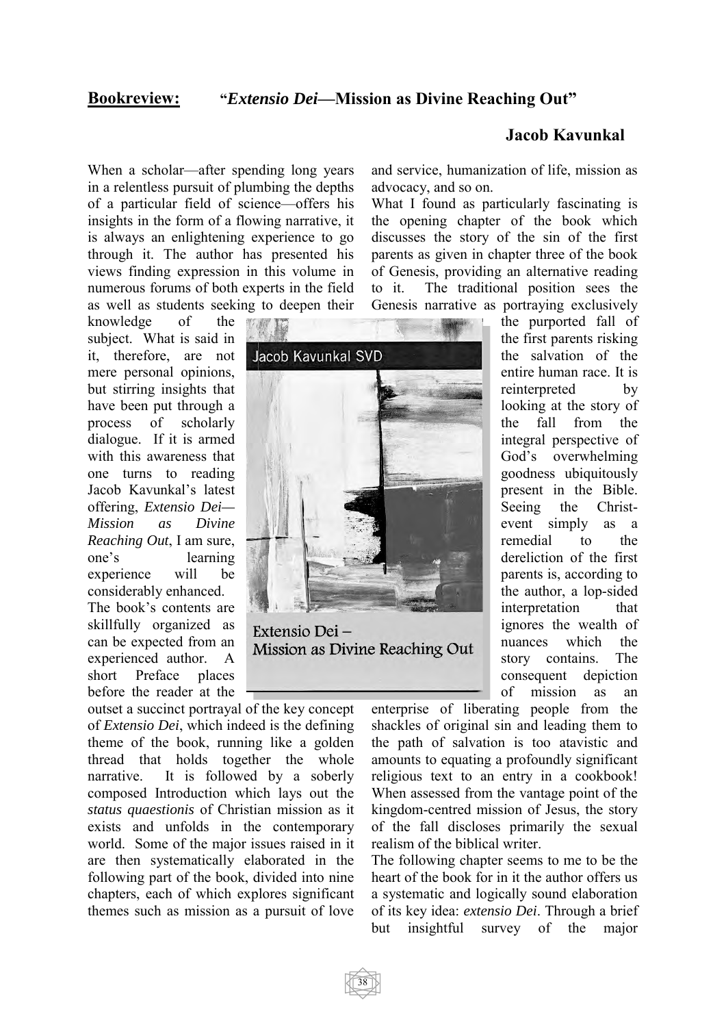## Bookreview: "*Extensio Dei*—Mission as Divine Reaching Out"

**Jacob Kavunkal**

When a scholar—after spending long years in a relentless pursuit of plumbing the depths of a particular field of science—offers his insights in the form of a flowing narrative, it is always an enlightening experience to go through it. The author has presented his views finding expression in this volume in numerous forums of both experts in the field as well as students seeking to deepen their knowledge of the subject. What is said in it, therefore, are not mere personal opinions, but stirring insights that have been put through a process of scholarly dialogue. If it is armed with this awareness that one turns to reading Jacob Kavunkal's latest offering, *Extensio Dei—Mission as Divine Reaching Out*, I am sure, one's learning experience will be considerably enhanced.

The book's contents are skillfully organized as can be expected from an experienced author. A short Preface places before the reader at the outset a succinct portrayal of the key concept of *Extensio Dei*, which indeed is the defining theme of the book, running like a golden thread that holds together the whole narrative. It is followed by a soberly composed Introduction which lays out the *status quaestionis* of Christian mission as it exists and unfolds in the contemporary world. Some of the major issues raised in it are then systematically elaborated in the following part of the book, divided into nine chapters, each of which explores significant themes such as mission as a pursuit of love and service, humanization of life, mission as advocacy, and so on.

What I found as particularly fascinating is the opening chapter of the book which discusses the story of the sin of the first parents as given in chapter three of the book of Genesis, providing an alternative reading to it. The traditional position sees the Genesis narrative as portraying exclusively the purported fall of the first parents risking the salvation of the entire human race. It is reinterpreted by looking at the story of the fall from the integral perspective of God's overwhelming goodness ubiquitously present in the Bible. Seeing the Christ-event simply as a remedial to the dereliction of the first parents is, according to the author, a lop-sided interpretation that ignores the wealth of nuances which the story contains. The consequent depiction of mission as an enterprise of liberating people from the shackles of original sin and leading them to the path of salvation is too atavistic and amounts to equating a profoundly significant religious text to an entry in a cookbook! When assessed from the vantage point of the kingdom-centred mission of Jesus, the story of the fall discloses primarily the sexual realism of the biblical writer.

The following chapter seems to me to be the heart of the book for in it the author offers us a systematic and logically sound elaboration of its key idea: *extensio Dei*. Through a brief but insightful survey of the major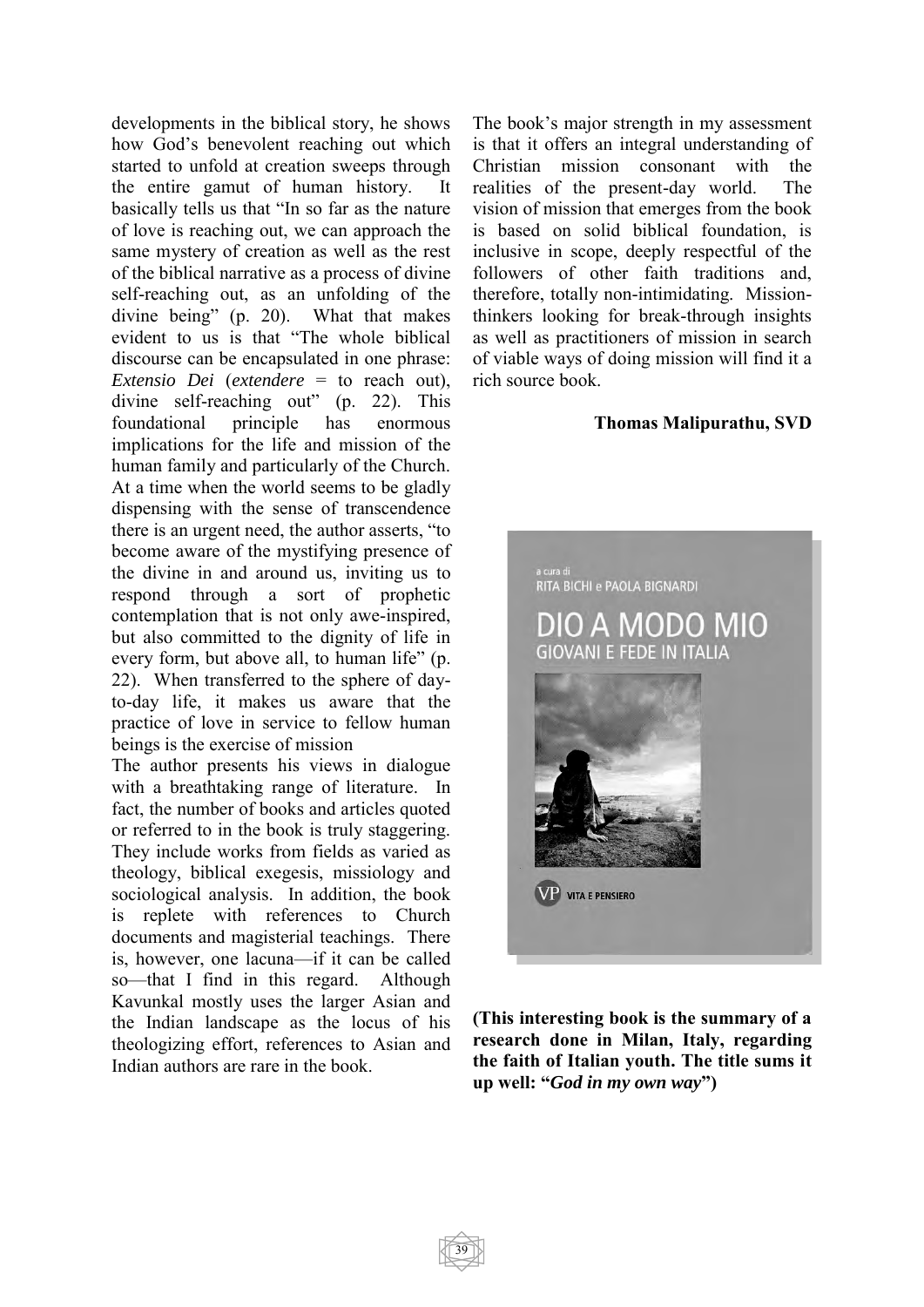developments in the biblical story, he shows how God's benevolent reaching out which started to unfold at creation sweeps through the entire gamut of human history. It basically tells us that "In so far as the nature of love is reaching out, we can approach the same mystery of creation as well as the rest of the biblical narrative as a process of divine self-reaching out, as an unfolding of the divine being" (p. 20). What that makes evident to us is that "The whole biblical discourse can be encapsulated in one phrase: *Extensio Dei* (*extendere* = to reach out), divine self-reaching out" (p. 22). This foundational principle has enormous implications for the life and mission of the human family and particularly of the Church. At a time when the world seems to be gladly dispensing with the sense of transcendence there is an urgent need, the author asserts, "to become aware of the mystifying presence of the divine in and around us, inviting us to respond through a sort of prophetic contemplation that is not only awe-inspired, but also committed to the dignity of life in every form, but above all, to human life" (p. 22). When transferred to the sphere of day-to-day life, it makes us aware that the practice of love in service to fellow human beings is the exercise of mission

The author presents his views in dialogue with a breathtaking range of literature. In fact, the number of books and articles quoted or referred to in the book is truly staggering. They include works from fields as varied as theology, biblical exegesis, missiology and sociological analysis. In addition, the book is replete with references to Church documents and magisterial teachings. There is, however, one lacuna—if it can be called so—that I find in this regard. Although Kavunkal mostly uses the larger Asian and the Indian landscape as the locus of his theologizing effort, references to Asian and Indian authors are rare in the book.

The book's major strength in my assessment is that it offers an integral understanding of Christian mission consonant with the realities of the present-day world. The vision of mission that emerges from the book is based on solid biblical foundation, is inclusive in scope, deeply respectful of the followers of other faith traditions and, therefore, totally non-intimidating. Mission-thinkers looking for break-through insights as well as practitioners of mission in search of viable ways of doing mission will find it a rich source book.

**Thomas Malipurathu, SVD**

a cura di
RITA BICHI e PAOLA BIGNARDI

DIO A MODO MIO
GIOVANI E FEDE IN ITALIA

VP VITA E PENSIERO

**(This interesting book is the summary of a research done in Milan, Italy, regarding the faith of Italian youth. The title sums it up well: "*God in my own way*")**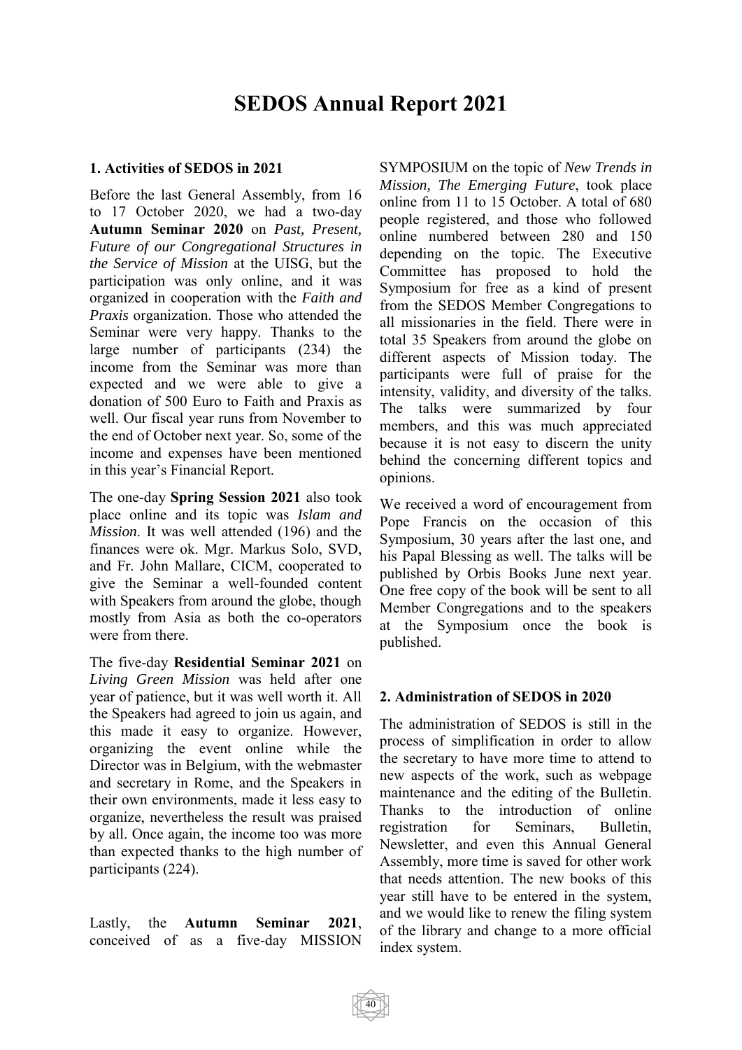# SEDOS Annual Report 2021

### 1. Activities of SEDOS in 2021

Before the last General Assembly, from 16 to 17 October 2020, we had a two-day **Autumn Seminar 2020** on *Past, Present, Future of our Congregational Structures in the Service of Mission* at the UISG, but the participation was only online, and it was organized in cooperation with the *Faith and Praxis* organization. Those who attended the Seminar were very happy. Thanks to the large number of participants (234) the income from the Seminar was more than expected and we were able to give a donation of 500 Euro to Faith and Praxis as well. Our fiscal year runs from November to the end of October next year. So, some of the income and expenses have been mentioned in this year's Financial Report.

The one-day **Spring Session 2021** also took place online and its topic was *Islam and Mission*. It was well attended (196) and the finances were ok. Mgr. Markus Solo, SVD, and Fr. John Mallare, CICM, cooperated to give the Seminar a well-founded content with Speakers from around the globe, though mostly from Asia as both the co-operators were from there.

The five-day **Residential Seminar 2021** on *Living Green Mission* was held after one year of patience, but it was well worth it. All the Speakers had agreed to join us again, and this made it easy to organize. However, organizing the event online while the Director was in Belgium, with the webmaster and secretary in Rome, and the Speakers in their own environments, made it less easy to organize, nevertheless the result was praised by all. Once again, the income too was more than expected thanks to the high number of participants (224).

Lastly, the **Autumn Seminar 2021**, conceived of as a five-day MISSION SYMPOSIUM on the topic of *New Trends in Mission, The Emerging Future*, took place online from 11 to 15 October. A total of 680 people registered, and those who followed online numbered between 280 and 150 depending on the topic. The Executive Committee has proposed to hold the Symposium for free as a kind of present from the SEDOS Member Congregations to all missionaries in the field. There were in total 35 Speakers from around the globe on different aspects of Mission today. The participants were full of praise for the intensity, validity, and diversity of the talks. The talks were summarized by four members, and this was much appreciated because it is not easy to discern the unity behind the concerning different topics and opinions.

We received a word of encouragement from Pope Francis on the occasion of this Symposium, 30 years after the last one, and his Papal Blessing as well. The talks will be published by Orbis Books June next year. One free copy of the book will be sent to all Member Congregations and to the speakers at the Symposium once the book is published.

### 2. Administration of SEDOS in 2020

The administration of SEDOS is still in the process of simplification in order to allow the secretary to have more time to attend to new aspects of the work, such as webpage maintenance and the editing of the Bulletin. Thanks to the introduction of online registration for Seminars, Bulletin, Newsletter, and even this Annual General Assembly, more time is saved for other work that needs attention. The new books of this year still have to be entered in the system, and we would like to renew the filing system of the library and change to a more official index system.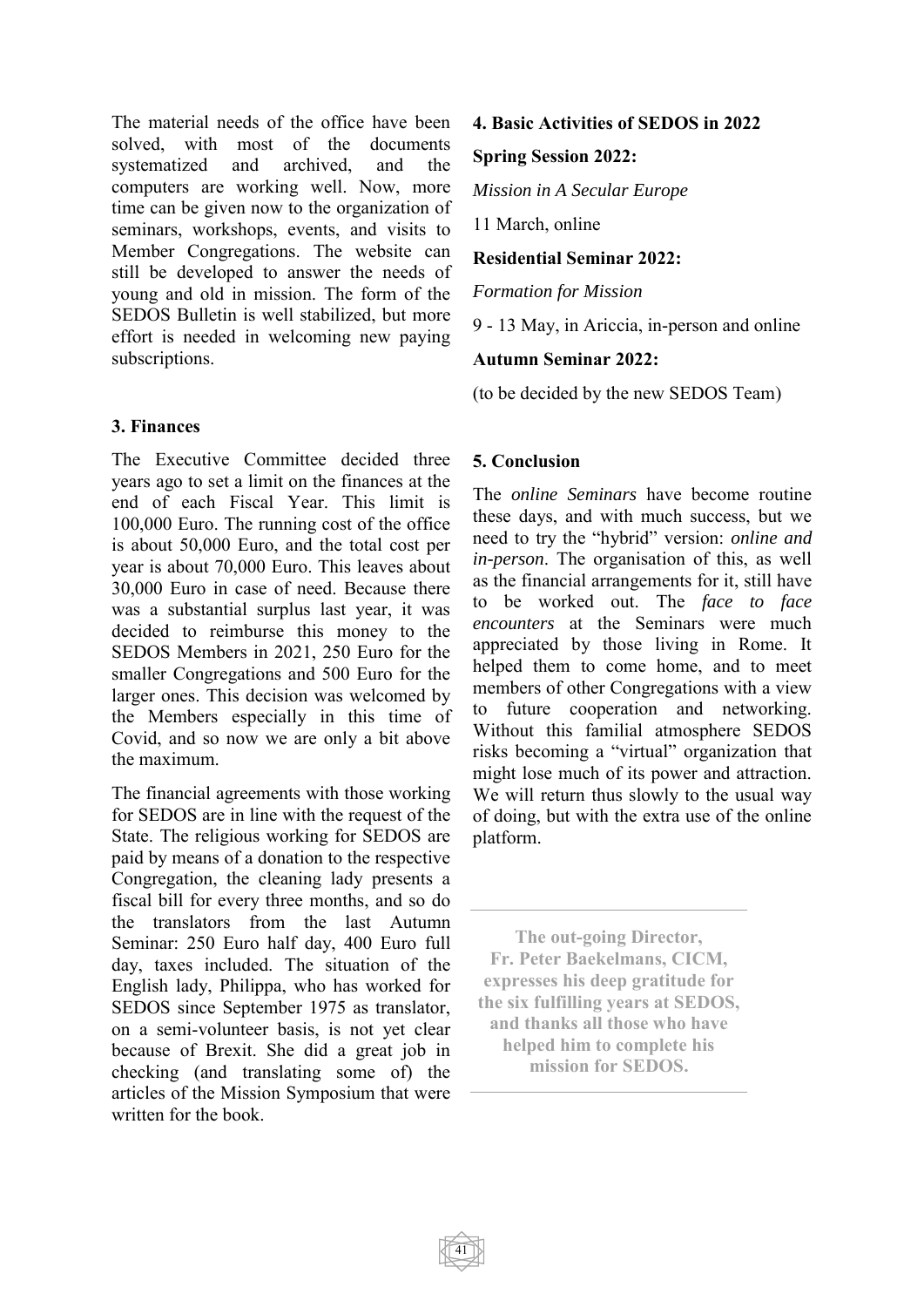The material needs of the office have been solved, with most of the documents systematized and archived, and the computers are working well. Now, more time can be given now to the organization of seminars, workshops, events, and visits to Member Congregations. The website can still be developed to answer the needs of young and old in mission. The form of the SEDOS Bulletin is well stabilized, but more effort is needed in welcoming new paying subscriptions.

### 3. Finances

The Executive Committee decided three years ago to set a limit on the finances at the end of each Fiscal Year. This limit is 100,000 Euro. The running cost of the office is about 50,000 Euro, and the total cost per year is about 70,000 Euro. This leaves about 30,000 Euro in case of need. Because there was a substantial surplus last year, it was decided to reimburse this money to the SEDOS Members in 2021, 250 Euro for the smaller Congregations and 500 Euro for the larger ones. This decision was welcomed by the Members especially in this time of Covid, and so now we are only a bit above the maximum.

The financial agreements with those working for SEDOS are in line with the request of the State. The religious working for SEDOS are paid by means of a donation to the respective Congregation, the cleaning lady presents a fiscal bill for every three months, and so do the translators from the last Autumn Seminar: 250 Euro half day, 400 Euro full day, taxes included. The situation of the English lady, Philippa, who has worked for SEDOS since September 1975 as translator, on a semi-volunteer basis, is not yet clear because of Brexit. She did a great job in checking (and translating some of) the articles of the Mission Symposium that were written for the book.

### 4. Basic Activities of SEDOS in 2022

**Spring Session 2022:**

*Mission in A Secular Europe*

11 March, online

**Residential Seminar 2022:**

*Formation for Mission*

9 - 13 May, in Ariccia, in-person and online

**Autumn Seminar 2022:**

(to be decided by the new SEDOS Team)

### 5. Conclusion

The *online Seminars* have become routine these days, and with much success, but we need to try the "hybrid" version: *online and in-person*. The organisation of this, as well as the financial arrangements for it, still have to be worked out. The *face to face encounters* at the Seminars were much appreciated by those living in Rome. It helped them to come home, and to meet members of other Congregations with a view to future cooperation and networking. Without this familial atmosphere SEDOS risks becoming a "virtual" organization that might lose much of its power and attraction. We will return thus slowly to the usual way of doing, but with the extra use of the online platform.

---

**The out-going Director, Fr. Peter Baekelmans, CICM, expresses his deep gratitude for the six fulfilling years at SEDOS, and thanks all those who have helped him to complete his mission for SEDOS.**

---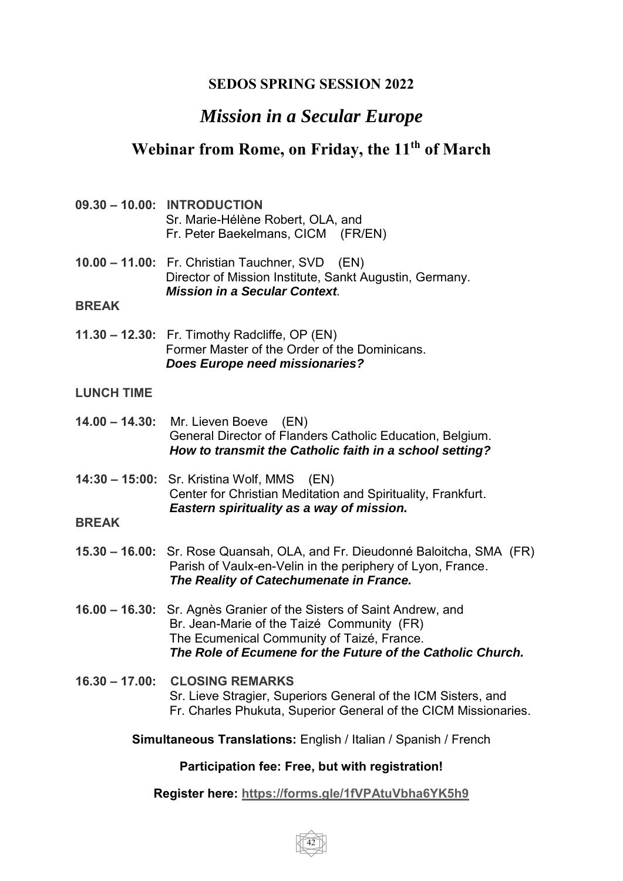**SEDOS SPRING SESSION 2022**

# *Mission in a Secular Europe*

## Webinar from Rome, on Friday, the 11th of March

**09.30 – 10.00: INTRODUCTION**
Sr. Marie-Hélène Robert, OLA, and
Fr. Peter Baekelmans, CICM (FR/EN)

**10.00 – 11.00:** Fr. Christian Tauchner, SVD (EN)
Director of Mission Institute, Sankt Augustin, Germany.
***Mission in a Secular Context.***

**BREAK**

**11.30 – 12.30:** Fr. Timothy Radcliffe, OP (EN)
Former Master of the Order of the Dominicans.
***Does Europe need missionaries?***

**LUNCH TIME**

**14.00 – 14.30:** Mr. Lieven Boeve (EN)
General Director of Flanders Catholic Education, Belgium.
***How to transmit the Catholic faith in a school setting?***

**14:30 – 15:00:** Sr. Kristina Wolf, MMS (EN)
Center for Christian Meditation and Spirituality, Frankfurt.
***Eastern spirituality as a way of mission.***

**BREAK**

**15.30 – 16.00:** Sr. Rose Quansah, OLA, and Fr. Dieudonné Baloitcha, SMA (FR)
Parish of Vaulx-en-Velin in the periphery of Lyon, France.
***The Reality of Catechumenate in France.***

**16.00 – 16.30:** Sr. Agnès Granier of the Sisters of Saint Andrew, and
Br. Jean-Marie of the Taizé Community (FR)
The Ecumenical Community of Taizé, France.
***The Role of Ecumene for the Future of the Catholic Church.***

**16.30 – 17.00: CLOSING REMARKS**
Sr. Lieve Stragier, Superiors General of the ICM Sisters, and
Fr. Charles Phukuta, Superior General of the CICM Missionaries.

**Simultaneous Translations:** English / Italian / Spanish / French

**Participation fee: Free, but with registration!**

**Register here: https://forms.gle/1fVPAtuVbha6YK5h9**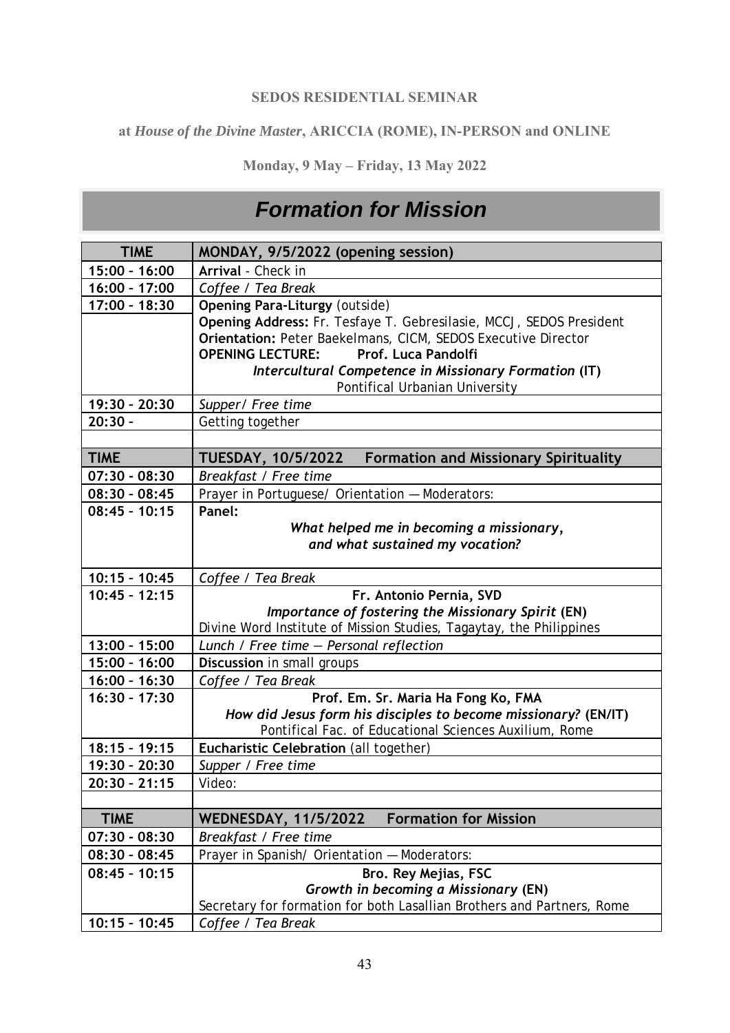**SEDOS RESIDENTIAL SEMINAR**

**at *House of the Divine Master*, ARICCIA (ROME), IN-PERSON and ONLINE**

**Monday, 9 May – Friday, 13 May 2022**

# *Formation for Mission*

| TIME | MONDAY, 9/5/2022 (opening session) |
|---|---|
| 15:00 – 16:00 | **Arrival** - Check in |
| 16:00 – 17:00 | *Coffee / Tea Break* |
| 17:00 – 18:30 | **Opening Para-Liturgy** (outside) **Opening Address:** Fr. Tesfaye T. Gebresilasie, MCCJ, SEDOS President **Orientation:** Peter Baekelmans, CICM, SEDOS Executive Director **OPENING LECTURE: Prof. Luca Pandolfi** ***Intercultural Competence in Missionary Formation* (IT)** Pontifical Urbanian University |
| 19:30 – 20:30 | *Supper/ Free time* |
| 20:30 - | Getting together |
| | |
| **TIME** | **TUESDAY, 10/5/2022 Formation and Missionary Spirituality** |
| 07:30 – 08:30 | *Breakfast / Free time* |
| 08:30 – 08:45 | Prayer in Portuguese/ Orientation — Moderators: |
| 08:45 – 10:15 | **Panel:** ***What helped me in becoming a missionary, and what sustained my vocation?*** |
| 10:15 – 10:45 | *Coffee / Tea Break* |
| 10:45 – 12:15 | **Fr. Antonio Pernia, SVD** ***Importance of fostering the Missionary Spirit* (EN)** Divine Word Institute of Mission Studies, Tagaytay, the Philippines |
| 13:00 – 15:00 | *Lunch / Free time — Personal reflection* |
| 15:00 – 16:00 | **Discussion** in small groups |
| 16:00 – 16:30 | *Coffee / Tea Break* |
| 16:30 – 17:30 | **Prof. Em. Sr. Maria Ha Fong Ko, FMA** ***How did Jesus form his disciples to become missionary?* (EN/IT)** Pontifical Fac. of Educational Sciences Auxilium, Rome |
| 18:15 – 19:15 | **Eucharistic Celebration** (all together) |
| 19:30 – 20:30 | *Supper / Free time* |
| 20:30 – 21:15 | Video: |
| | |
| **TIME** | **WEDNESDAY, 11/5/2022 Formation for Mission** |
| 07:30 – 08:30 | *Breakfast / Free time* |
| 08:30 – 08:45 | Prayer in Spanish/ Orientation — Moderators: |
| 08:45 – 10:15 | **Bro. Rey Mejias, FSC** ***Growth in becoming a Missionary* (EN)** Secretary for formation for both Lasallian Brothers and Partners, Rome |
| 10:15 – 10:45 | *Coffee / Tea Break* |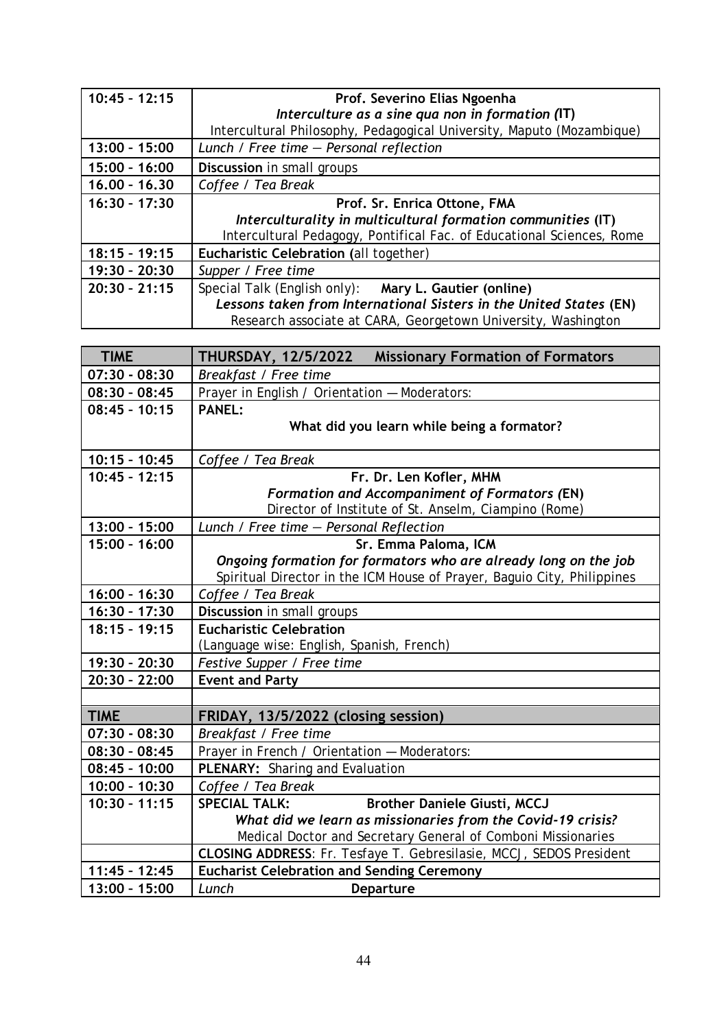| | |
|---|---|
| 10:45 – 12:15 | **Prof. Severino Elias Ngoenha**<br>***Interculture as a sine qua non in formation (IT)***<br>Intercultural Philosophy, Pedagogical University, Maputo (Mozambique) |
| 13:00 – 15:00 | *Lunch / Free time — Personal reflection* |
| 15:00 – 16:00 | **Discussion** in small groups |
| 16.00 – 16.30 | *Coffee / Tea Break* |
| 16:30 – 17:30 | **Prof. Sr. Enrica Ottone, FMA**<br>***Interculturality in multicultural formation communities (IT)***<br>Intercultural Pedagogy, Pontifical Fac. of Educational Sciences, Rome |
| 18:15 – 19:15 | **Eucharistic Celebration (**all together) |
| 19:30 – 20:30 | *Supper / Free time* |
| 20:30 – 21:15 | Special Talk (English only): **Mary L. Gautier (online)**<br>***Lessons taken from International Sisters in the United States (EN)***<br>Research associate at CARA, Georgetown University, Washington |

| TIME | THURSDAY, 12/5/2022 Missionary Formation of Formators |
|---|---|
| 07:30 - 08:30 | *Breakfast / Free time* |
| 08:30 - 08:45 | Prayer in English / Orientation — Moderators: |
| 08:45 - 10:15 | **PANEL:**<br>**What did you learn while being a formator?** |
| 10:15 - 10:45 | *Coffee / Tea Break* |
| 10:45 - 12:15 | **Fr. Dr. Len Kofler, MHM**<br>***Formation and Accompaniment of Formators (EN)***<br>Director of Institute of St. Anselm, Ciampino (Rome) |
| 13:00 - 15:00 | *Lunch / Free time — Personal Reflection* |
| 15:00 - 16:00 | **Sr. Emma Paloma, ICM**<br>***Ongoing formation for formators who are already long on the job***<br>Spiritual Director in the ICM House of Prayer, Baguio City, Philippines |
| 16:00 - 16:30 | *Coffee / Tea Break* |
| 16:30 - 17:30 | **Discussion** in small groups |
| 18:15 - 19:15 | **Eucharistic Celebration**<br>(Language wise: English, Spanish, French) |
| 19:30 - 20:30 | *Festive Supper / Free time* |
| 20:30 - 22:00 | **Event and Party** |
| | |
| **TIME** | **FRIDAY, 13/5/2022 (closing session)** |
| 07:30 - 08:30 | *Breakfast / Free time* |
| 08:30 - 08:45 | Prayer in French / Orientation — Moderators: |
| 08:45 - 10:00 | **PLENARY:** Sharing and Evaluation |
| 10:00 - 10:30 | *Coffee / Tea Break* |
| 10:30 - 11:15 | **SPECIAL TALK: Brother Daniele Giusti, MCCJ**<br>***What did we learn as missionaries from the Covid-19 crisis?***<br>Medical Doctor and Secretary General of Comboni Missionaries |
| | **CLOSING ADDRESS**: Fr. Tesfaye T. Gebresilasie, MCCJ, SEDOS President |
| 11:45 - 12:45 | **Eucharist Celebration and Sending Ceremony** |
| 13:00 - 15:00 | *Lunch* **Departure** |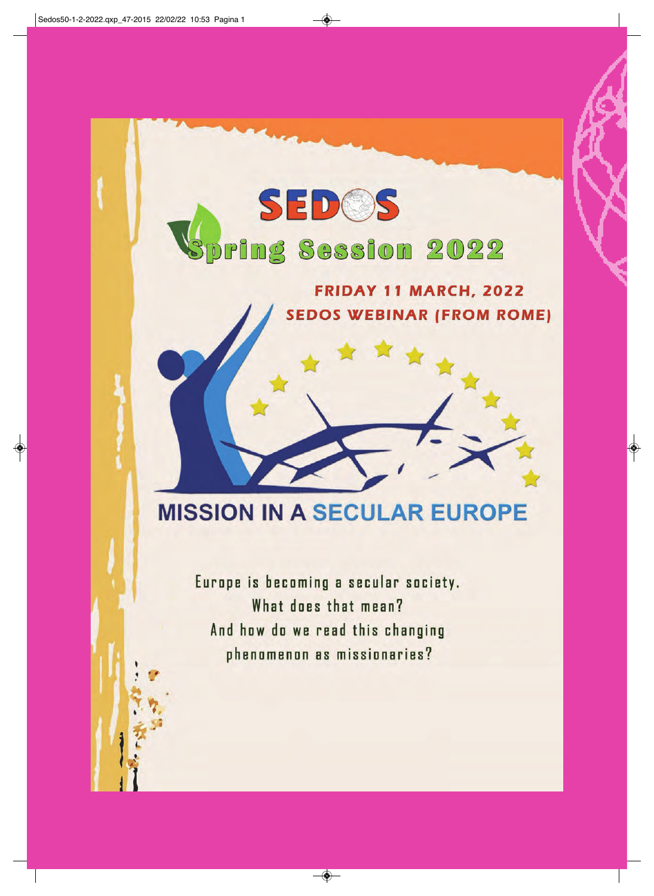# SEDOS

## Spring Session 2022

**FRIDAY 11 MARCH, 2022**

**SEDOS WEBINAR (FROM ROME)**

# MISSION IN A SECULAR EUROPE

Europe is becoming a secular society.
What does that mean?
And how do we read this changing
phenomenon as missionaries?